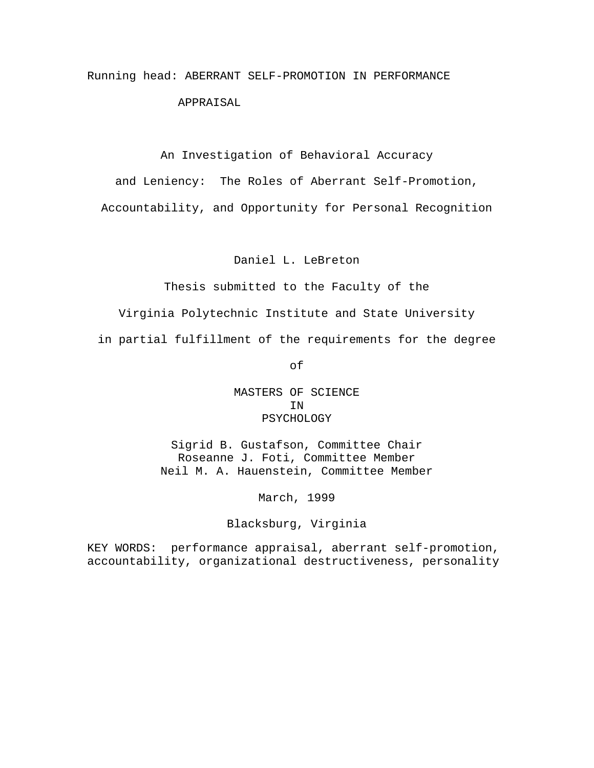Running head: ABERRANT SELF-PROMOTION IN PERFORMANCE APPRAISAL

# An Investigation of Behavioral Accuracy and Leniency: The Roles of Aberrant Self-Promotion, Accountability, and Opportunity for Personal Recognition

Daniel L. LeBreton

Thesis submitted to the Faculty of the

Virginia Polytechnic Institute and State University

in partial fulfillment of the requirements for the degree

of

MASTERS OF SCIENCE
IN
PSYCHOLOGY

Sigrid B. Gustafson, Committee Chair
Roseanne J. Foti, Committee Member
Neil M. A. Hauenstein, Committee Member

March, 1999

Blacksburg, Virginia

KEY WORDS: performance appraisal, aberrant self-promotion, accountability, organizational destructiveness, personality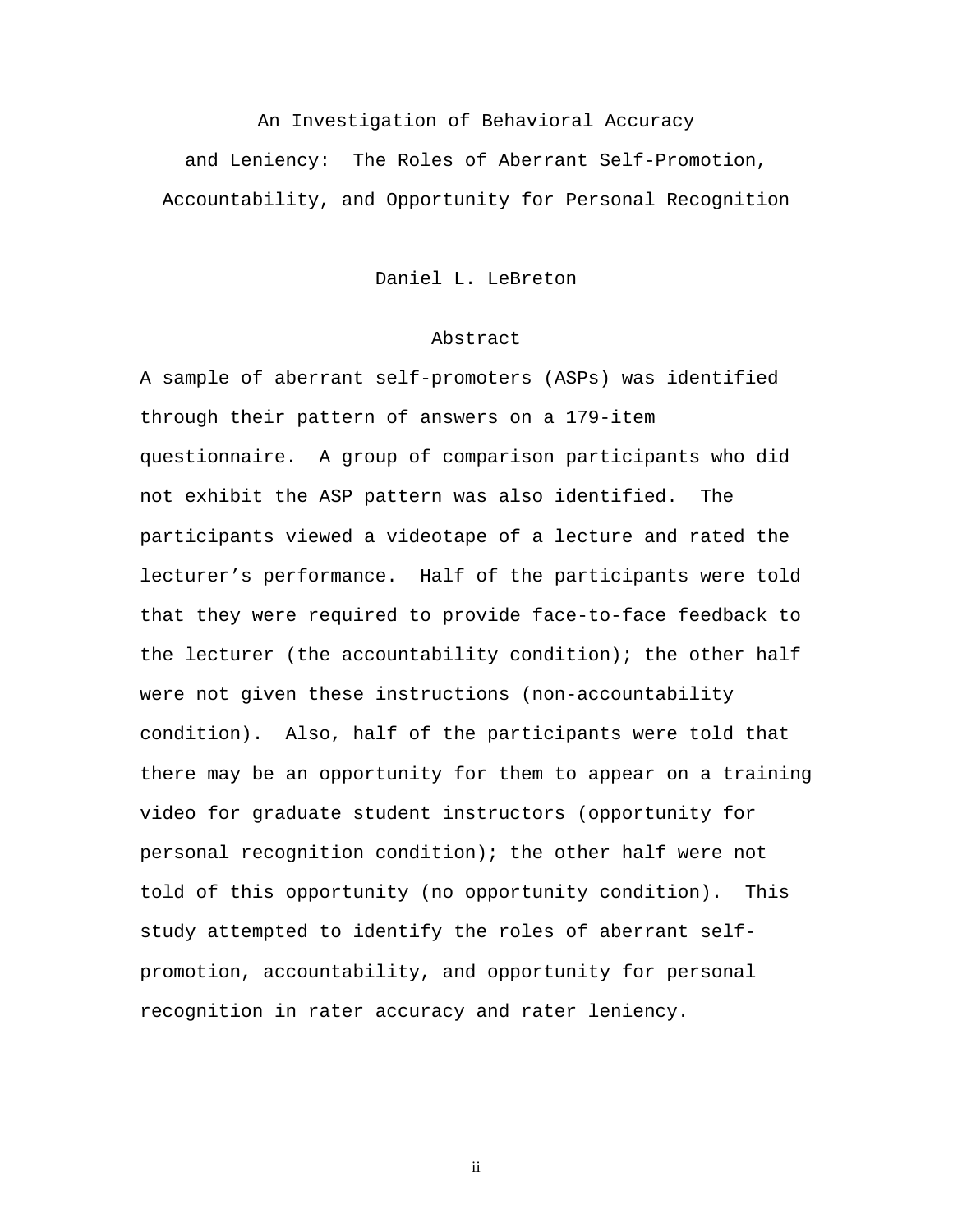# An Investigation of Behavioral Accuracy and Leniency: The Roles of Aberrant Self-Promotion, Accountability, and Opportunity for Personal Recognition

Daniel L. LeBreton

## Abstract

A sample of aberrant self-promoters (ASPs) was identified through their pattern of answers on a 179-item questionnaire. A group of comparison participants who did not exhibit the ASP pattern was also identified. The participants viewed a videotape of a lecture and rated the lecturer's performance. Half of the participants were told that they were required to provide face-to-face feedback to the lecturer (the accountability condition); the other half were not given these instructions (non-accountability condition). Also, half of the participants were told that there may be an opportunity for them to appear on a training video for graduate student instructors (opportunity for personal recognition condition); the other half were not told of this opportunity (no opportunity condition). This study attempted to identify the roles of aberrant self-promotion, accountability, and opportunity for personal recognition in rater accuracy and rater leniency.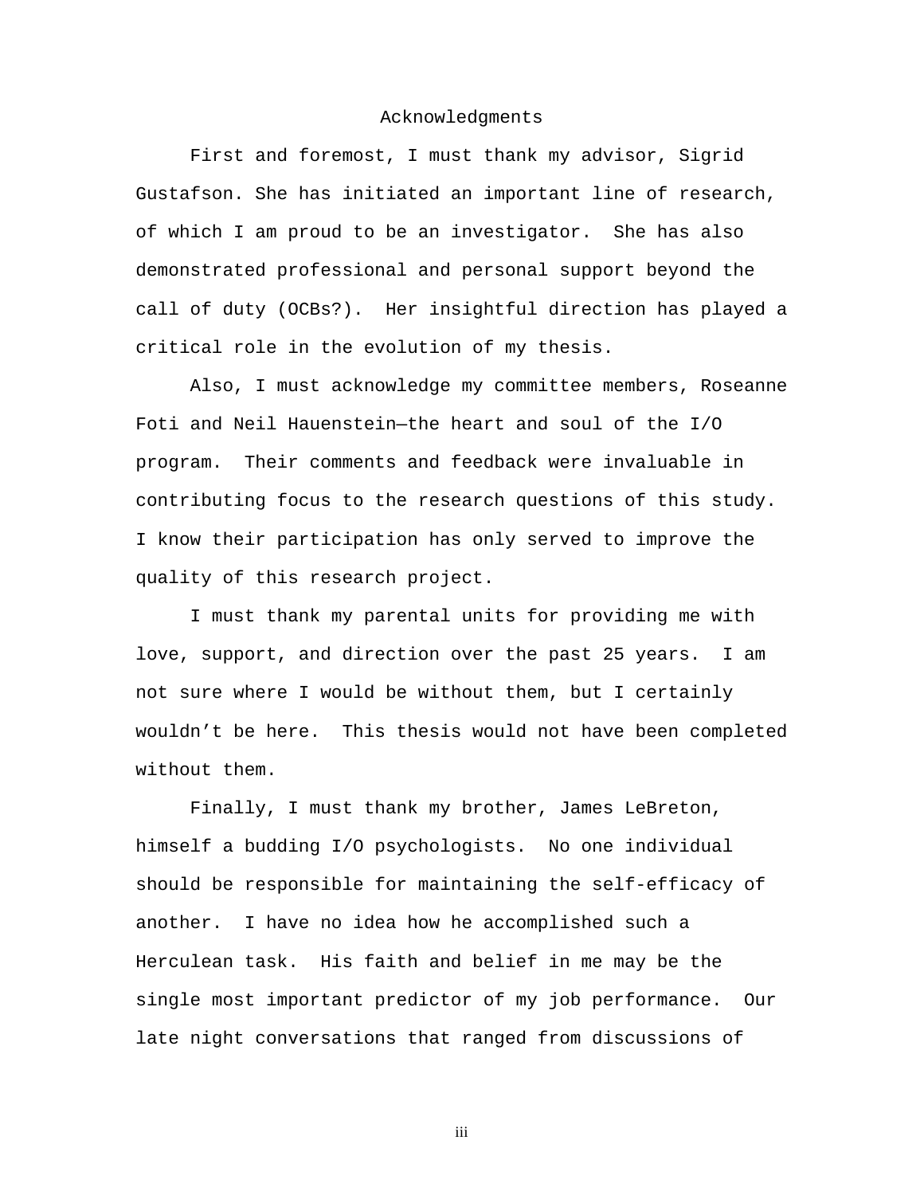# Acknowledgments

First and foremost, I must thank my advisor, Sigrid Gustafson. She has initiated an important line of research, of which I am proud to be an investigator. She has also demonstrated professional and personal support beyond the call of duty (OCBs?). Her insightful direction has played a critical role in the evolution of my thesis.

Also, I must acknowledge my committee members, Roseanne Foti and Neil Hauenstein—the heart and soul of the I/O program. Their comments and feedback were invaluable in contributing focus to the research questions of this study. I know their participation has only served to improve the quality of this research project.

I must thank my parental units for providing me with love, support, and direction over the past 25 years. I am not sure where I would be without them, but I certainly wouldn't be here. This thesis would not have been completed without them.

Finally, I must thank my brother, James LeBreton, himself a budding I/O psychologists. No one individual should be responsible for maintaining the self-efficacy of another. I have no idea how he accomplished such a Herculean task. His faith and belief in me may be the single most important predictor of my job performance. Our late night conversations that ranged from discussions of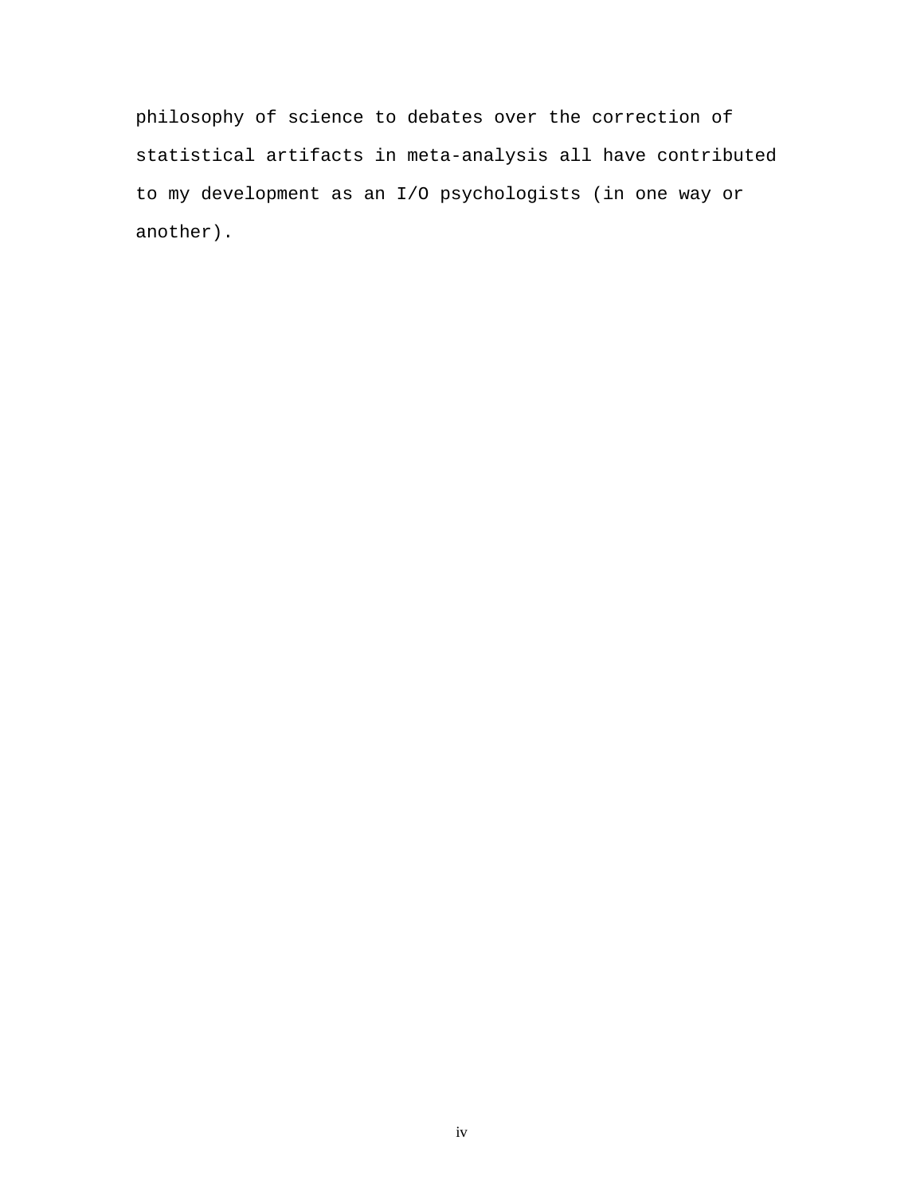philosophy of science to debates over the correction of statistical artifacts in meta-analysis all have contributed to my development as an I/O psychologists (in one way or another).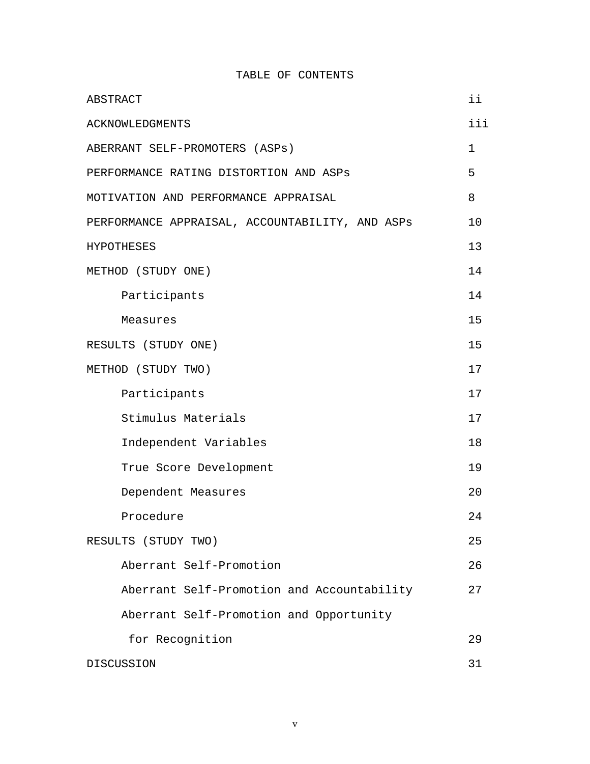# TABLE OF CONTENTS

| | |
|---|---|
| ABSTRACT | ii |
| ACKNOWLEDGMENTS | iii |
| ABERRANT SELF-PROMOTERS (ASPs) | 1 |
| PERFORMANCE RATING DISTORTION AND ASPs | 5 |
| MOTIVATION AND PERFORMANCE APPRAISAL | 8 |
| PERFORMANCE APPRAISAL, ACCOUNTABILITY, AND ASPs | 10 |
| HYPOTHESES | 13 |
| METHOD (STUDY ONE) | 14 |
| Participants | 14 |
| Measures | 15 |
| RESULTS (STUDY ONE) | 15 |
| METHOD (STUDY TWO) | 17 |
| Participants | 17 |
| Stimulus Materials | 17 |
| Independent Variables | 18 |
| True Score Development | 19 |
| Dependent Measures | 20 |
| Procedure | 24 |
| RESULTS (STUDY TWO) | 25 |
| Aberrant Self-Promotion | 26 |
| Aberrant Self-Promotion and Accountability | 27 |
| Aberrant Self-Promotion and Opportunity for Recognition | 29 |
| DISCUSSION | 31 |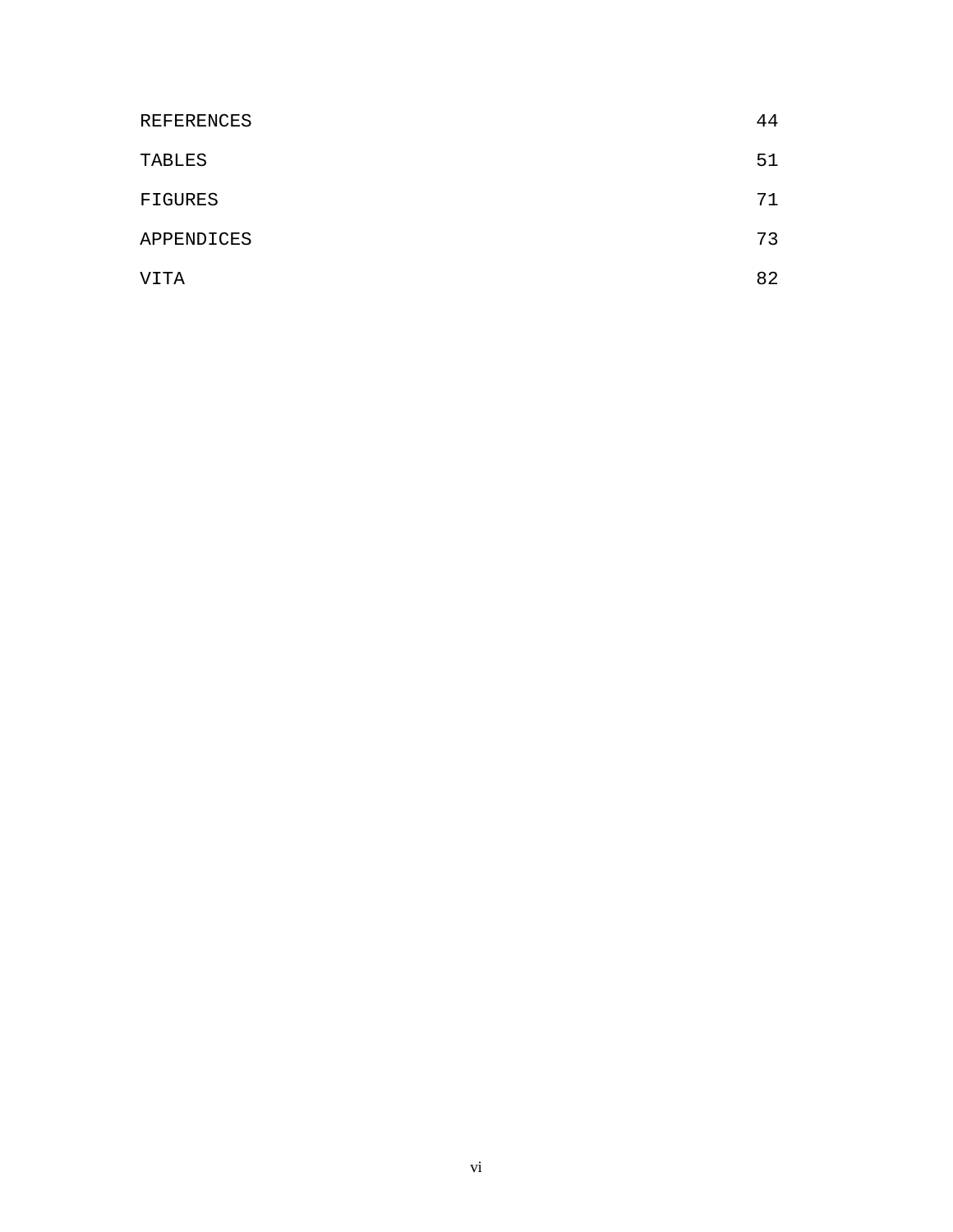| | |
|---|---|
| REFERENCES | 44 |
| TABLES | 51 |
| FIGURES | 71 |
| APPENDICES | 73 |
| VITA | 82 |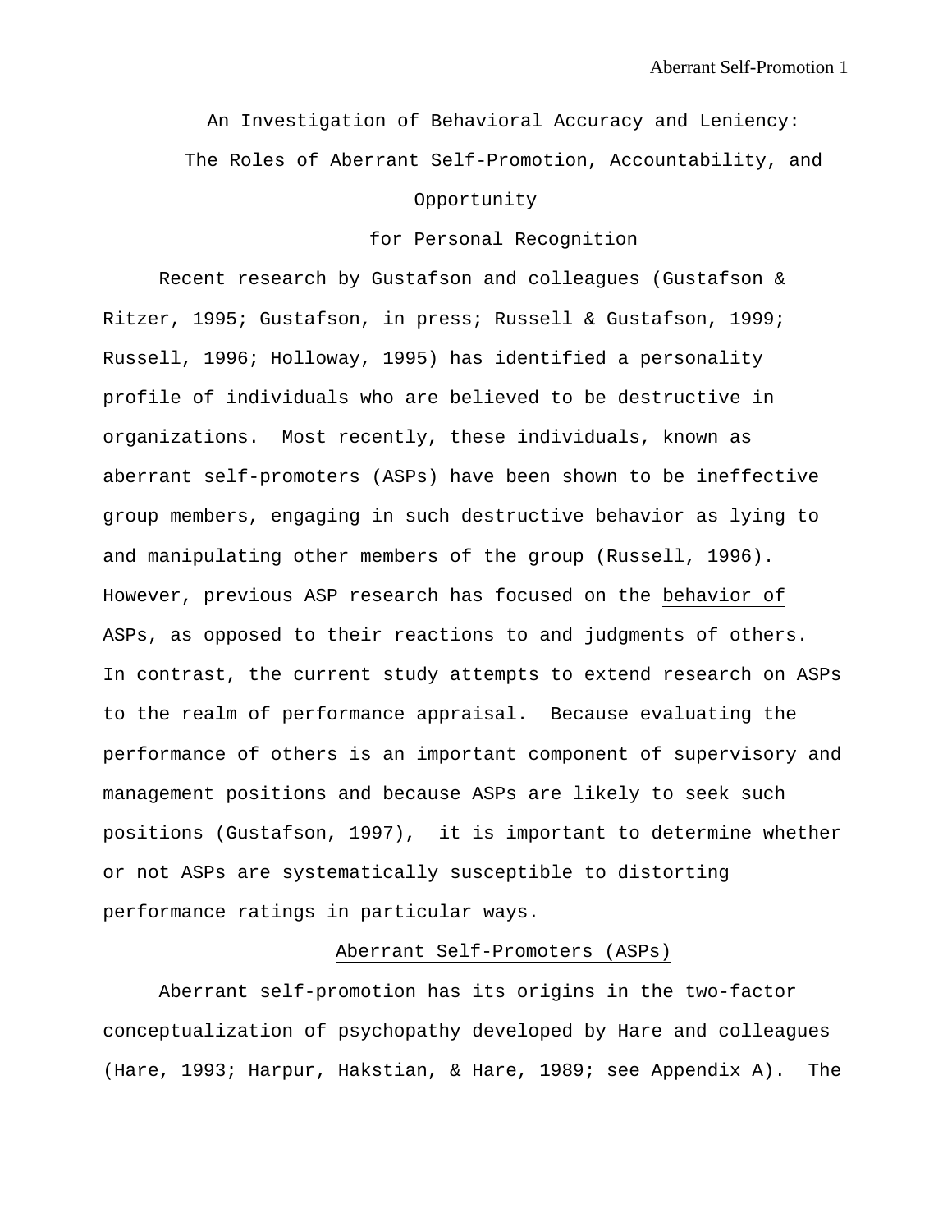# An Investigation of Behavioral Accuracy and Leniency: The Roles of Aberrant Self-Promotion, Accountability, and Opportunity for Personal Recognition

Recent research by Gustafson and colleagues (Gustafson & Ritzer, 1995; Gustafson, in press; Russell & Gustafson, 1999; Russell, 1996; Holloway, 1995) has identified a personality profile of individuals who are believed to be destructive in organizations. Most recently, these individuals, known as aberrant self-promoters (ASPs) have been shown to be ineffective group members, engaging in such destructive behavior as lying to and manipulating other members of the group (Russell, 1996). However, previous ASP research has focused on the behavior of ASPs, as opposed to their reactions to and judgments of others. In contrast, the current study attempts to extend research on ASPs to the realm of performance appraisal. Because evaluating the performance of others is an important component of supervisory and management positions and because ASPs are likely to seek such positions (Gustafson, 1997), it is important to determine whether or not ASPs are systematically susceptible to distorting performance ratings in particular ways.

## Aberrant Self-Promoters (ASPs)

Aberrant self-promotion has its origins in the two-factor conceptualization of psychopathy developed by Hare and colleagues (Hare, 1993; Harpur, Hakstian, & Hare, 1989; see Appendix A). The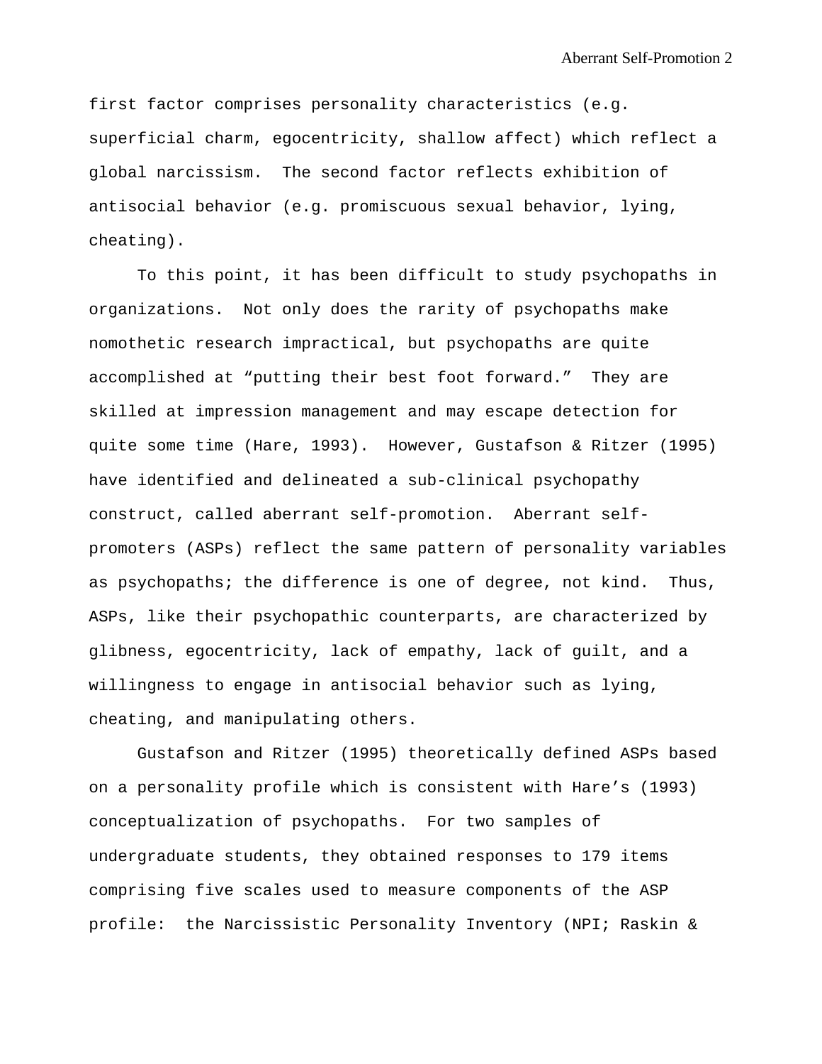first factor comprises personality characteristics (e.g. superficial charm, egocentricity, shallow affect) which reflect a global narcissism. The second factor reflects exhibition of antisocial behavior (e.g. promiscuous sexual behavior, lying, cheating).

To this point, it has been difficult to study psychopaths in organizations. Not only does the rarity of psychopaths make nomothetic research impractical, but psychopaths are quite accomplished at "putting their best foot forward." They are skilled at impression management and may escape detection for quite some time (Hare, 1993). However, Gustafson & Ritzer (1995) have identified and delineated a sub-clinical psychopathy construct, called aberrant self-promotion. Aberrant self-promoters (ASPs) reflect the same pattern of personality variables as psychopaths; the difference is one of degree, not kind. Thus, ASPs, like their psychopathic counterparts, are characterized by glibness, egocentricity, lack of empathy, lack of guilt, and a willingness to engage in antisocial behavior such as lying, cheating, and manipulating others.

Gustafson and Ritzer (1995) theoretically defined ASPs based on a personality profile which is consistent with Hare's (1993) conceptualization of psychopaths. For two samples of undergraduate students, they obtained responses to 179 items comprising five scales used to measure components of the ASP profile: the Narcissistic Personality Inventory (NPI; Raskin &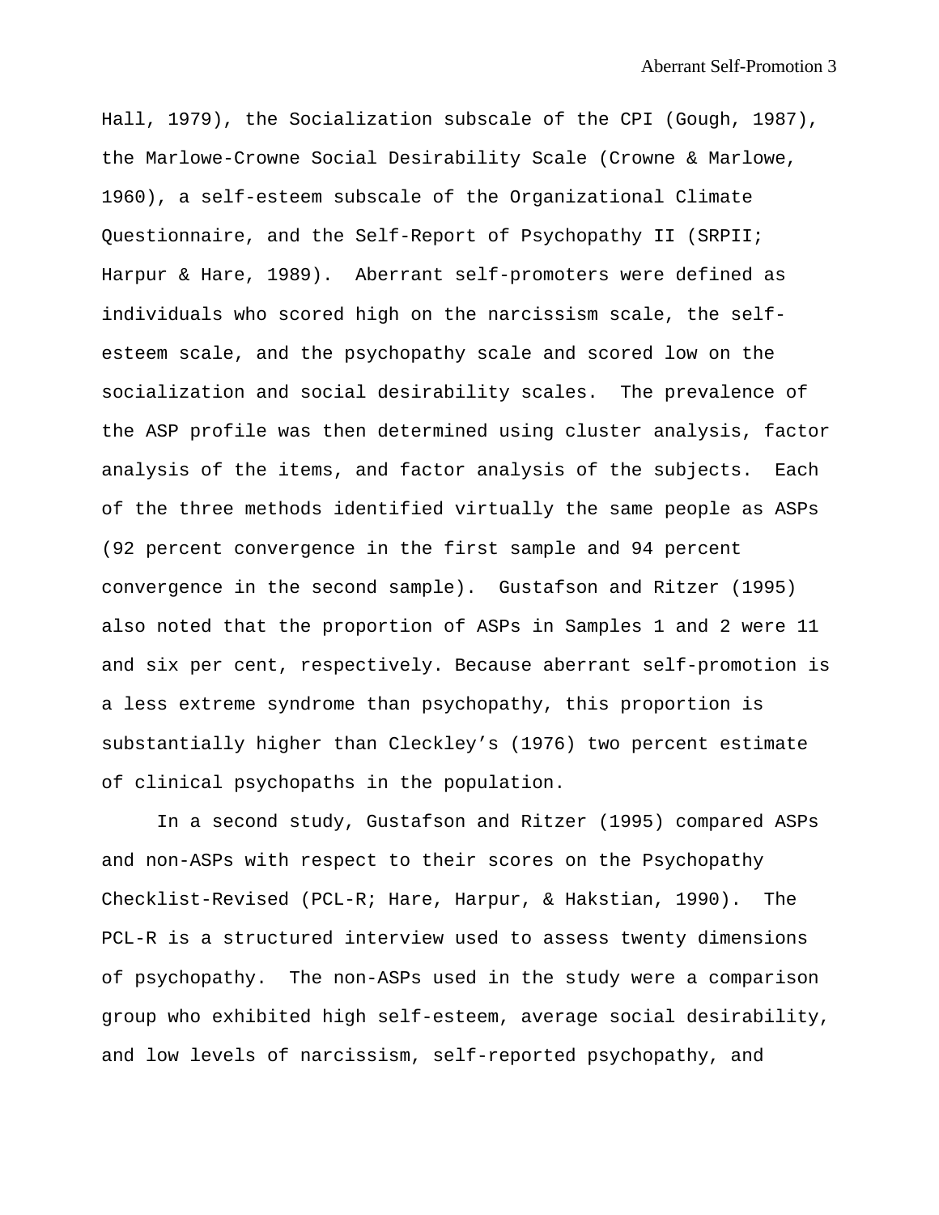Hall, 1979), the Socialization subscale of the CPI (Gough, 1987), the Marlowe-Crowne Social Desirability Scale (Crowne & Marlowe, 1960), a self-esteem subscale of the Organizational Climate Questionnaire, and the Self-Report of Psychopathy II (SRPII; Harpur & Hare, 1989). Aberrant self-promoters were defined as individuals who scored high on the narcissism scale, the self-esteem scale, and the psychopathy scale and scored low on the socialization and social desirability scales. The prevalence of the ASP profile was then determined using cluster analysis, factor analysis of the items, and factor analysis of the subjects. Each of the three methods identified virtually the same people as ASPs (92 percent convergence in the first sample and 94 percent convergence in the second sample). Gustafson and Ritzer (1995) also noted that the proportion of ASPs in Samples 1 and 2 were 11 and six per cent, respectively. Because aberrant self-promotion is a less extreme syndrome than psychopathy, this proportion is substantially higher than Cleckley's (1976) two percent estimate of clinical psychopaths in the population.

In a second study, Gustafson and Ritzer (1995) compared ASPs and non-ASPs with respect to their scores on the Psychopathy Checklist-Revised (PCL-R; Hare, Harpur, & Hakstian, 1990). The PCL-R is a structured interview used to assess twenty dimensions of psychopathy. The non-ASPs used in the study were a comparison group who exhibited high self-esteem, average social desirability, and low levels of narcissism, self-reported psychopathy, and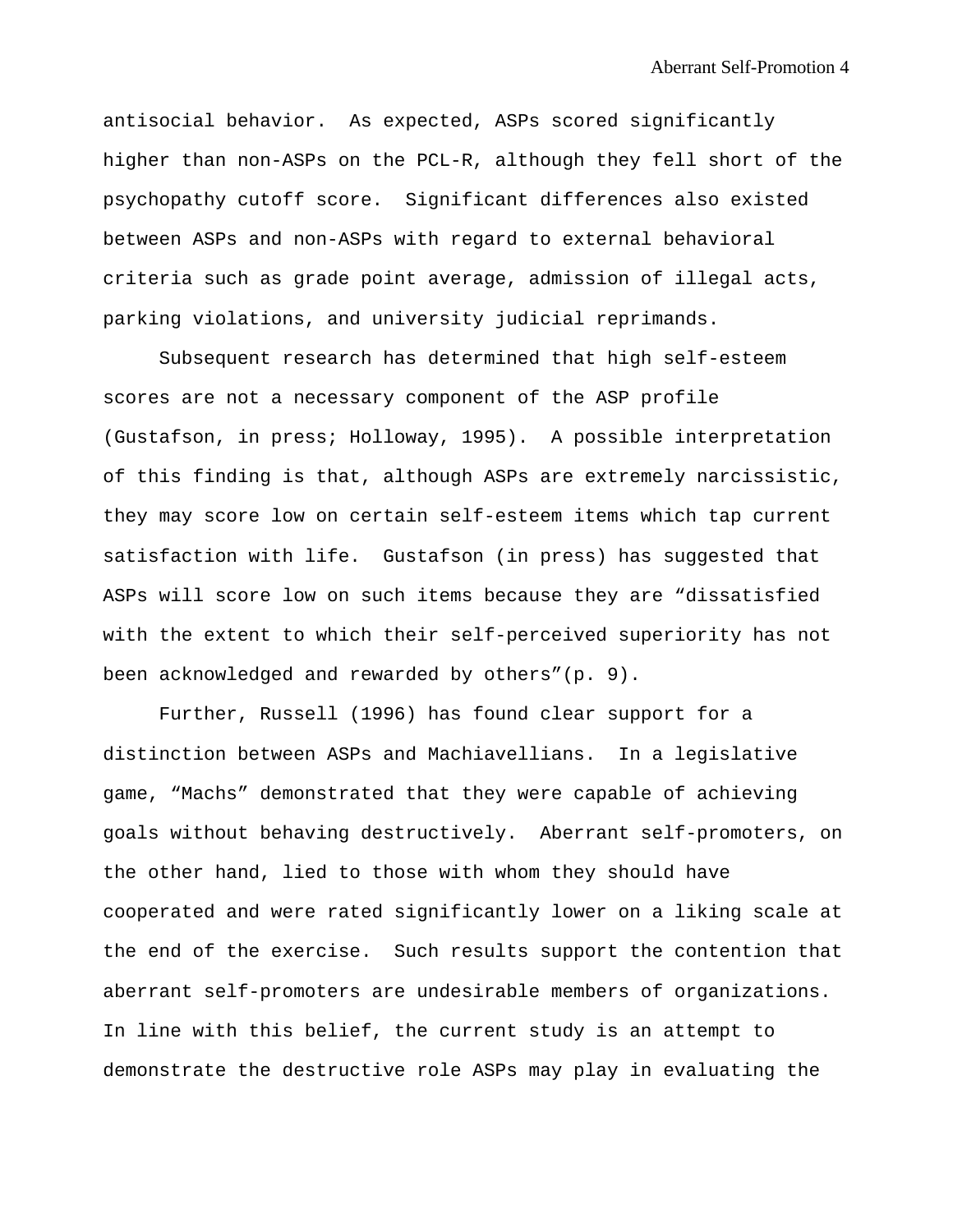antisocial behavior. As expected, ASPs scored significantly higher than non-ASPs on the PCL-R, although they fell short of the psychopathy cutoff score. Significant differences also existed between ASPs and non-ASPs with regard to external behavioral criteria such as grade point average, admission of illegal acts, parking violations, and university judicial reprimands.

Subsequent research has determined that high self-esteem scores are not a necessary component of the ASP profile (Gustafson, in press; Holloway, 1995). A possible interpretation of this finding is that, although ASPs are extremely narcissistic, they may score low on certain self-esteem items which tap current satisfaction with life. Gustafson (in press) has suggested that ASPs will score low on such items because they are "dissatisfied with the extent to which their self-perceived superiority has not been acknowledged and rewarded by others"(p. 9).

Further, Russell (1996) has found clear support for a distinction between ASPs and Machiavellians. In a legislative game, "Machs" demonstrated that they were capable of achieving goals without behaving destructively. Aberrant self-promoters, on the other hand, lied to those with whom they should have cooperated and were rated significantly lower on a liking scale at the end of the exercise. Such results support the contention that aberrant self-promoters are undesirable members of organizations. In line with this belief, the current study is an attempt to demonstrate the destructive role ASPs may play in evaluating the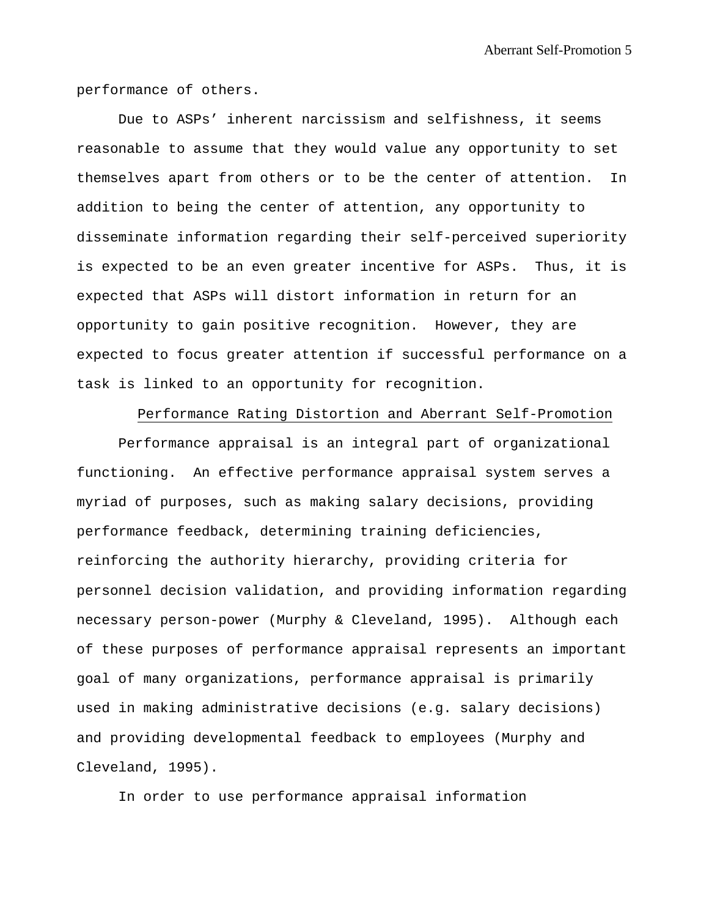performance of others.

Due to ASPs' inherent narcissism and selfishness, it seems reasonable to assume that they would value any opportunity to set themselves apart from others or to be the center of attention. In addition to being the center of attention, any opportunity to disseminate information regarding their self-perceived superiority is expected to be an even greater incentive for ASPs. Thus, it is expected that ASPs will distort information in return for an opportunity to gain positive recognition. However, they are expected to focus greater attention if successful performance on a task is linked to an opportunity for recognition.

## Performance Rating Distortion and Aberrant Self-Promotion

Performance appraisal is an integral part of organizational functioning. An effective performance appraisal system serves a myriad of purposes, such as making salary decisions, providing performance feedback, determining training deficiencies, reinforcing the authority hierarchy, providing criteria for personnel decision validation, and providing information regarding necessary person-power (Murphy & Cleveland, 1995). Although each of these purposes of performance appraisal represents an important goal of many organizations, performance appraisal is primarily used in making administrative decisions (e.g. salary decisions) and providing developmental feedback to employees (Murphy and Cleveland, 1995).

In order to use performance appraisal information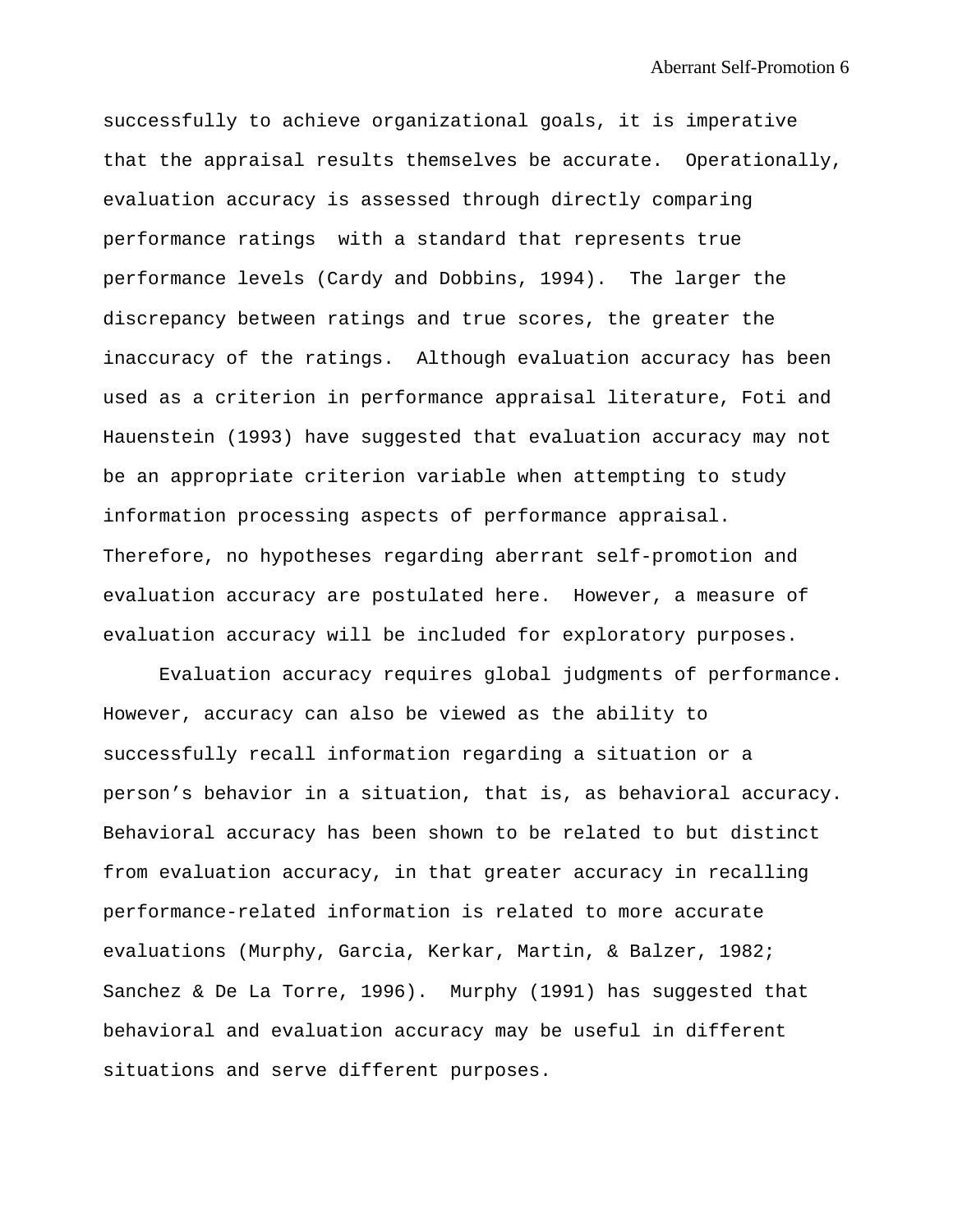successfully to achieve organizational goals, it is imperative that the appraisal results themselves be accurate. Operationally, evaluation accuracy is assessed through directly comparing performance ratings with a standard that represents true performance levels (Cardy and Dobbins, 1994). The larger the discrepancy between ratings and true scores, the greater the inaccuracy of the ratings. Although evaluation accuracy has been used as a criterion in performance appraisal literature, Foti and Hauenstein (1993) have suggested that evaluation accuracy may not be an appropriate criterion variable when attempting to study information processing aspects of performance appraisal. Therefore, no hypotheses regarding aberrant self-promotion and evaluation accuracy are postulated here. However, a measure of evaluation accuracy will be included for exploratory purposes.

Evaluation accuracy requires global judgments of performance. However, accuracy can also be viewed as the ability to successfully recall information regarding a situation or a person's behavior in a situation, that is, as behavioral accuracy. Behavioral accuracy has been shown to be related to but distinct from evaluation accuracy, in that greater accuracy in recalling performance-related information is related to more accurate evaluations (Murphy, Garcia, Kerkar, Martin, & Balzer, 1982; Sanchez & De La Torre, 1996). Murphy (1991) has suggested that behavioral and evaluation accuracy may be useful in different situations and serve different purposes.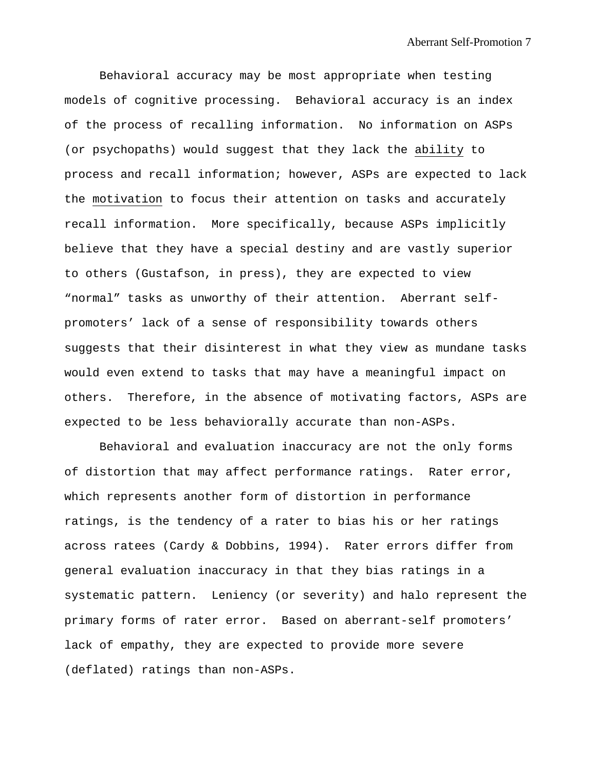Behavioral accuracy may be most appropriate when testing models of cognitive processing. Behavioral accuracy is an index of the process of recalling information. No information on ASPs (or psychopaths) would suggest that they lack the ability to process and recall information; however, ASPs are expected to lack the motivation to focus their attention on tasks and accurately recall information. More specifically, because ASPs implicitly believe that they have a special destiny and are vastly superior to others (Gustafson, in press), they are expected to view "normal" tasks as unworthy of their attention. Aberrant self-promoters' lack of a sense of responsibility towards others suggests that their disinterest in what they view as mundane tasks would even extend to tasks that may have a meaningful impact on others. Therefore, in the absence of motivating factors, ASPs are expected to be less behaviorally accurate than non-ASPs.

Behavioral and evaluation inaccuracy are not the only forms of distortion that may affect performance ratings. Rater error, which represents another form of distortion in performance ratings, is the tendency of a rater to bias his or her ratings across ratees (Cardy & Dobbins, 1994). Rater errors differ from general evaluation inaccuracy in that they bias ratings in a systematic pattern. Leniency (or severity) and halo represent the primary forms of rater error. Based on aberrant-self promoters' lack of empathy, they are expected to provide more severe (deflated) ratings than non-ASPs.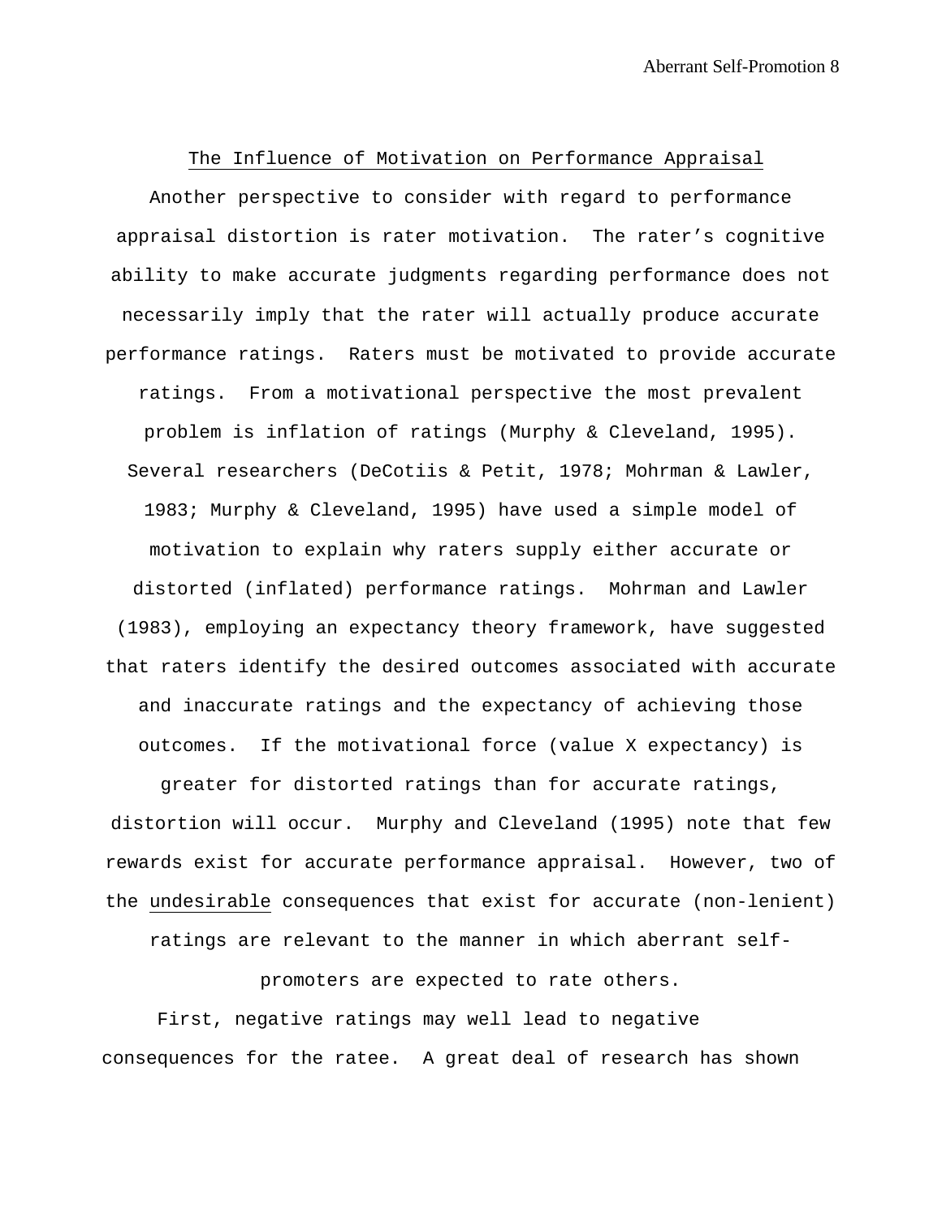## The Influence of Motivation on Performance Appraisal

Another perspective to consider with regard to performance appraisal distortion is rater motivation. The rater's cognitive ability to make accurate judgments regarding performance does not necessarily imply that the rater will actually produce accurate performance ratings. Raters must be motivated to provide accurate ratings. From a motivational perspective the most prevalent problem is inflation of ratings (Murphy & Cleveland, 1995). Several researchers (DeCotiis & Petit, 1978; Mohrman & Lawler, 1983; Murphy & Cleveland, 1995) have used a simple model of motivation to explain why raters supply either accurate or distorted (inflated) performance ratings. Mohrman and Lawler (1983), employing an expectancy theory framework, have suggested that raters identify the desired outcomes associated with accurate and inaccurate ratings and the expectancy of achieving those outcomes. If the motivational force (value X expectancy) is greater for distorted ratings than for accurate ratings, distortion will occur. Murphy and Cleveland (1995) note that few rewards exist for accurate performance appraisal. However, two of the undesirable consequences that exist for accurate (non-lenient) ratings are relevant to the manner in which aberrant self-promoters are expected to rate others.

First, negative ratings may well lead to negative consequences for the ratee. A great deal of research has shown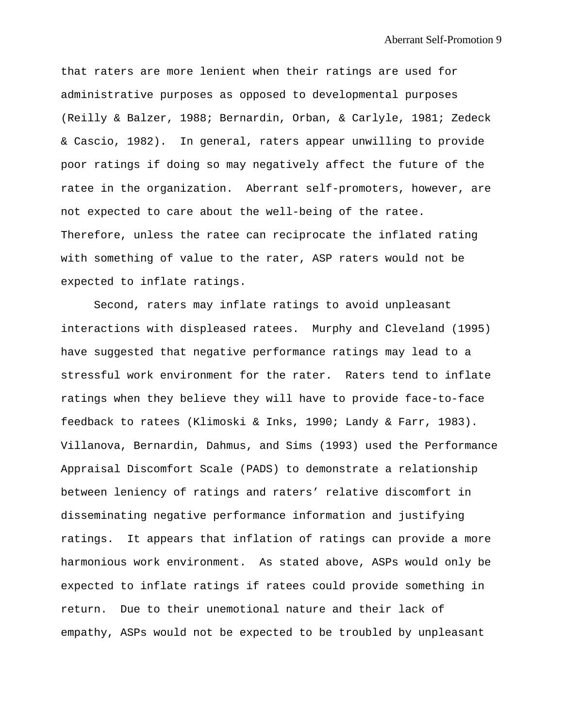that raters are more lenient when their ratings are used for administrative purposes as opposed to developmental purposes (Reilly & Balzer, 1988; Bernardin, Orban, & Carlyle, 1981; Zedeck & Cascio, 1982). In general, raters appear unwilling to provide poor ratings if doing so may negatively affect the future of the ratee in the organization. Aberrant self-promoters, however, are not expected to care about the well-being of the ratee. Therefore, unless the ratee can reciprocate the inflated rating with something of value to the rater, ASP raters would not be expected to inflate ratings.

Second, raters may inflate ratings to avoid unpleasant interactions with displeased ratees. Murphy and Cleveland (1995) have suggested that negative performance ratings may lead to a stressful work environment for the rater. Raters tend to inflate ratings when they believe they will have to provide face-to-face feedback to ratees (Klimoski & Inks, 1990; Landy & Farr, 1983). Villanova, Bernardin, Dahmus, and Sims (1993) used the Performance Appraisal Discomfort Scale (PADS) to demonstrate a relationship between leniency of ratings and raters' relative discomfort in disseminating negative performance information and justifying ratings. It appears that inflation of ratings can provide a more harmonious work environment. As stated above, ASPs would only be expected to inflate ratings if ratees could provide something in return. Due to their unemotional nature and their lack of empathy, ASPs would not be expected to be troubled by unpleasant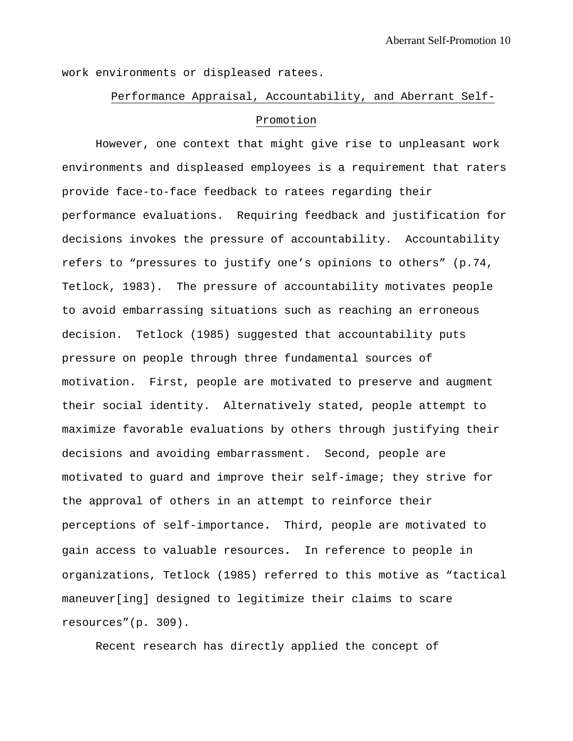work environments or displeased ratees.

## Performance Appraisal, Accountability, and Aberrant Self-Promotion

However, one context that might give rise to unpleasant work environments and displeased employees is a requirement that raters provide face-to-face feedback to ratees regarding their performance evaluations. Requiring feedback and justification for decisions invokes the pressure of accountability. Accountability refers to "pressures to justify one's opinions to others" (p.74, Tetlock, 1983). The pressure of accountability motivates people to avoid embarrassing situations such as reaching an erroneous decision. Tetlock (1985) suggested that accountability puts pressure on people through three fundamental sources of motivation. First, people are motivated to preserve and augment their social identity. Alternatively stated, people attempt to maximize favorable evaluations by others through justifying their decisions and avoiding embarrassment. Second, people are motivated to guard and improve their self-image; they strive for the approval of others in an attempt to reinforce their perceptions of self-importance. Third, people are motivated to gain access to valuable resources. In reference to people in organizations, Tetlock (1985) referred to this motive as "tactical maneuver[ing] designed to legitimize their claims to scare resources"(p. 309).

Recent research has directly applied the concept of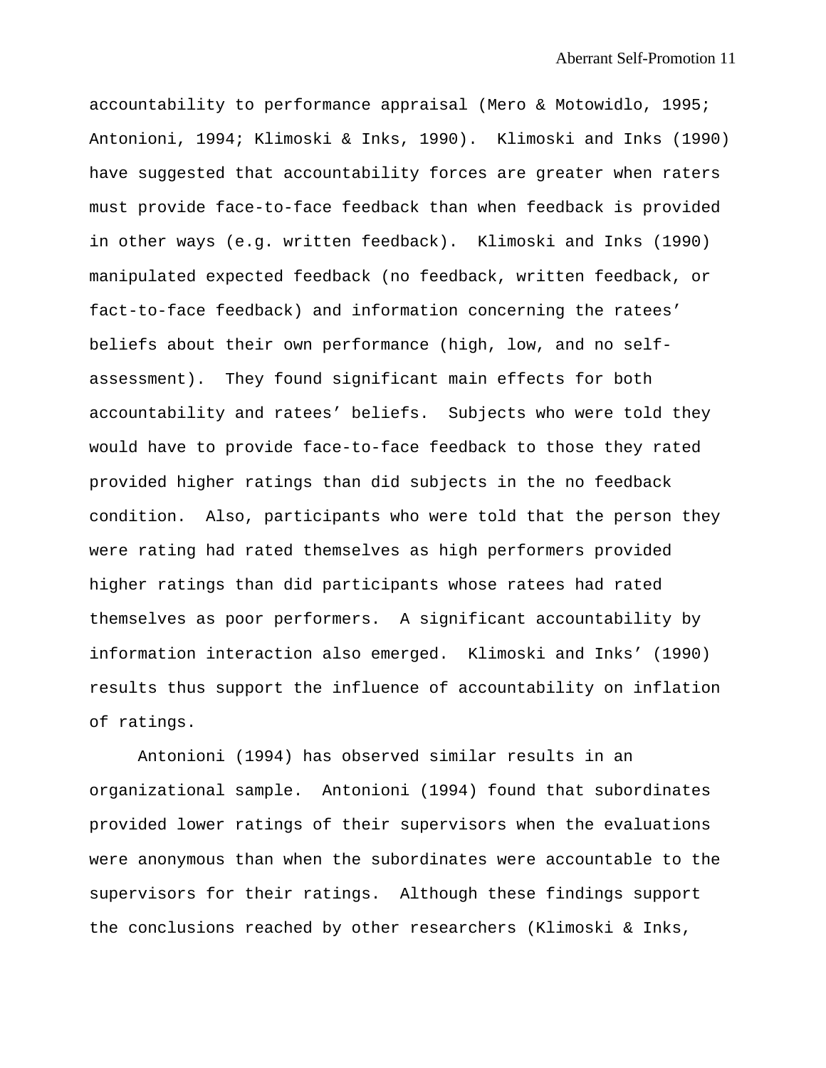accountability to performance appraisal (Mero & Motowidlo, 1995; Antonioni, 1994; Klimoski & Inks, 1990). Klimoski and Inks (1990) have suggested that accountability forces are greater when raters must provide face-to-face feedback than when feedback is provided in other ways (e.g. written feedback). Klimoski and Inks (1990) manipulated expected feedback (no feedback, written feedback, or fact-to-face feedback) and information concerning the ratees' beliefs about their own performance (high, low, and no self-assessment). They found significant main effects for both accountability and ratees' beliefs. Subjects who were told they would have to provide face-to-face feedback to those they rated provided higher ratings than did subjects in the no feedback condition. Also, participants who were told that the person they were rating had rated themselves as high performers provided higher ratings than did participants whose ratees had rated themselves as poor performers. A significant accountability by information interaction also emerged. Klimoski and Inks' (1990) results thus support the influence of accountability on inflation of ratings.

Antonioni (1994) has observed similar results in an organizational sample. Antonioni (1994) found that subordinates provided lower ratings of their supervisors when the evaluations were anonymous than when the subordinates were accountable to the supervisors for their ratings. Although these findings support the conclusions reached by other researchers (Klimoski & Inks,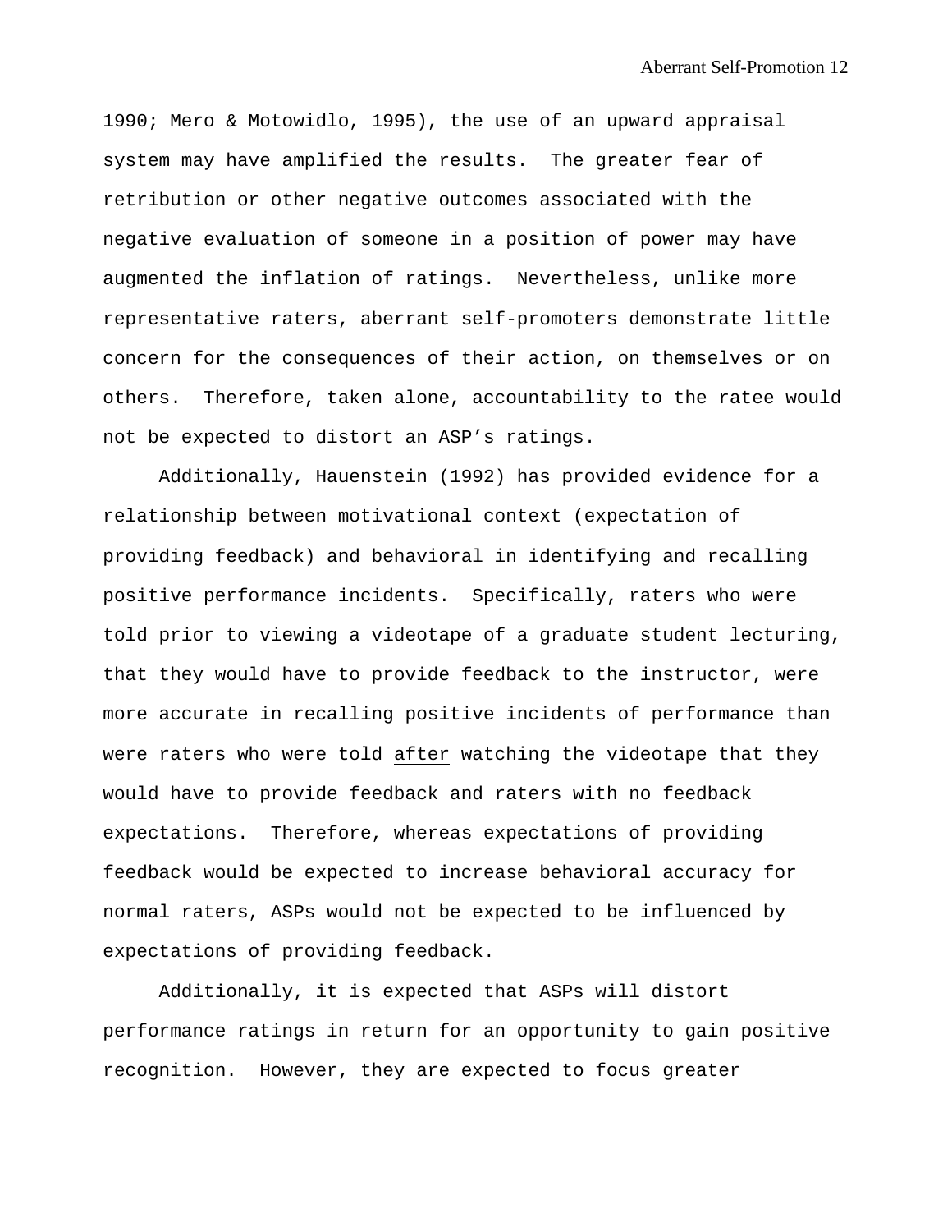1990; Mero & Motowidlo, 1995), the use of an upward appraisal system may have amplified the results. The greater fear of retribution or other negative outcomes associated with the negative evaluation of someone in a position of power may have augmented the inflation of ratings. Nevertheless, unlike more representative raters, aberrant self-promoters demonstrate little concern for the consequences of their action, on themselves or on others. Therefore, taken alone, accountability to the ratee would not be expected to distort an ASP's ratings.

Additionally, Hauenstein (1992) has provided evidence for a relationship between motivational context (expectation of providing feedback) and behavioral in identifying and recalling positive performance incidents. Specifically, raters who were told <u>prior</u> to viewing a videotape of a graduate student lecturing, that they would have to provide feedback to the instructor, were more accurate in recalling positive incidents of performance than were raters who were told <u>after</u> watching the videotape that they would have to provide feedback and raters with no feedback expectations. Therefore, whereas expectations of providing feedback would be expected to increase behavioral accuracy for normal raters, ASPs would not be expected to be influenced by expectations of providing feedback.

Additionally, it is expected that ASPs will distort performance ratings in return for an opportunity to gain positive recognition. However, they are expected to focus greater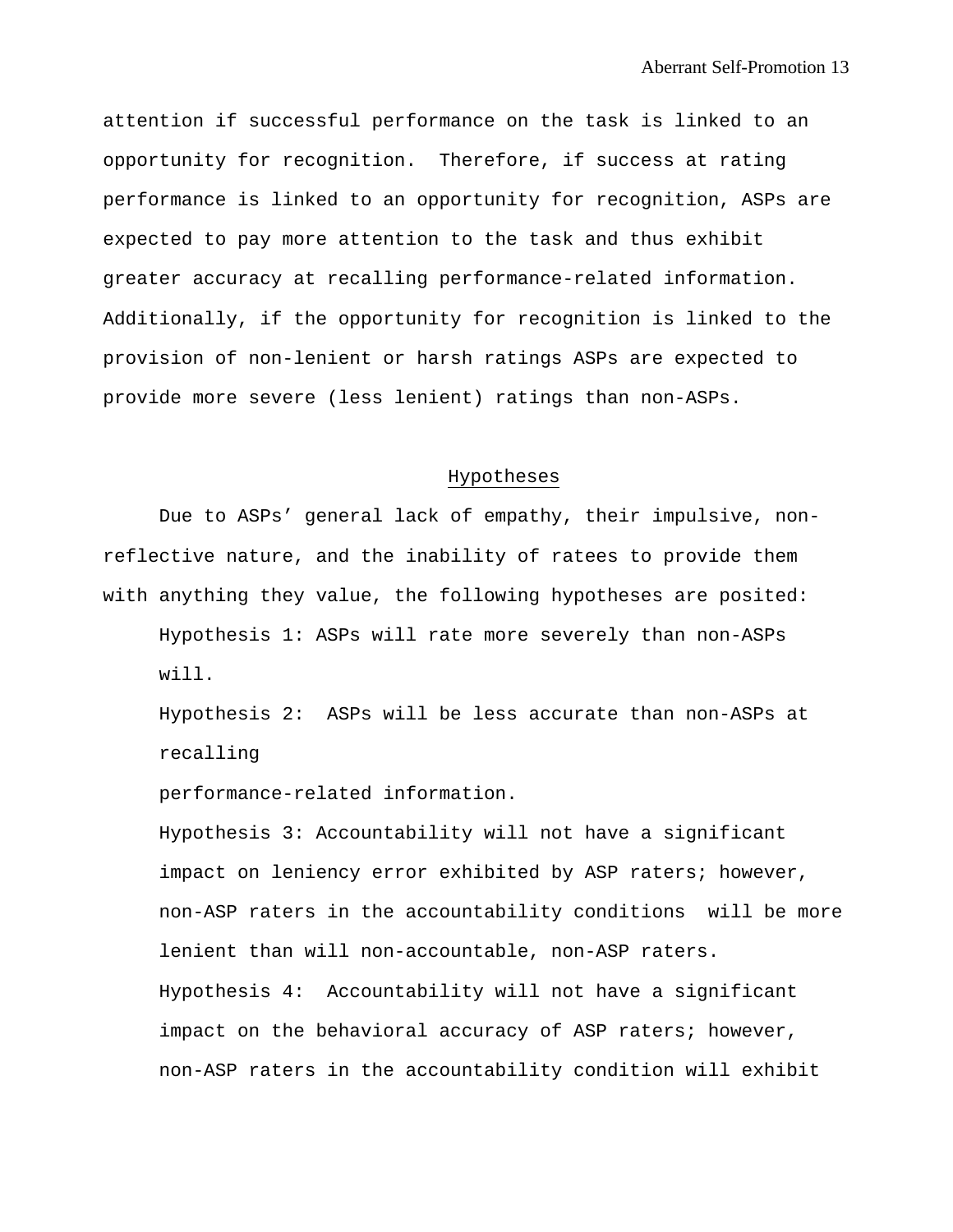attention if successful performance on the task is linked to an opportunity for recognition. Therefore, if success at rating performance is linked to an opportunity for recognition, ASPs are expected to pay more attention to the task and thus exhibit greater accuracy at recalling performance-related information. Additionally, if the opportunity for recognition is linked to the provision of non-lenient or harsh ratings ASPs are expected to provide more severe (less lenient) ratings than non-ASPs.

## Hypotheses

Due to ASPs' general lack of empathy, their impulsive, non-reflective nature, and the inability of ratees to provide them with anything they value, the following hypotheses are posited:

Hypothesis 1: ASPs will rate more severely than non-ASPs will.

Hypothesis 2: ASPs will be less accurate than non-ASPs at recalling performance-related information.

Hypothesis 3: Accountability will not have a significant impact on leniency error exhibited by ASP raters; however, non-ASP raters in the accountability conditions will be more lenient than will non-accountable, non-ASP raters.

Hypothesis 4: Accountability will not have a significant impact on the behavioral accuracy of ASP raters; however, non-ASP raters in the accountability condition will exhibit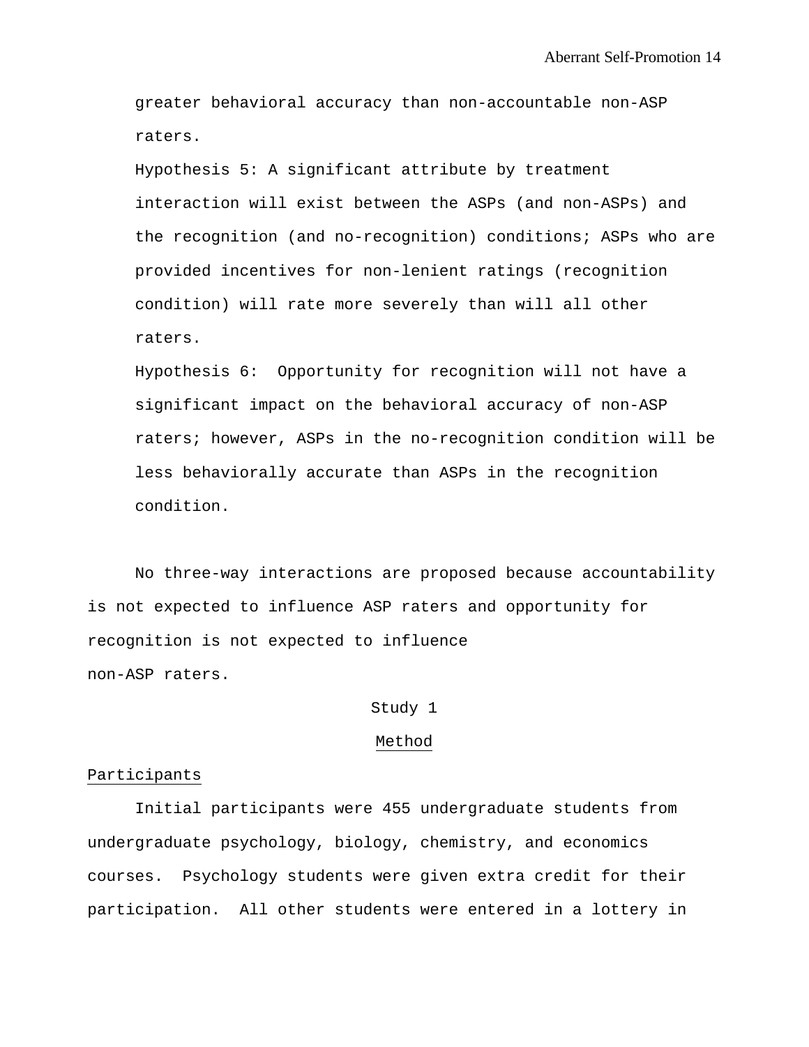greater behavioral accuracy than non-accountable non-ASP raters.

Hypothesis 5: A significant attribute by treatment interaction will exist between the ASPs (and non-ASPs) and the recognition (and no-recognition) conditions; ASPs who are provided incentives for non-lenient ratings (recognition condition) will rate more severely than will all other raters.

Hypothesis 6: Opportunity for recognition will not have a significant impact on the behavioral accuracy of non-ASP raters; however, ASPs in the no-recognition condition will be less behaviorally accurate than ASPs in the recognition condition.

No three-way interactions are proposed because accountability is not expected to influence ASP raters and opportunity for recognition is not expected to influence non-ASP raters.

# Study 1

## Method

### Participants

Initial participants were 455 undergraduate students from undergraduate psychology, biology, chemistry, and economics courses. Psychology students were given extra credit for their participation. All other students were entered in a lottery in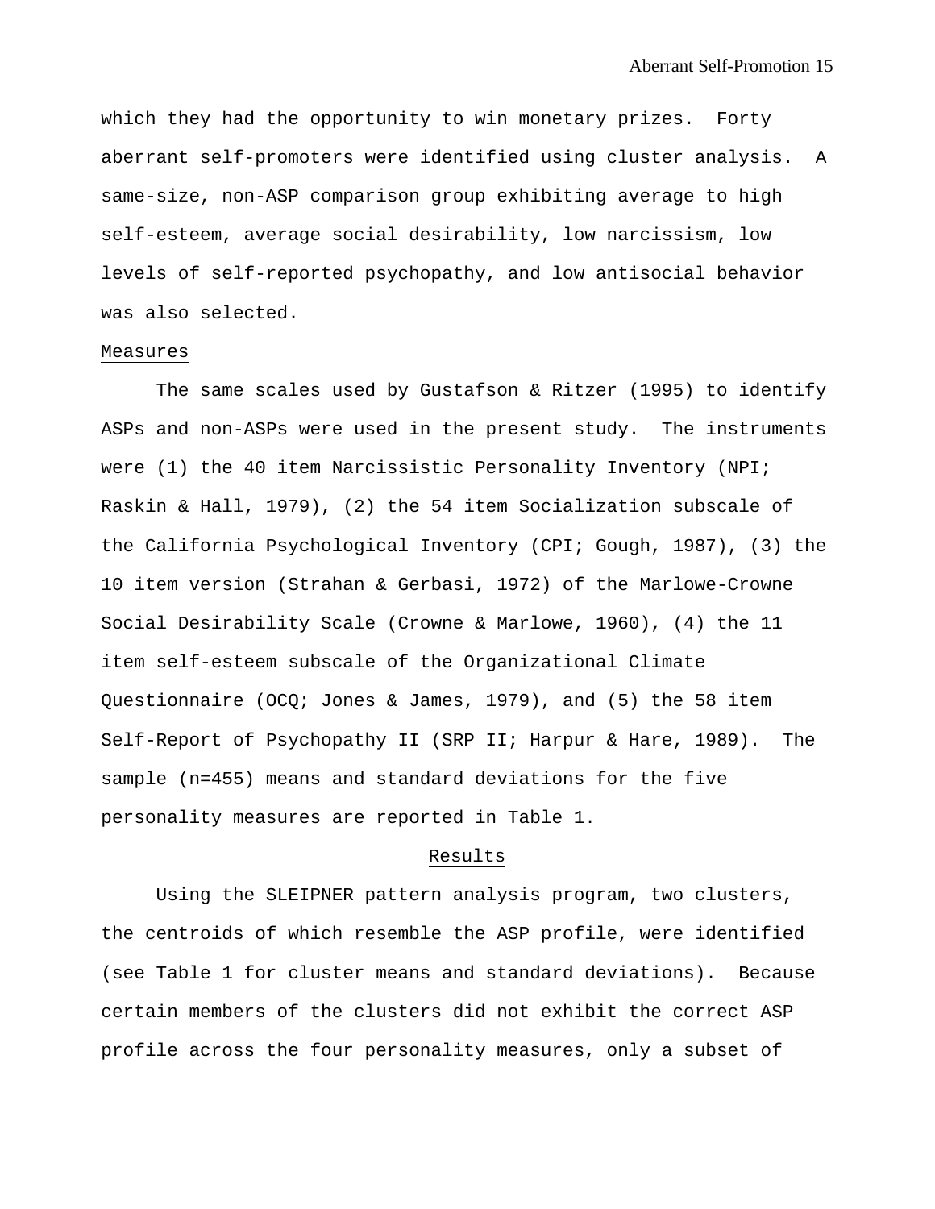which they had the opportunity to win monetary prizes. Forty aberrant self-promoters were identified using cluster analysis. A same-size, non-ASP comparison group exhibiting average to high self-esteem, average social desirability, low narcissism, low levels of self-reported psychopathy, and low antisocial behavior was also selected.

## Measures

The same scales used by Gustafson & Ritzer (1995) to identify ASPs and non-ASPs were used in the present study. The instruments were (1) the 40 item Narcissistic Personality Inventory (NPI; Raskin & Hall, 1979), (2) the 54 item Socialization subscale of the California Psychological Inventory (CPI; Gough, 1987), (3) the 10 item version (Strahan & Gerbasi, 1972) of the Marlowe-Crowne Social Desirability Scale (Crowne & Marlowe, 1960), (4) the 11 item self-esteem subscale of the Organizational Climate Questionnaire (OCQ; Jones & James, 1979), and (5) the 58 item Self-Report of Psychopathy II (SRP II; Harpur & Hare, 1989). The sample (n=455) means and standard deviations for the five personality measures are reported in Table 1.

# Results

Using the SLEIPNER pattern analysis program, two clusters, the centroids of which resemble the ASP profile, were identified (see Table 1 for cluster means and standard deviations). Because certain members of the clusters did not exhibit the correct ASP profile across the four personality measures, only a subset of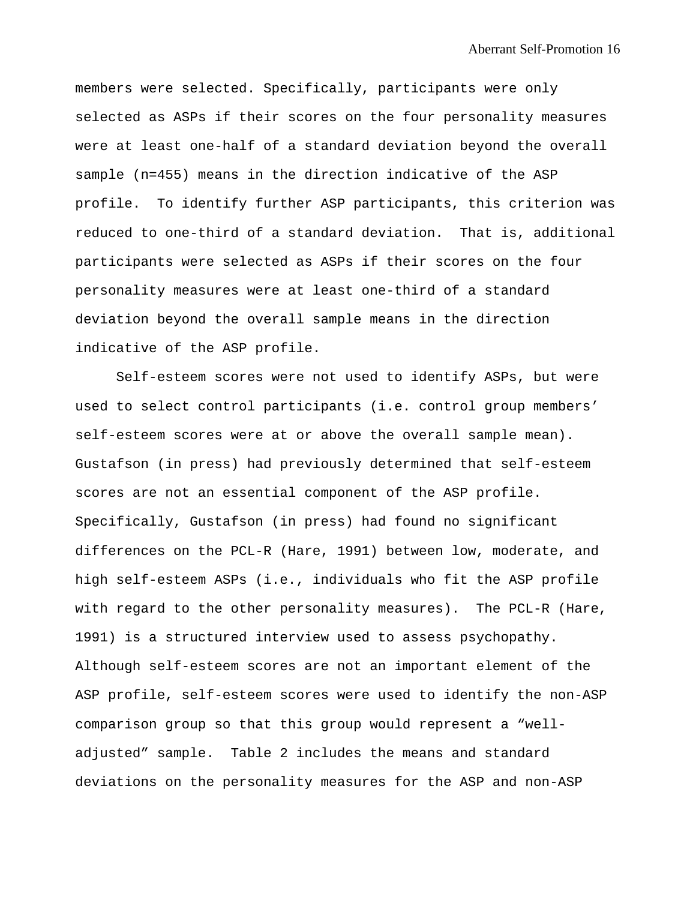members were selected. Specifically, participants were only selected as ASPs if their scores on the four personality measures were at least one-half of a standard deviation beyond the overall sample (n=455) means in the direction indicative of the ASP profile.  To identify further ASP participants, this criterion was reduced to one-third of a standard deviation.  That is, additional participants were selected as ASPs if their scores on the four personality measures were at least one-third of a standard deviation beyond the overall sample means in the direction indicative of the ASP profile.

Self-esteem scores were not used to identify ASPs, but were used to select control participants (i.e. control group members' self-esteem scores were at or above the overall sample mean). Gustafson (in press) had previously determined that self-esteem scores are not an essential component of the ASP profile. Specifically, Gustafson (in press) had found no significant differences on the PCL-R (Hare, 1991) between low, moderate, and high self-esteem ASPs (i.e., individuals who fit the ASP profile with regard to the other personality measures).  The PCL-R (Hare, 1991) is a structured interview used to assess psychopathy. Although self-esteem scores are not an important element of the ASP profile, self-esteem scores were used to identify the non-ASP comparison group so that this group would represent a "well-adjusted" sample.  Table 2 includes the means and standard deviations on the personality measures for the ASP and non-ASP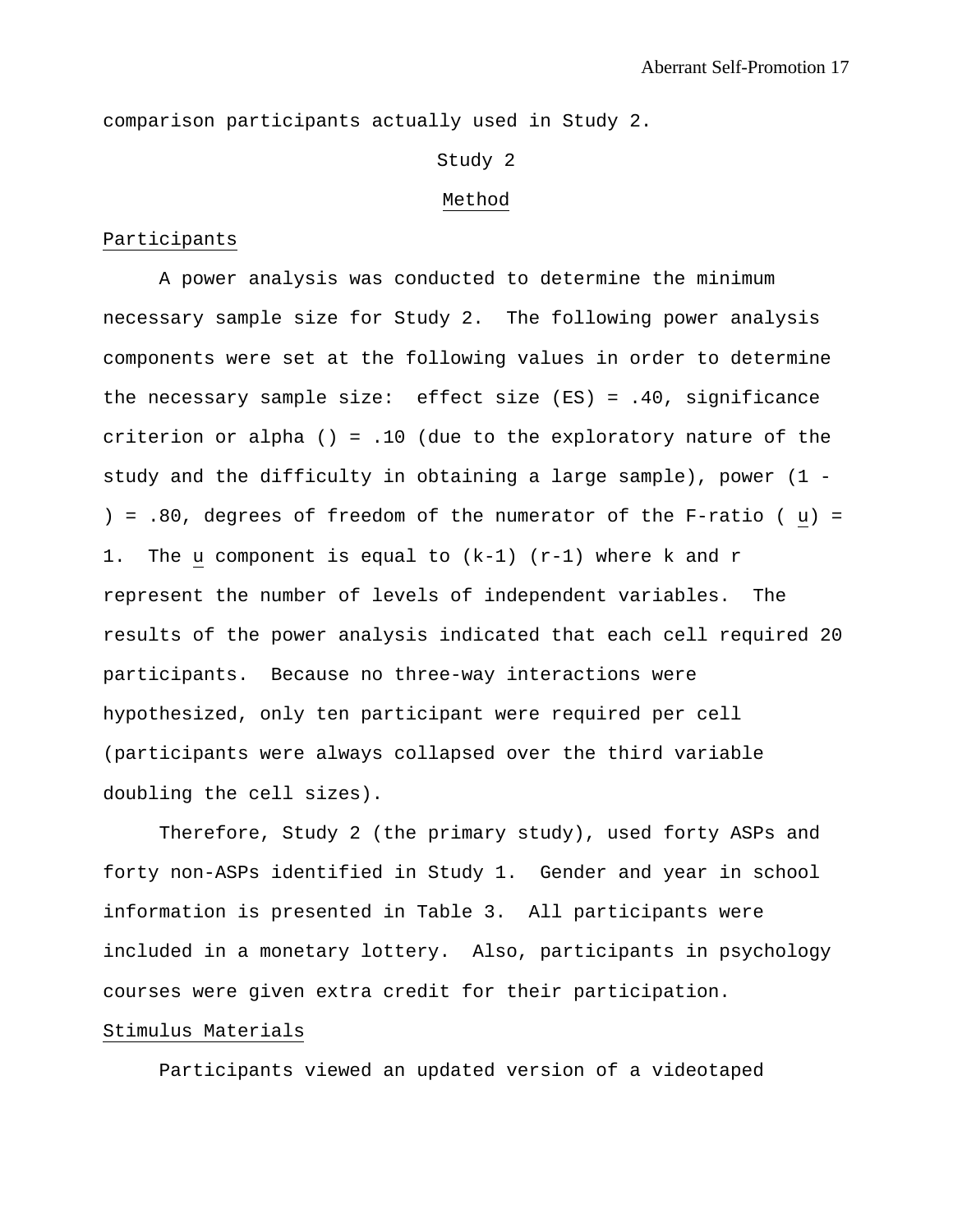comparison participants actually used in Study 2.

# Study 2

## Method

### Participants

A power analysis was conducted to determine the minimum necessary sample size for Study 2. The following power analysis components were set at the following values in order to determine the necessary sample size: effect size (ES) = .40, significance criterion or alpha () = .10 (due to the exploratory nature of the study and the difficulty in obtaining a large sample), power (1 - ) = .80, degrees of freedom of the numerator of the F-ratio ( u) = 1. The u component is equal to (k-1) (r-1) where k and r represent the number of levels of independent variables. The results of the power analysis indicated that each cell required 20 participants. Because no three-way interactions were hypothesized, only ten participant were required per cell (participants were always collapsed over the third variable doubling the cell sizes).

Therefore, Study 2 (the primary study), used forty ASPs and forty non-ASPs identified in Study 1. Gender and year in school information is presented in Table 3. All participants were included in a monetary lottery. Also, participants in psychology courses were given extra credit for their participation.

### Stimulus Materials

Participants viewed an updated version of a videotaped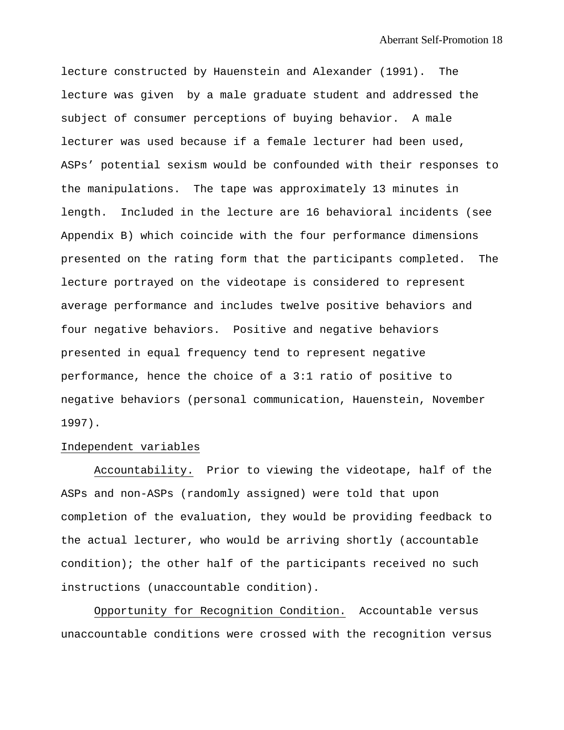lecture constructed by Hauenstein and Alexander (1991). The lecture was given by a male graduate student and addressed the subject of consumer perceptions of buying behavior. A male lecturer was used because if a female lecturer had been used, ASPs' potential sexism would be confounded with their responses to the manipulations. The tape was approximately 13 minutes in length. Included in the lecture are 16 behavioral incidents (see Appendix B) which coincide with the four performance dimensions presented on the rating form that the participants completed. The lecture portrayed on the videotape is considered to represent average performance and includes twelve positive behaviors and four negative behaviors. Positive and negative behaviors presented in equal frequency tend to represent negative performance, hence the choice of a 3:1 ratio of positive to negative behaviors (personal communication, Hauenstein, November 1997).

<u>Independent variables</u>

<u>Accountability.</u> Prior to viewing the videotape, half of the ASPs and non-ASPs (randomly assigned) were told that upon completion of the evaluation, they would be providing feedback to the actual lecturer, who would be arriving shortly (accountable condition); the other half of the participants received no such instructions (unaccountable condition).

<u>Opportunity for Recognition Condition.</u> Accountable versus unaccountable conditions were crossed with the recognition versus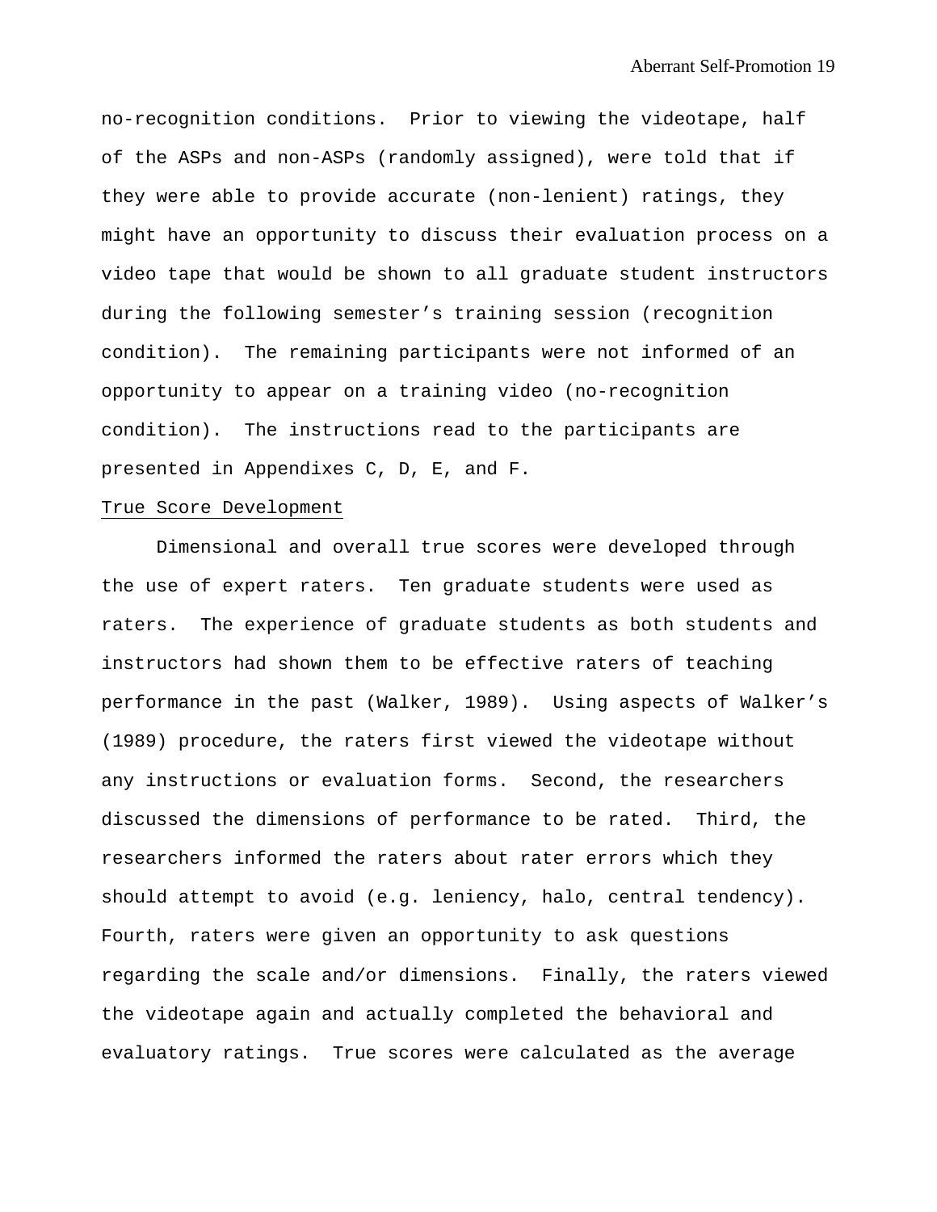no-recognition conditions. Prior to viewing the videotape, half of the ASPs and non-ASPs (randomly assigned), were told that if they were able to provide accurate (non-lenient) ratings, they might have an opportunity to discuss their evaluation process on a video tape that would be shown to all graduate student instructors during the following semester's training session (recognition condition). The remaining participants were not informed of an opportunity to appear on a training video (no-recognition condition). The instructions read to the participants are presented in Appendixes C, D, E, and F.

### True Score Development

Dimensional and overall true scores were developed through the use of expert raters. Ten graduate students were used as raters. The experience of graduate students as both students and instructors had shown them to be effective raters of teaching performance in the past (Walker, 1989). Using aspects of Walker's (1989) procedure, the raters first viewed the videotape without any instructions or evaluation forms. Second, the researchers discussed the dimensions of performance to be rated. Third, the researchers informed the raters about rater errors which they should attempt to avoid (e.g. leniency, halo, central tendency). Fourth, raters were given an opportunity to ask questions regarding the scale and/or dimensions. Finally, the raters viewed the videotape again and actually completed the behavioral and evaluatory ratings. True scores were calculated as the average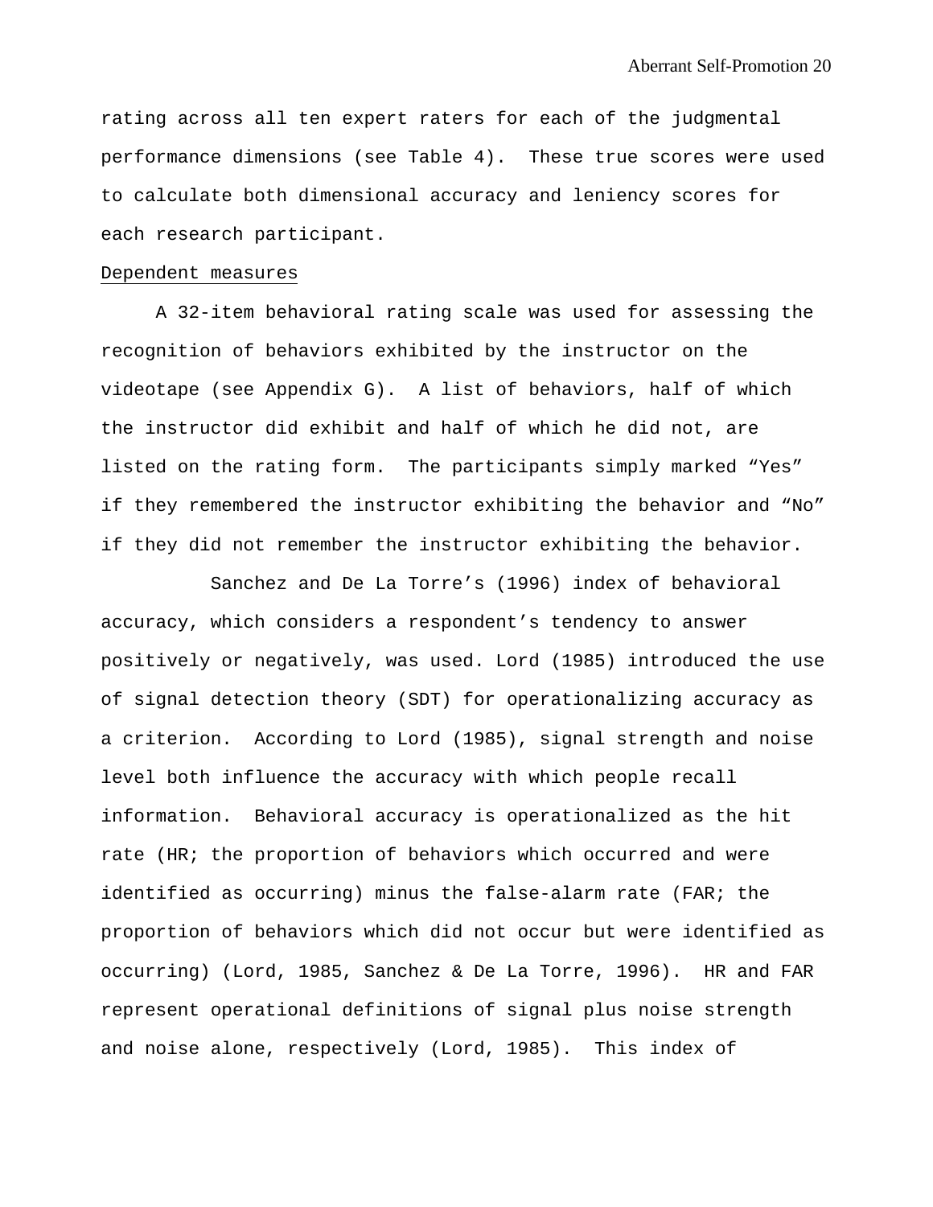rating across all ten expert raters for each of the judgmental performance dimensions (see Table 4). These true scores were used to calculate both dimensional accuracy and leniency scores for each research participant.

Dependent measures

A 32-item behavioral rating scale was used for assessing the recognition of behaviors exhibited by the instructor on the videotape (see Appendix G). A list of behaviors, half of which the instructor did exhibit and half of which he did not, are listed on the rating form. The participants simply marked "Yes" if they remembered the instructor exhibiting the behavior and "No" if they did not remember the instructor exhibiting the behavior.

Sanchez and De La Torre's (1996) index of behavioral accuracy, which considers a respondent's tendency to answer positively or negatively, was used. Lord (1985) introduced the use of signal detection theory (SDT) for operationalizing accuracy as a criterion. According to Lord (1985), signal strength and noise level both influence the accuracy with which people recall information. Behavioral accuracy is operationalized as the hit rate (HR; the proportion of behaviors which occurred and were identified as occurring) minus the false-alarm rate (FAR; the proportion of behaviors which did not occur but were identified as occurring) (Lord, 1985, Sanchez & De La Torre, 1996). HR and FAR represent operational definitions of signal plus noise strength and noise alone, respectively (Lord, 1985). This index of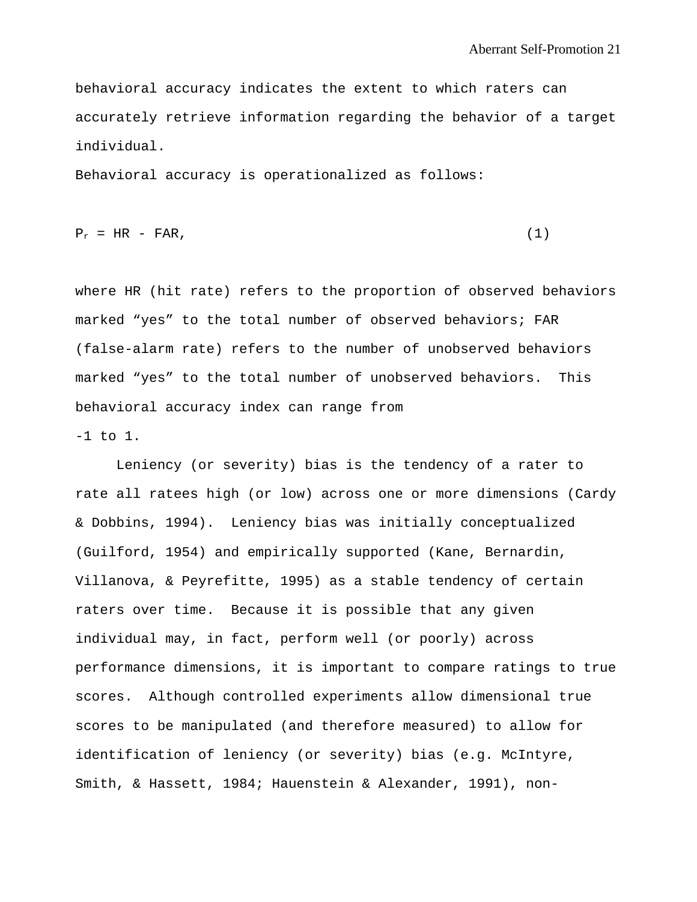behavioral accuracy indicates the extent to which raters can accurately retrieve information regarding the behavior of a target individual.

Behavioral accuracy is operationalized as follows:

$$P_r = HR - FAR, \qquad (1)$$

where HR (hit rate) refers to the proportion of observed behaviors marked "yes" to the total number of observed behaviors; FAR (false-alarm rate) refers to the number of unobserved behaviors marked "yes" to the total number of unobserved behaviors. This behavioral accuracy index can range from -1 to 1.

Leniency (or severity) bias is the tendency of a rater to rate all ratees high (or low) across one or more dimensions (Cardy & Dobbins, 1994). Leniency bias was initially conceptualized (Guilford, 1954) and empirically supported (Kane, Bernardin, Villanova, & Peyrefitte, 1995) as a stable tendency of certain raters over time. Because it is possible that any given individual may, in fact, perform well (or poorly) across performance dimensions, it is important to compare ratings to true scores. Although controlled experiments allow dimensional true scores to be manipulated (and therefore measured) to allow for identification of leniency (or severity) bias (e.g. McIntyre, Smith, & Hassett, 1984; Hauenstein & Alexander, 1991), non-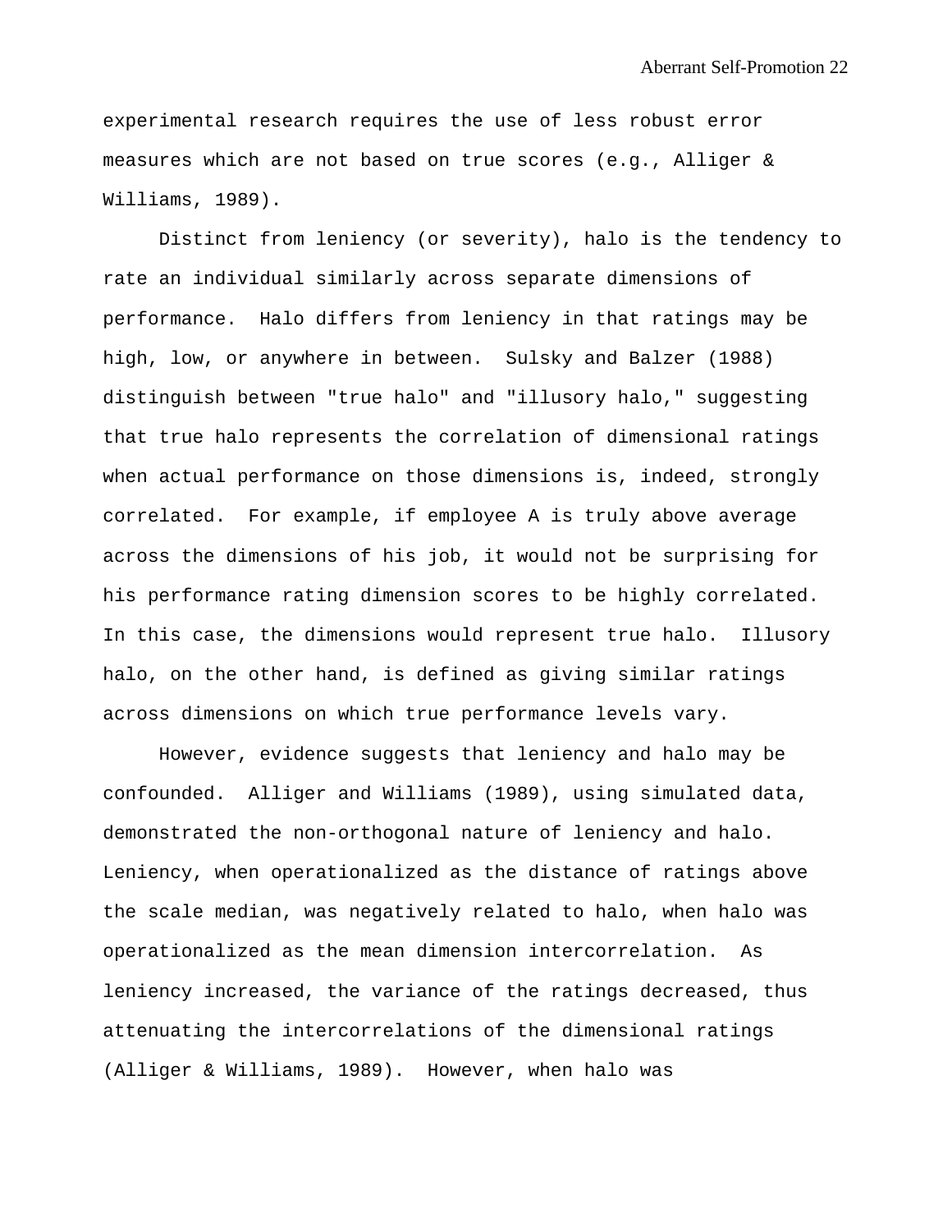experimental research requires the use of less robust error measures which are not based on true scores (e.g., Alliger & Williams, 1989).

Distinct from leniency (or severity), halo is the tendency to rate an individual similarly across separate dimensions of performance. Halo differs from leniency in that ratings may be high, low, or anywhere in between. Sulsky and Balzer (1988) distinguish between "true halo" and "illusory halo," suggesting that true halo represents the correlation of dimensional ratings when actual performance on those dimensions is, indeed, strongly correlated. For example, if employee A is truly above average across the dimensions of his job, it would not be surprising for his performance rating dimension scores to be highly correlated. In this case, the dimensions would represent true halo. Illusory halo, on the other hand, is defined as giving similar ratings across dimensions on which true performance levels vary.

However, evidence suggests that leniency and halo may be confounded. Alliger and Williams (1989), using simulated data, demonstrated the non-orthogonal nature of leniency and halo. Leniency, when operationalized as the distance of ratings above the scale median, was negatively related to halo, when halo was operationalized as the mean dimension intercorrelation. As leniency increased, the variance of the ratings decreased, thus attenuating the intercorrelations of the dimensional ratings (Alliger & Williams, 1989). However, when halo was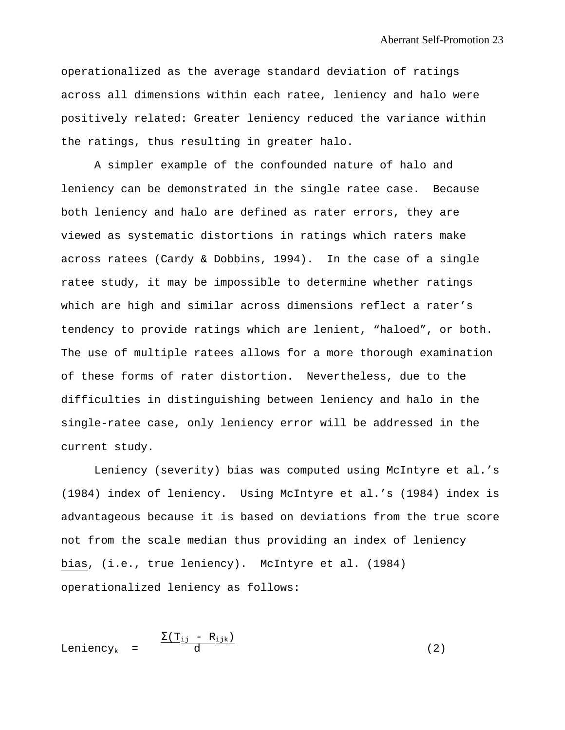operationalized as the average standard deviation of ratings across all dimensions within each ratee, leniency and halo were positively related: Greater leniency reduced the variance within the ratings, thus resulting in greater halo.

A simpler example of the confounded nature of halo and leniency can be demonstrated in the single ratee case. Because both leniency and halo are defined as rater errors, they are viewed as systematic distortions in ratings which raters make across ratees (Cardy & Dobbins, 1994). In the case of a single ratee study, it may be impossible to determine whether ratings which are high and similar across dimensions reflect a rater's tendency to provide ratings which are lenient, "haloed", or both. The use of multiple ratees allows for a more thorough examination of these forms of rater distortion. Nevertheless, due to the difficulties in distinguishing between leniency and halo in the single-ratee case, only leniency error will be addressed in the current study.

Leniency (severity) bias was computed using McIntyre et al.'s (1984) index of leniency. Using McIntyre et al.'s (1984) index is advantageous because it is based on deviations from the true score not from the scale median thus providing an index of leniency <u>bias</u>, (i.e., true leniency). McIntyre et al. (1984) operationalized leniency as follows:

$$\text{Leniency}_k = \frac{\Sigma(T_{ij} - R_{ijk})}{d} \qquad (2)$$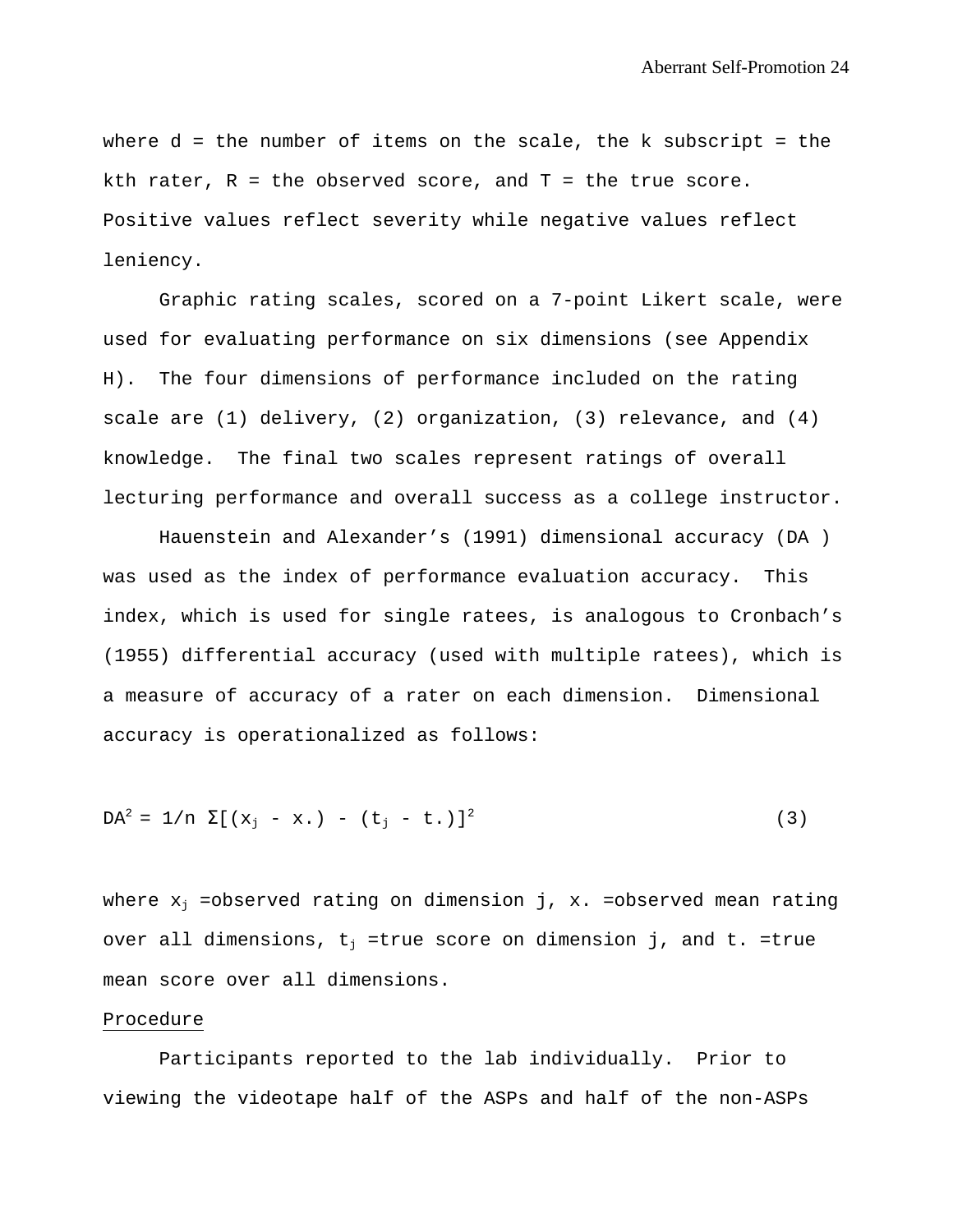where d = the number of items on the scale, the k subscript = the kth rater, R = the observed score, and T = the true score. Positive values reflect severity while negative values reflect leniency.

Graphic rating scales, scored on a 7-point Likert scale, were used for evaluating performance on six dimensions (see Appendix H). The four dimensions of performance included on the rating scale are (1) delivery, (2) organization, (3) relevance, and (4) knowledge. The final two scales represent ratings of overall lecturing performance and overall success as a college instructor.

Hauenstein and Alexander's (1991) dimensional accuracy (DA ) was used as the index of performance evaluation accuracy. This index, which is used for single ratees, is analogous to Cronbach's (1955) differential accuracy (used with multiple ratees), which is a measure of accuracy of a rater on each dimension. Dimensional accuracy is operationalized as follows:

$$DA^2 = 1/n\ \Sigma[(x_j - x.) - (t_j - t.)]^2 \qquad (3)$$

where $x_j$ =observed rating on dimension j, x. =observed mean rating over all dimensions, $t_j$ =true score on dimension j, and t. =true mean score over all dimensions.

<u>Procedure</u>

Participants reported to the lab individually. Prior to viewing the videotape half of the ASPs and half of the non-ASPs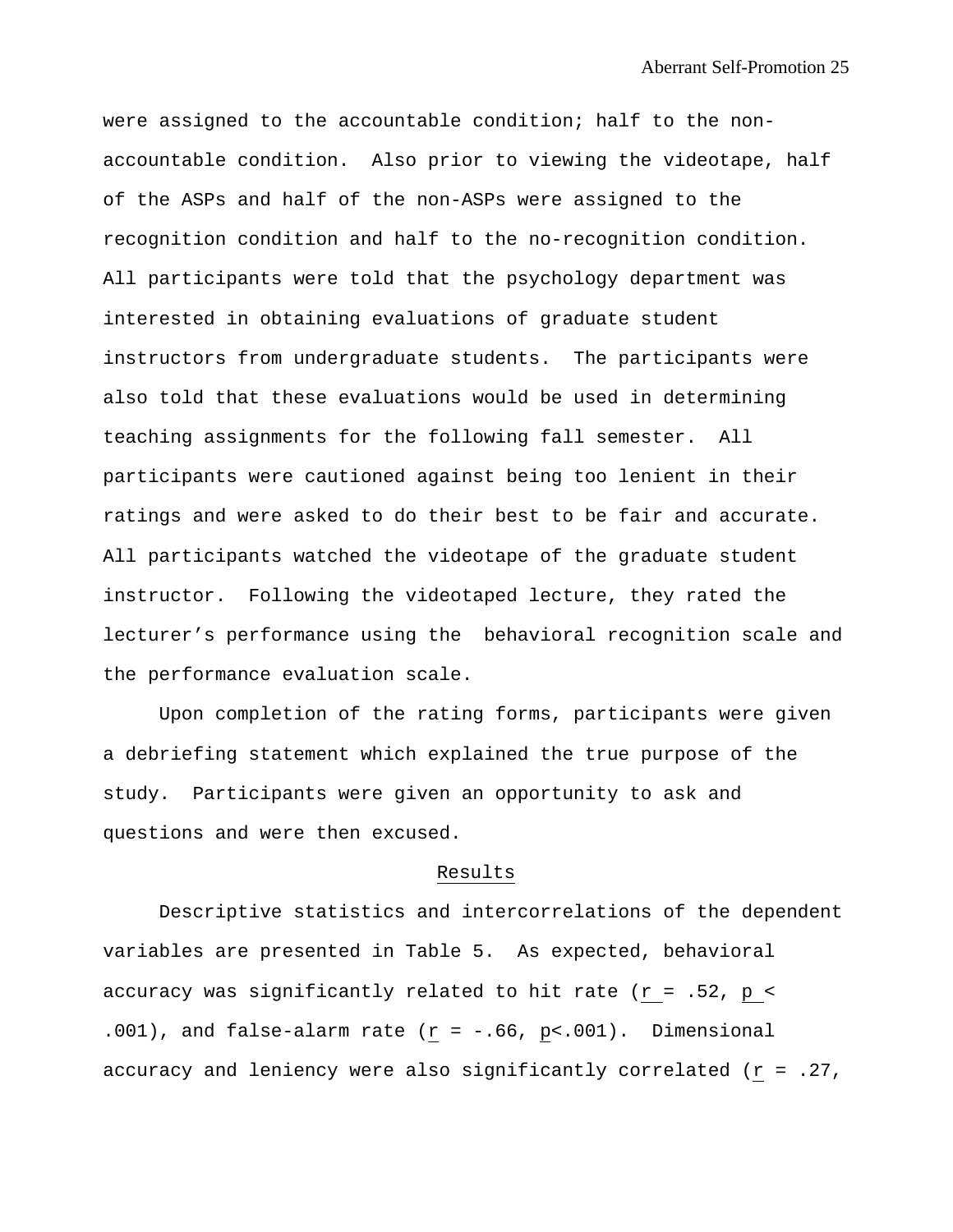were assigned to the accountable condition; half to the non-accountable condition. Also prior to viewing the videotape, half of the ASPs and half of the non-ASPs were assigned to the recognition condition and half to the no-recognition condition. All participants were told that the psychology department was interested in obtaining evaluations of graduate student instructors from undergraduate students. The participants were also told that these evaluations would be used in determining teaching assignments for the following fall semester. All participants were cautioned against being too lenient in their ratings and were asked to do their best to be fair and accurate. All participants watched the videotape of the graduate student instructor. Following the videotaped lecture, they rated the lecturer's performance using the behavioral recognition scale and the performance evaluation scale.

Upon completion of the rating forms, participants were given a debriefing statement which explained the true purpose of the study. Participants were given an opportunity to ask and questions and were then excused.

## Results

Descriptive statistics and intercorrelations of the dependent variables are presented in Table 5. As expected, behavioral accuracy was significantly related to hit rate ($r = .52$, $p < .001$), and false-alarm rate ($r = -.66$, $p < .001$). Dimensional accuracy and leniency were also significantly correlated ($r = .27$,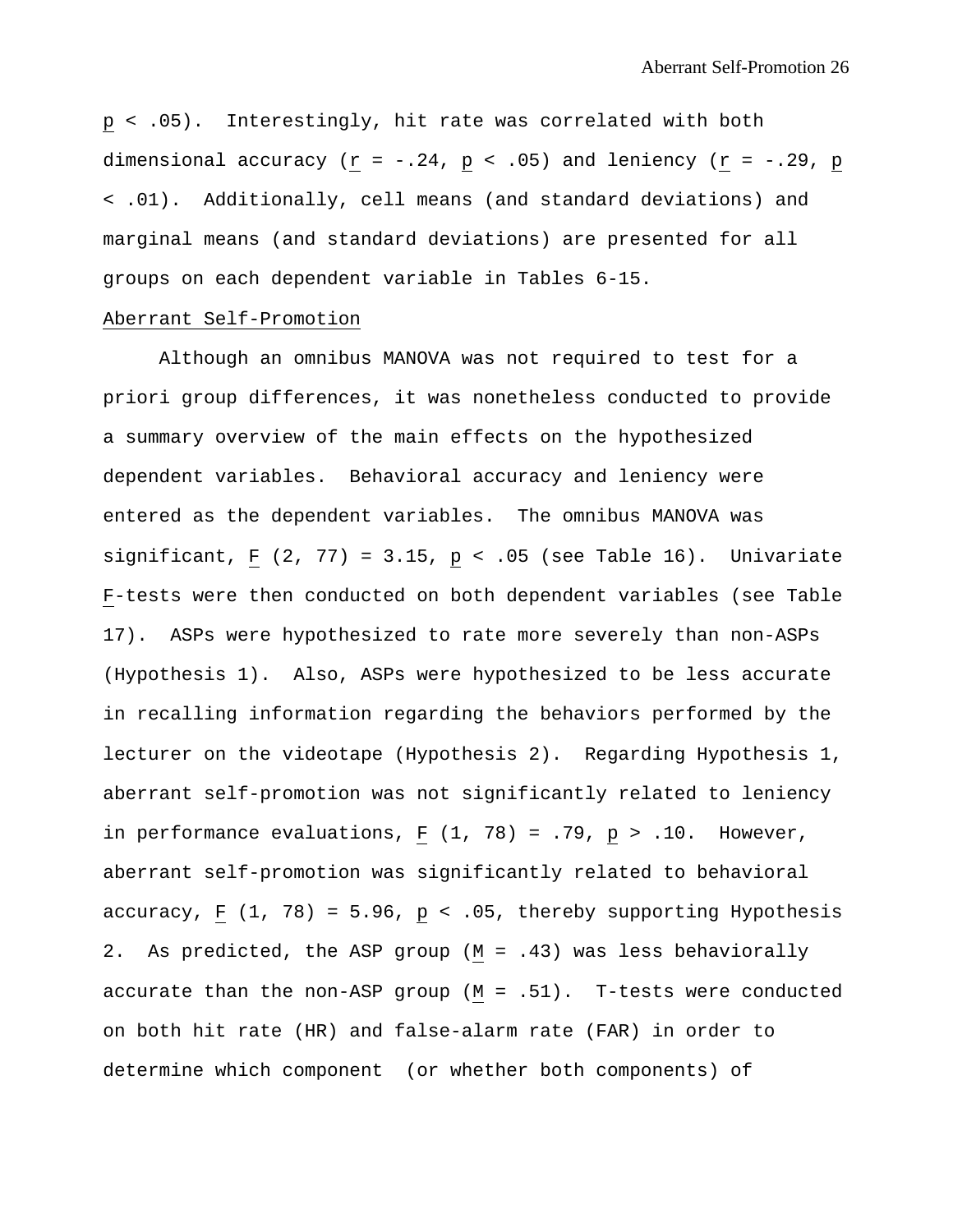$p < .05$). Interestingly, hit rate was correlated with both dimensional accuracy ($r = -.24$, $p < .05$) and leniency ($r = -.29$, $p < .01$). Additionally, cell means (and standard deviations) and marginal means (and standard deviations) are presented for all groups on each dependent variable in Tables 6-15.

## Aberrant Self-Promotion

Although an omnibus MANOVA was not required to test for a priori group differences, it was nonetheless conducted to provide a summary overview of the main effects on the hypothesized dependent variables. Behavioral accuracy and leniency were entered as the dependent variables. The omnibus MANOVA was significant, $F\ (2, 77) = 3.15$, $p < .05$ (see Table 16). Univariate $F$-tests were then conducted on both dependent variables (see Table 17). ASPs were hypothesized to rate more severely than non-ASPs (Hypothesis 1). Also, ASPs were hypothesized to be less accurate in recalling information regarding the behaviors performed by the lecturer on the videotape (Hypothesis 2). Regarding Hypothesis 1, aberrant self-promotion was not significantly related to leniency in performance evaluations, $F\ (1, 78) = .79$, $p > .10$. However, aberrant self-promotion was significantly related to behavioral accuracy, $F\ (1, 78) = 5.96$, $p < .05$, thereby supporting Hypothesis 2. As predicted, the ASP group ($M = .43$) was less behaviorally accurate than the non-ASP group ($M = .51$). T-tests were conducted on both hit rate (HR) and false-alarm rate (FAR) in order to determine which component (or whether both components) of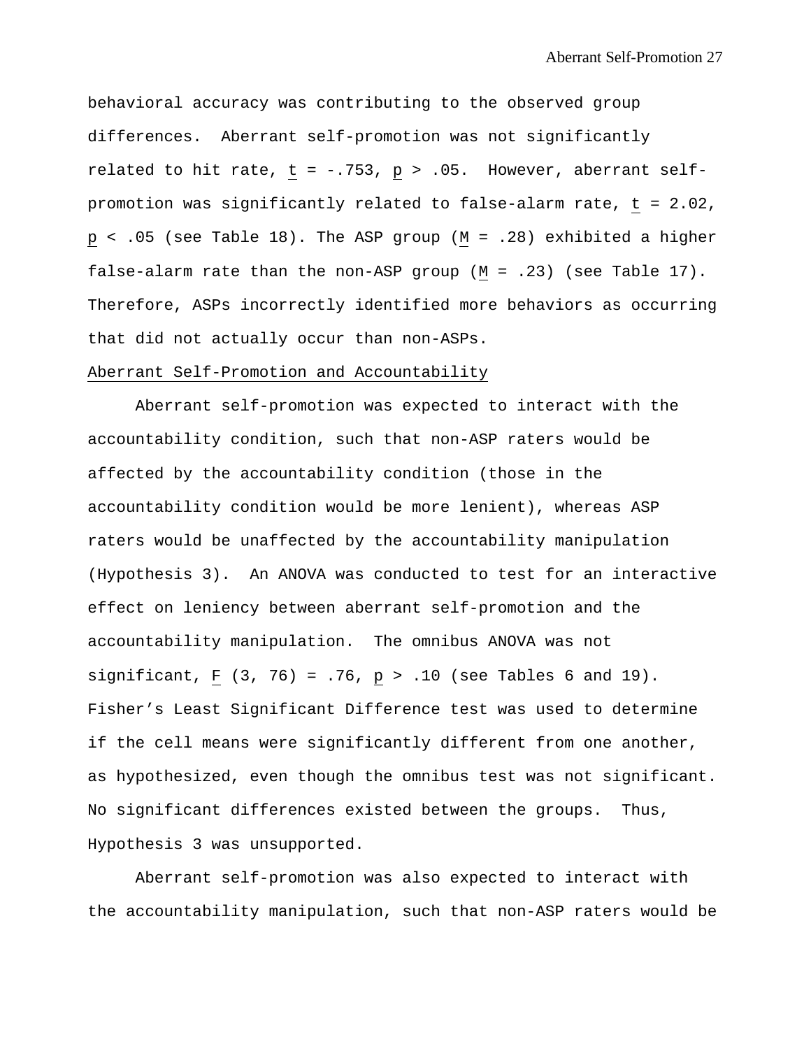behavioral accuracy was contributing to the observed group differences. Aberrant self-promotion was not significantly related to hit rate, $t = -.753$, $p > .05$. However, aberrant self-promotion was significantly related to false-alarm rate, $t = 2.02$, $p < .05$ (see Table 18). The ASP group ($M = .28$) exhibited a higher false-alarm rate than the non-ASP group ($M = .23$) (see Table 17). Therefore, ASPs incorrectly identified more behaviors as occurring that did not actually occur than non-ASPs.

Aberrant Self-Promotion and Accountability

Aberrant self-promotion was expected to interact with the accountability condition, such that non-ASP raters would be affected by the accountability condition (those in the accountability condition would be more lenient), whereas ASP raters would be unaffected by the accountability manipulation (Hypothesis 3). An ANOVA was conducted to test for an interactive effect on leniency between aberrant self-promotion and the accountability manipulation. The omnibus ANOVA was not significant, $F$ (3, 76) = .76, $p > .10$ (see Tables 6 and 19). Fisher's Least Significant Difference test was used to determine if the cell means were significantly different from one another, as hypothesized, even though the omnibus test was not significant. No significant differences existed between the groups. Thus, Hypothesis 3 was unsupported.

Aberrant self-promotion was also expected to interact with the accountability manipulation, such that non-ASP raters would be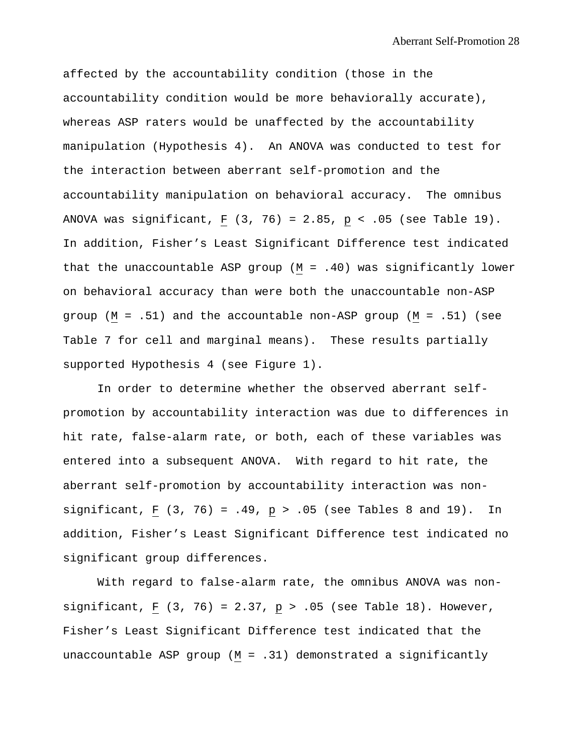affected by the accountability condition (those in the accountability condition would be more behaviorally accurate), whereas ASP raters would be unaffected by the accountability manipulation (Hypothesis 4). An ANOVA was conducted to test for the interaction between aberrant self-promotion and the accountability manipulation on behavioral accuracy. The omnibus ANOVA was significant, $F$ (3, 76) = 2.85, $p < .05$ (see Table 19). In addition, Fisher's Least Significant Difference test indicated that the unaccountable ASP group ($M$ = .40) was significantly lower on behavioral accuracy than were both the unaccountable non-ASP group ($M$ = .51) and the accountable non-ASP group ($M$ = .51) (see Table 7 for cell and marginal means). These results partially supported Hypothesis 4 (see Figure 1).

In order to determine whether the observed aberrant self-promotion by accountability interaction was due to differences in hit rate, false-alarm rate, or both, each of these variables was entered into a subsequent ANOVA. With regard to hit rate, the aberrant self-promotion by accountability interaction was non-significant, $F$ (3, 76) = .49, $p > .05$ (see Tables 8 and 19). In addition, Fisher's Least Significant Difference test indicated no significant group differences.

With regard to false-alarm rate, the omnibus ANOVA was non-significant, $F$ (3, 76) = 2.37, $p > .05$ (see Table 18). However, Fisher's Least Significant Difference test indicated that the unaccountable ASP group ($M$ = .31) demonstrated a significantly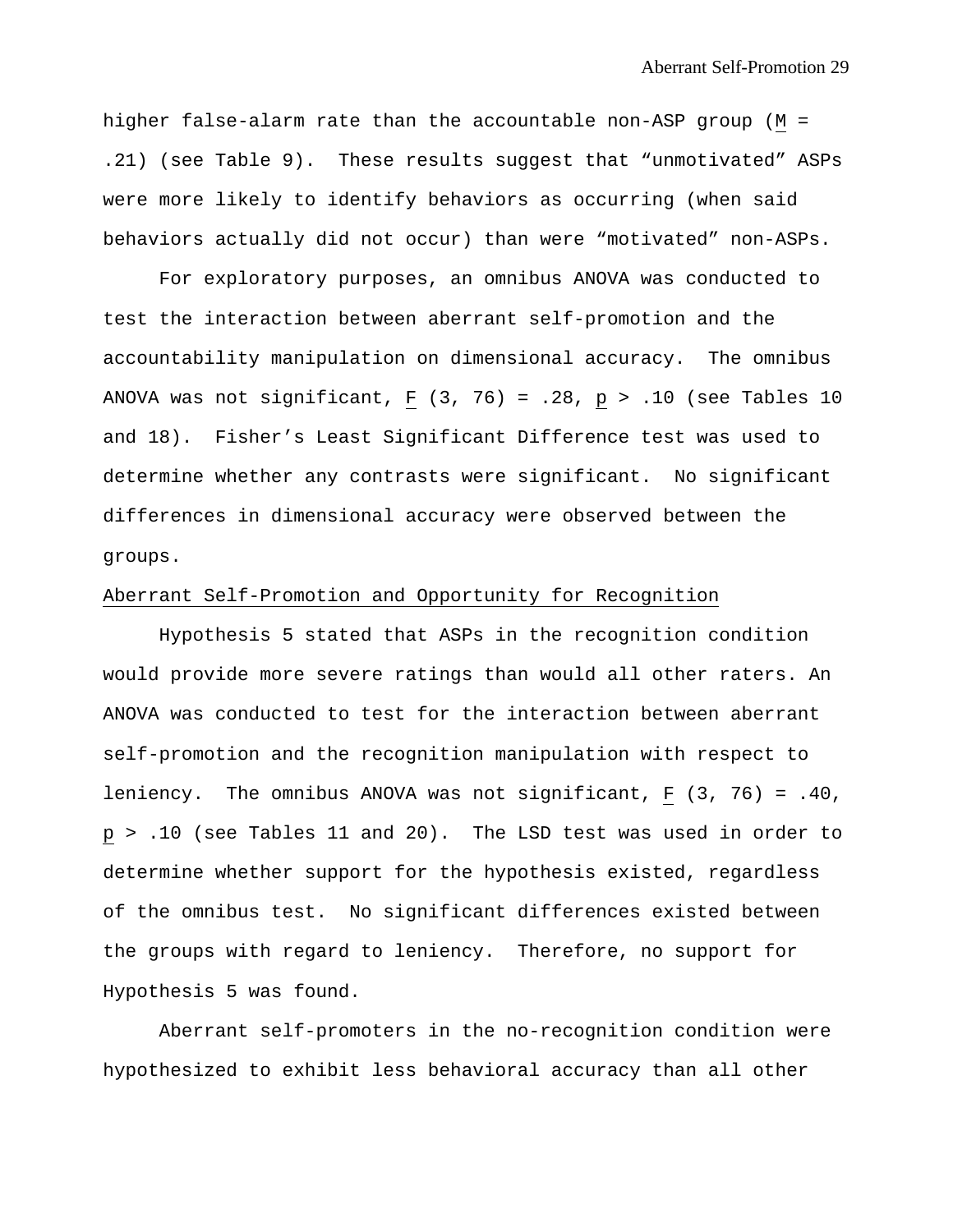higher false-alarm rate than the accountable non-ASP group ($M$ = .21) (see Table 9). These results suggest that "unmotivated" ASPs were more likely to identify behaviors as occurring (when said behaviors actually did not occur) than were "motivated" non-ASPs.

For exploratory purposes, an omnibus ANOVA was conducted to test the interaction between aberrant self-promotion and the accountability manipulation on dimensional accuracy. The omnibus ANOVA was not significant, $F$ (3, 76) = .28, $p$ > .10 (see Tables 10 and 18). Fisher's Least Significant Difference test was used to determine whether any contrasts were significant. No significant differences in dimensional accuracy were observed between the groups.

## Aberrant Self-Promotion and Opportunity for Recognition

Hypothesis 5 stated that ASPs in the recognition condition would provide more severe ratings than would all other raters. An ANOVA was conducted to test for the interaction between aberrant self-promotion and the recognition manipulation with respect to leniency. The omnibus ANOVA was not significant, $F$ (3, 76) = .40, $p$ > .10 (see Tables 11 and 20). The LSD test was used in order to determine whether support for the hypothesis existed, regardless of the omnibus test. No significant differences existed between the groups with regard to leniency. Therefore, no support for Hypothesis 5 was found.

Aberrant self-promoters in the no-recognition condition were hypothesized to exhibit less behavioral accuracy than all other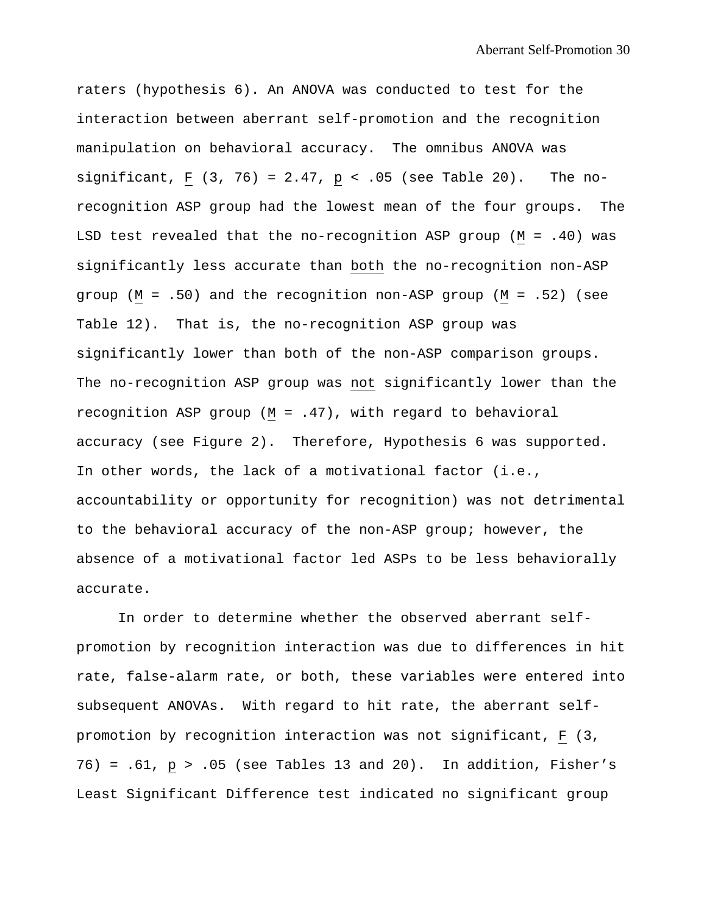raters (hypothesis 6). An ANOVA was conducted to test for the interaction between aberrant self-promotion and the recognition manipulation on behavioral accuracy. The omnibus ANOVA was significant, $F$ (3, 76) = 2.47, $p < .05$ (see Table 20). The no-recognition ASP group had the lowest mean of the four groups. The LSD test revealed that the no-recognition ASP group ($M$ = .40) was significantly less accurate than both the no-recognition non-ASP group ($M$ = .50) and the recognition non-ASP group ($M$ = .52) (see Table 12). That is, the no-recognition ASP group was significantly lower than both of the non-ASP comparison groups. The no-recognition ASP group was not significantly lower than the recognition ASP group ($M$ = .47), with regard to behavioral accuracy (see Figure 2). Therefore, Hypothesis 6 was supported. In other words, the lack of a motivational factor (i.e., accountability or opportunity for recognition) was not detrimental to the behavioral accuracy of the non-ASP group; however, the absence of a motivational factor led ASPs to be less behaviorally accurate.

In order to determine whether the observed aberrant self-promotion by recognition interaction was due to differences in hit rate, false-alarm rate, or both, these variables were entered into subsequent ANOVAs. With regard to hit rate, the aberrant self-promotion by recognition interaction was not significant, $F$ (3, 76) = .61, $p > .05$ (see Tables 13 and 20). In addition, Fisher's Least Significant Difference test indicated no significant group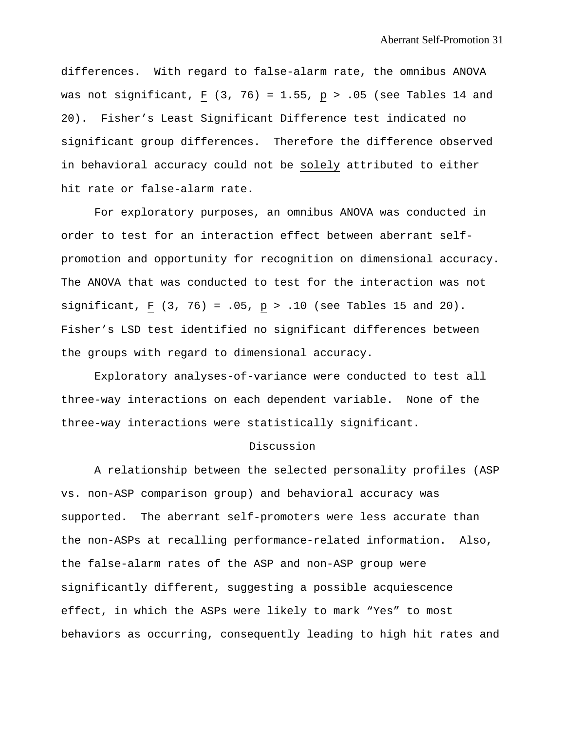differences. With regard to false-alarm rate, the omnibus ANOVA was not significant, $F(3, 76) = 1.55$, $p > .05$ (see Tables 14 and 20). Fisher's Least Significant Difference test indicated no significant group differences. Therefore the difference observed in behavioral accuracy could not be solely attributed to either hit rate or false-alarm rate.

For exploratory purposes, an omnibus ANOVA was conducted in order to test for an interaction effect between aberrant self-promotion and opportunity for recognition on dimensional accuracy. The ANOVA that was conducted to test for the interaction was not significant, $F(3, 76) = .05$, $p > .10$ (see Tables 15 and 20). Fisher's LSD test identified no significant differences between the groups with regard to dimensional accuracy.

Exploratory analyses-of-variance were conducted to test all three-way interactions on each dependent variable. None of the three-way interactions were statistically significant.

# Discussion

A relationship between the selected personality profiles (ASP vs. non-ASP comparison group) and behavioral accuracy was supported. The aberrant self-promoters were less accurate than the non-ASPs at recalling performance-related information. Also, the false-alarm rates of the ASP and non-ASP group were significantly different, suggesting a possible acquiescence effect, in which the ASPs were likely to mark "Yes" to most behaviors as occurring, consequently leading to high hit rates and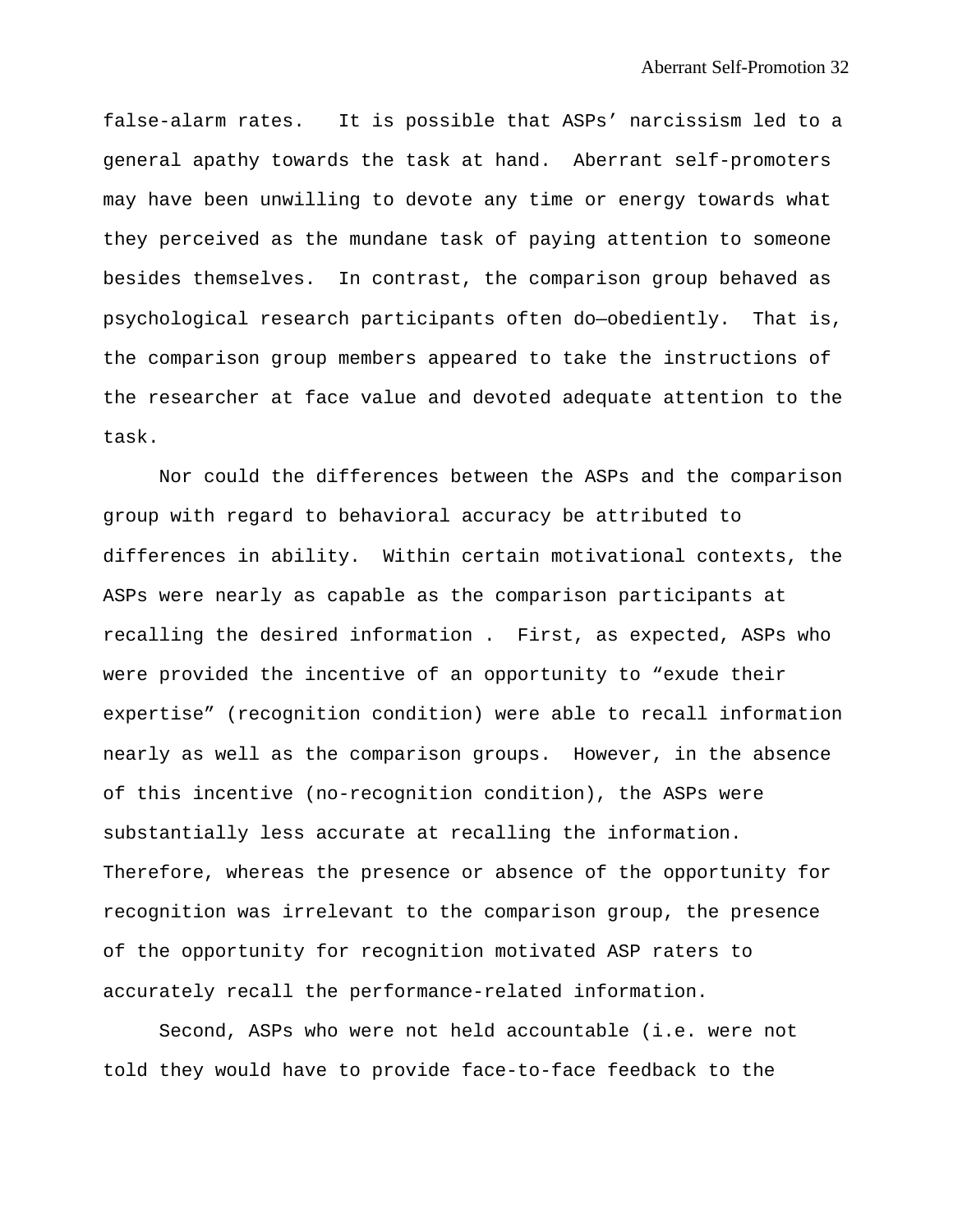false-alarm rates. It is possible that ASPs' narcissism led to a general apathy towards the task at hand. Aberrant self-promoters may have been unwilling to devote any time or energy towards what they perceived as the mundane task of paying attention to someone besides themselves. In contrast, the comparison group behaved as psychological research participants often do—obediently. That is, the comparison group members appeared to take the instructions of the researcher at face value and devoted adequate attention to the task.

Nor could the differences between the ASPs and the comparison group with regard to behavioral accuracy be attributed to differences in ability. Within certain motivational contexts, the ASPs were nearly as capable as the comparison participants at recalling the desired information . First, as expected, ASPs who were provided the incentive of an opportunity to "exude their expertise" (recognition condition) were able to recall information nearly as well as the comparison groups. However, in the absence of this incentive (no-recognition condition), the ASPs were substantially less accurate at recalling the information. Therefore, whereas the presence or absence of the opportunity for recognition was irrelevant to the comparison group, the presence of the opportunity for recognition motivated ASP raters to accurately recall the performance-related information.

Second, ASPs who were not held accountable (i.e. were not told they would have to provide face-to-face feedback to the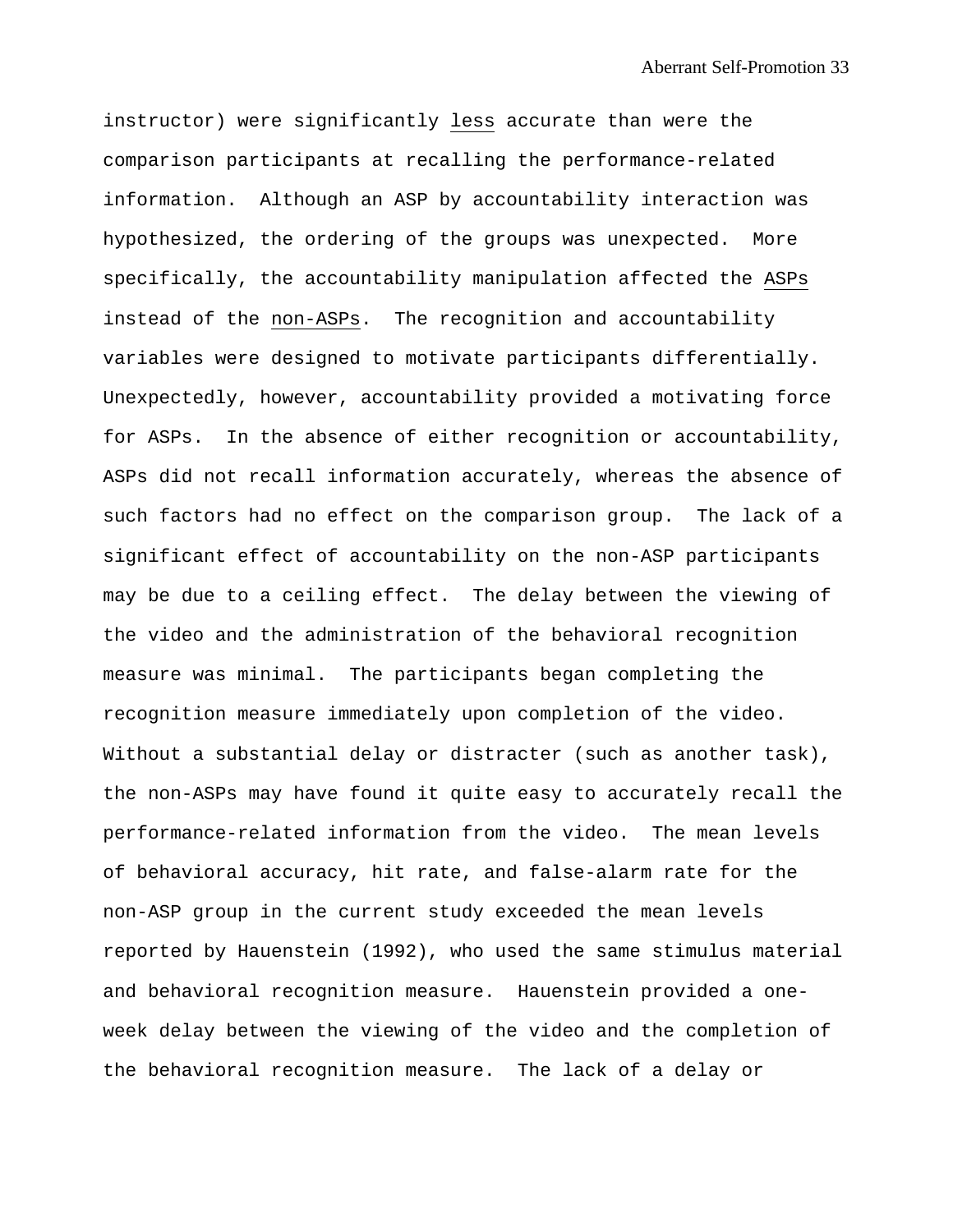instructor) were significantly <u>less</u> accurate than were the comparison participants at recalling the performance-related information. Although an ASP by accountability interaction was hypothesized, the ordering of the groups was unexpected. More specifically, the accountability manipulation affected the <u>ASPs</u> instead of the <u>non-ASPs</u>. The recognition and accountability variables were designed to motivate participants differentially. Unexpectedly, however, accountability provided a motivating force for ASPs. In the absence of either recognition or accountability, ASPs did not recall information accurately, whereas the absence of such factors had no effect on the comparison group. The lack of a significant effect of accountability on the non-ASP participants may be due to a ceiling effect. The delay between the viewing of the video and the administration of the behavioral recognition measure was minimal. The participants began completing the recognition measure immediately upon completion of the video. Without a substantial delay or distracter (such as another task), the non-ASPs may have found it quite easy to accurately recall the performance-related information from the video. The mean levels of behavioral accuracy, hit rate, and false-alarm rate for the non-ASP group in the current study exceeded the mean levels reported by Hauenstein (1992), who used the same stimulus material and behavioral recognition measure. Hauenstein provided a one-week delay between the viewing of the video and the completion of the behavioral recognition measure. The lack of a delay or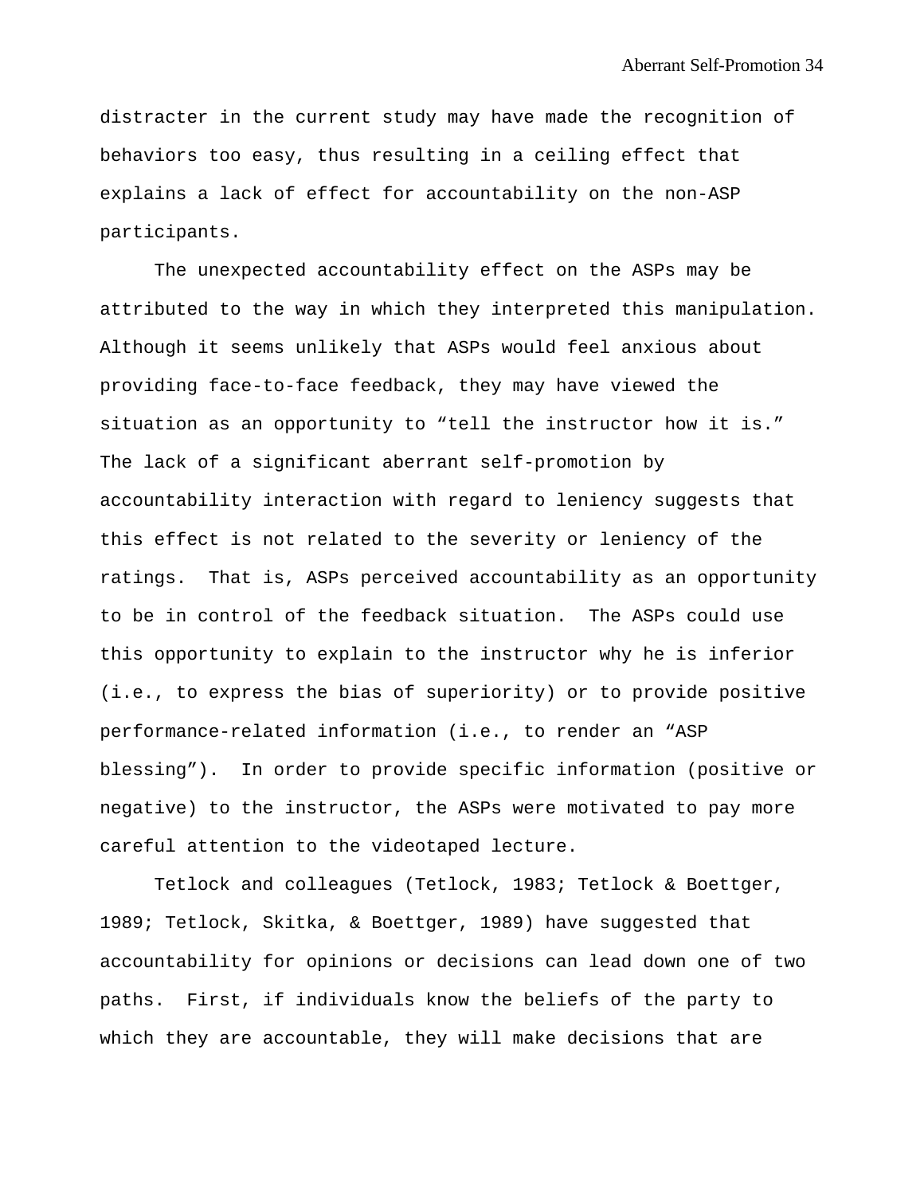distracter in the current study may have made the recognition of behaviors too easy, thus resulting in a ceiling effect that explains a lack of effect for accountability on the non-ASP participants.

The unexpected accountability effect on the ASPs may be attributed to the way in which they interpreted this manipulation. Although it seems unlikely that ASPs would feel anxious about providing face-to-face feedback, they may have viewed the situation as an opportunity to "tell the instructor how it is." The lack of a significant aberrant self-promotion by accountability interaction with regard to leniency suggests that this effect is not related to the severity or leniency of the ratings. That is, ASPs perceived accountability as an opportunity to be in control of the feedback situation. The ASPs could use this opportunity to explain to the instructor why he is inferior (i.e., to express the bias of superiority) or to provide positive performance-related information (i.e., to render an "ASP blessing"). In order to provide specific information (positive or negative) to the instructor, the ASPs were motivated to pay more careful attention to the videotaped lecture.

Tetlock and colleagues (Tetlock, 1983; Tetlock & Boettger, 1989; Tetlock, Skitka, & Boettger, 1989) have suggested that accountability for opinions or decisions can lead down one of two paths. First, if individuals know the beliefs of the party to which they are accountable, they will make decisions that are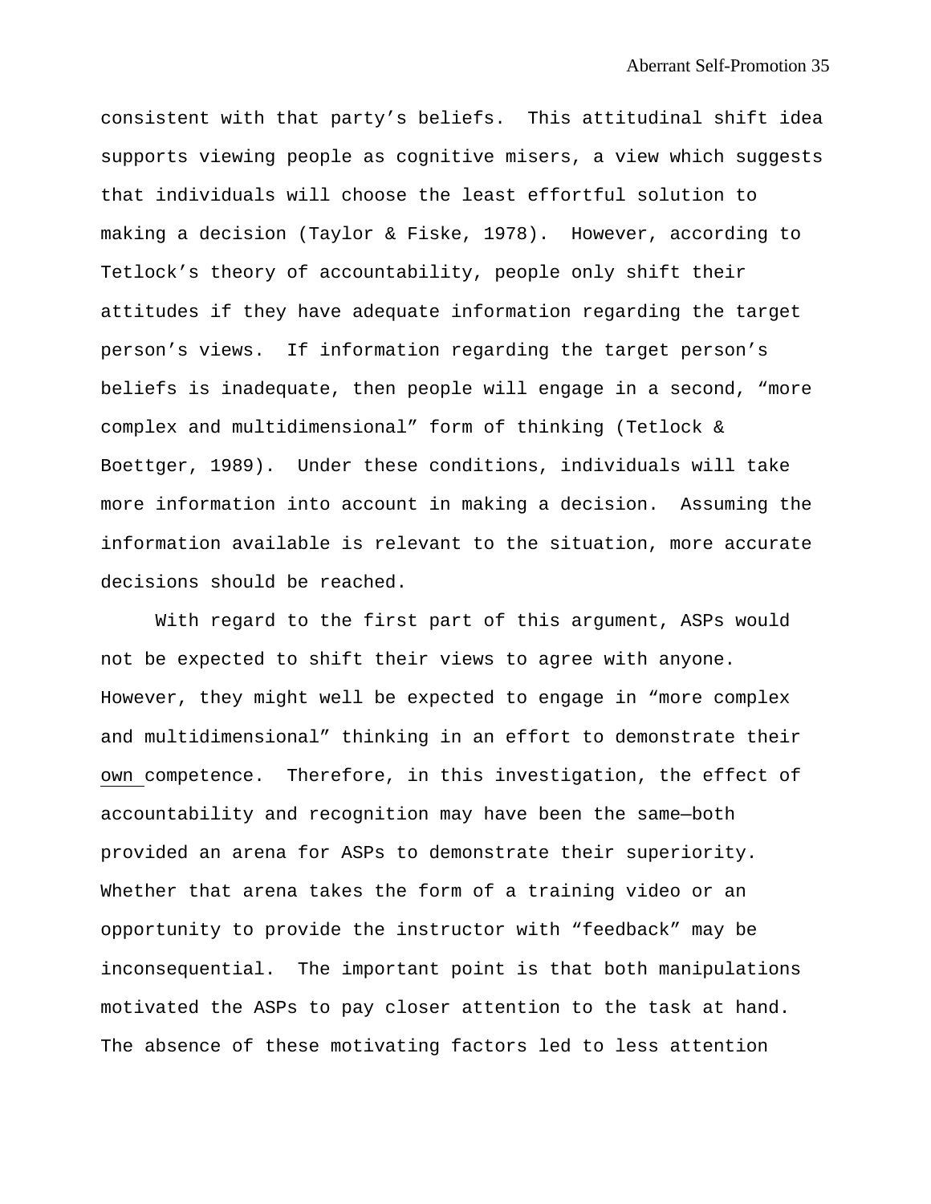consistent with that party's beliefs. This attitudinal shift idea supports viewing people as cognitive misers, a view which suggests that individuals will choose the least effortful solution to making a decision (Taylor & Fiske, 1978). However, according to Tetlock's theory of accountability, people only shift their attitudes if they have adequate information regarding the target person's views. If information regarding the target person's beliefs is inadequate, then people will engage in a second, "more complex and multidimensional" form of thinking (Tetlock & Boettger, 1989). Under these conditions, individuals will take more information into account in making a decision. Assuming the information available is relevant to the situation, more accurate decisions should be reached.

With regard to the first part of this argument, ASPs would not be expected to shift their views to agree with anyone. However, they might well be expected to engage in "more complex and multidimensional" thinking in an effort to demonstrate their own competence. Therefore, in this investigation, the effect of accountability and recognition may have been the same—both provided an arena for ASPs to demonstrate their superiority. Whether that arena takes the form of a training video or an opportunity to provide the instructor with "feedback" may be inconsequential. The important point is that both manipulations motivated the ASPs to pay closer attention to the task at hand. The absence of these motivating factors led to less attention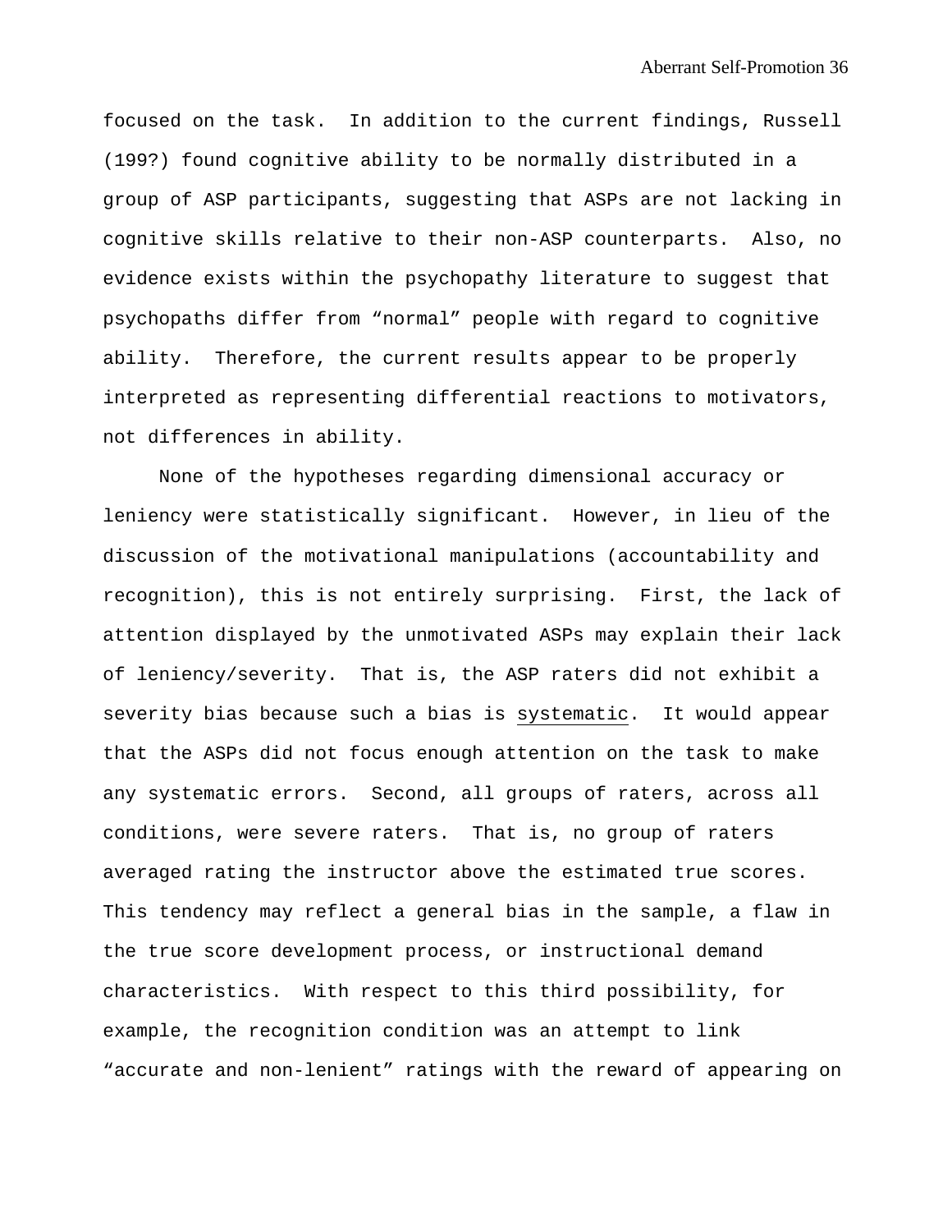focused on the task. In addition to the current findings, Russell (199?) found cognitive ability to be normally distributed in a group of ASP participants, suggesting that ASPs are not lacking in cognitive skills relative to their non-ASP counterparts. Also, no evidence exists within the psychopathy literature to suggest that psychopaths differ from "normal" people with regard to cognitive ability. Therefore, the current results appear to be properly interpreted as representing differential reactions to motivators, not differences in ability.

None of the hypotheses regarding dimensional accuracy or leniency were statistically significant. However, in lieu of the discussion of the motivational manipulations (accountability and recognition), this is not entirely surprising. First, the lack of attention displayed by the unmotivated ASPs may explain their lack of leniency/severity. That is, the ASP raters did not exhibit a severity bias because such a bias is <u>systematic</u>. It would appear that the ASPs did not focus enough attention on the task to make any systematic errors. Second, all groups of raters, across all conditions, were severe raters. That is, no group of raters averaged rating the instructor above the estimated true scores. This tendency may reflect a general bias in the sample, a flaw in the true score development process, or instructional demand characteristics. With respect to this third possibility, for example, the recognition condition was an attempt to link "accurate and non-lenient" ratings with the reward of appearing on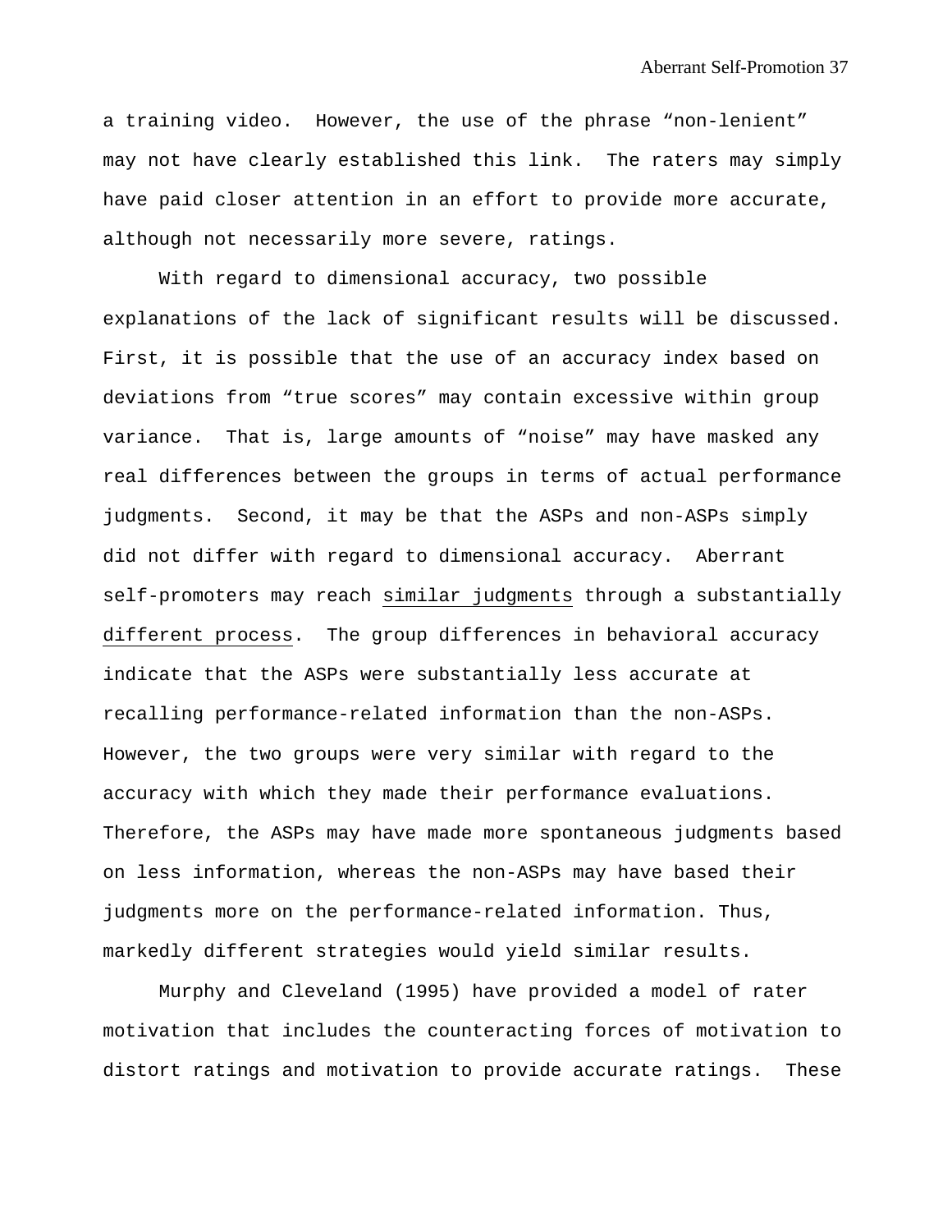a training video. However, the use of the phrase "non-lenient" may not have clearly established this link. The raters may simply have paid closer attention in an effort to provide more accurate, although not necessarily more severe, ratings.

With regard to dimensional accuracy, two possible explanations of the lack of significant results will be discussed. First, it is possible that the use of an accuracy index based on deviations from "true scores" may contain excessive within group variance. That is, large amounts of "noise" may have masked any real differences between the groups in terms of actual performance judgments. Second, it may be that the ASPs and non-ASPs simply did not differ with regard to dimensional accuracy. Aberrant self-promoters may reach <u>similar judgments</u> through a substantially <u>different process</u>. The group differences in behavioral accuracy indicate that the ASPs were substantially less accurate at recalling performance-related information than the non-ASPs. However, the two groups were very similar with regard to the accuracy with which they made their performance evaluations. Therefore, the ASPs may have made more spontaneous judgments based on less information, whereas the non-ASPs may have based their judgments more on the performance-related information. Thus, markedly different strategies would yield similar results.

Murphy and Cleveland (1995) have provided a model of rater motivation that includes the counteracting forces of motivation to distort ratings and motivation to provide accurate ratings. These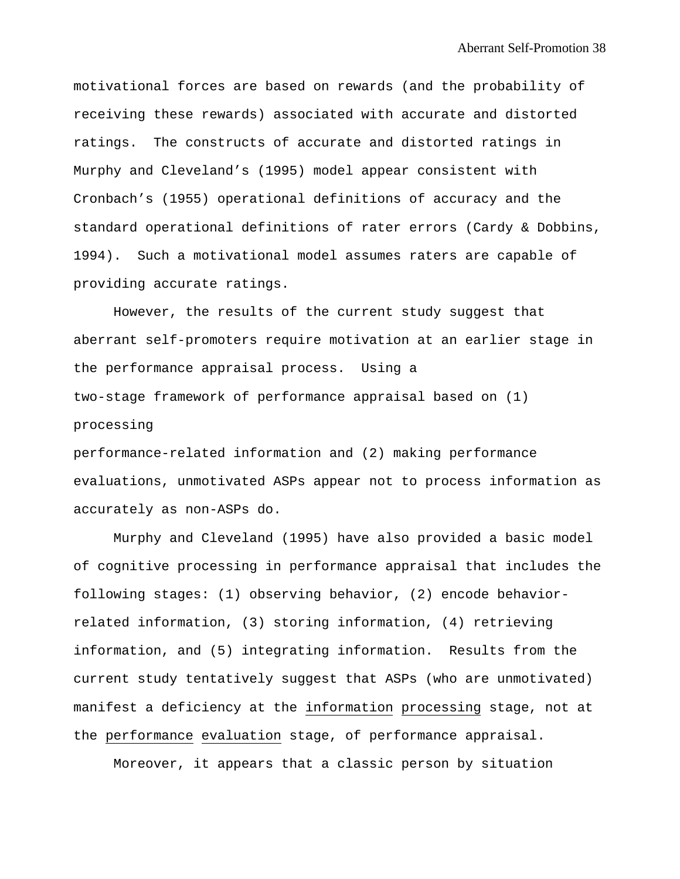motivational forces are based on rewards (and the probability of receiving these rewards) associated with accurate and distorted ratings. The constructs of accurate and distorted ratings in Murphy and Cleveland's (1995) model appear consistent with Cronbach's (1955) operational definitions of accuracy and the standard operational definitions of rater errors (Cardy & Dobbins, 1994). Such a motivational model assumes raters are capable of providing accurate ratings.

However, the results of the current study suggest that aberrant self-promoters require motivation at an earlier stage in the performance appraisal process. Using a two-stage framework of performance appraisal based on (1) processing performance-related information and (2) making performance evaluations, unmotivated ASPs appear not to process information as accurately as non-ASPs do.

Murphy and Cleveland (1995) have also provided a basic model of cognitive processing in performance appraisal that includes the following stages: (1) observing behavior, (2) encode behavior-related information, (3) storing information, (4) retrieving information, and (5) integrating information. Results from the current study tentatively suggest that ASPs (who are unmotivated) manifest a deficiency at the information processing stage, not at the performance evaluation stage, of performance appraisal.

Moreover, it appears that a classic person by situation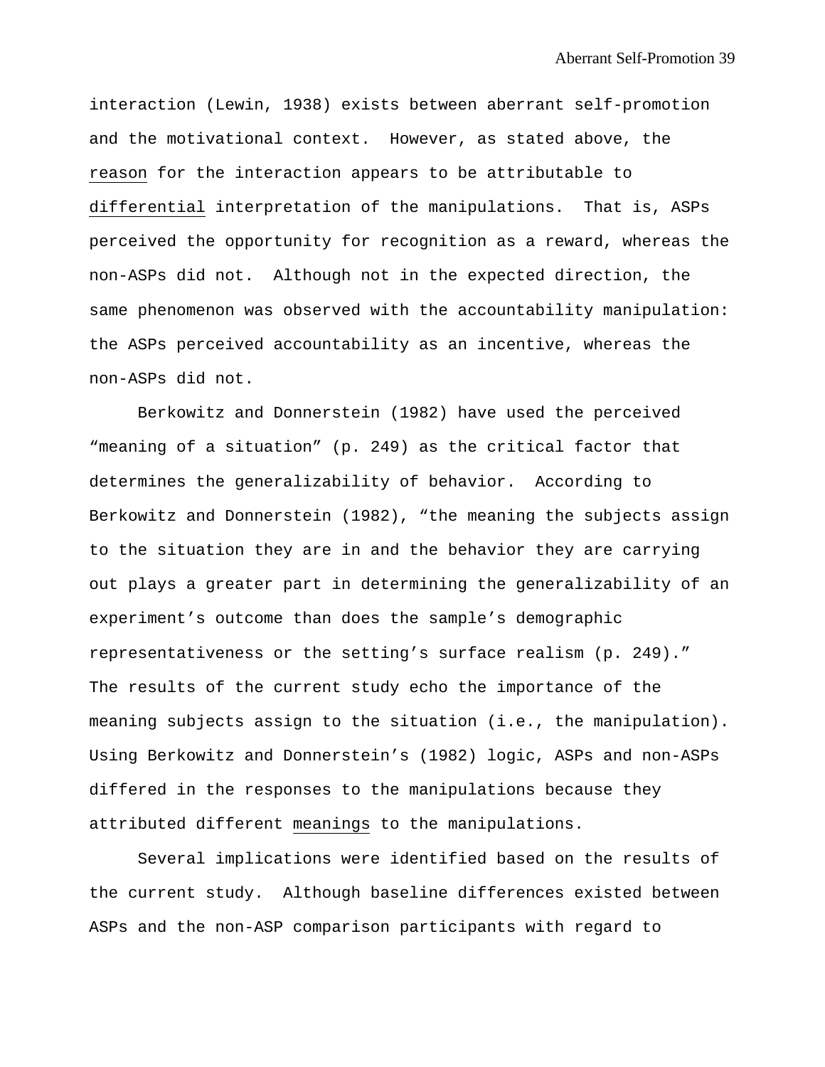interaction (Lewin, 1938) exists between aberrant self-promotion and the motivational context. However, as stated above, the <u>reason</u> for the interaction appears to be attributable to <u>differential</u> interpretation of the manipulations. That is, ASPs perceived the opportunity for recognition as a reward, whereas the non-ASPs did not. Although not in the expected direction, the same phenomenon was observed with the accountability manipulation: the ASPs perceived accountability as an incentive, whereas the non-ASPs did not.

Berkowitz and Donnerstein (1982) have used the perceived "meaning of a situation" (p. 249) as the critical factor that determines the generalizability of behavior. According to Berkowitz and Donnerstein (1982), "the meaning the subjects assign to the situation they are in and the behavior they are carrying out plays a greater part in determining the generalizability of an experiment's outcome than does the sample's demographic representativeness or the setting's surface realism (p. 249)." The results of the current study echo the importance of the meaning subjects assign to the situation (i.e., the manipulation). Using Berkowitz and Donnerstein's (1982) logic, ASPs and non-ASPs differed in the responses to the manipulations because they attributed different <u>meanings</u> to the manipulations.

Several implications were identified based on the results of the current study. Although baseline differences existed between ASPs and the non-ASP comparison participants with regard to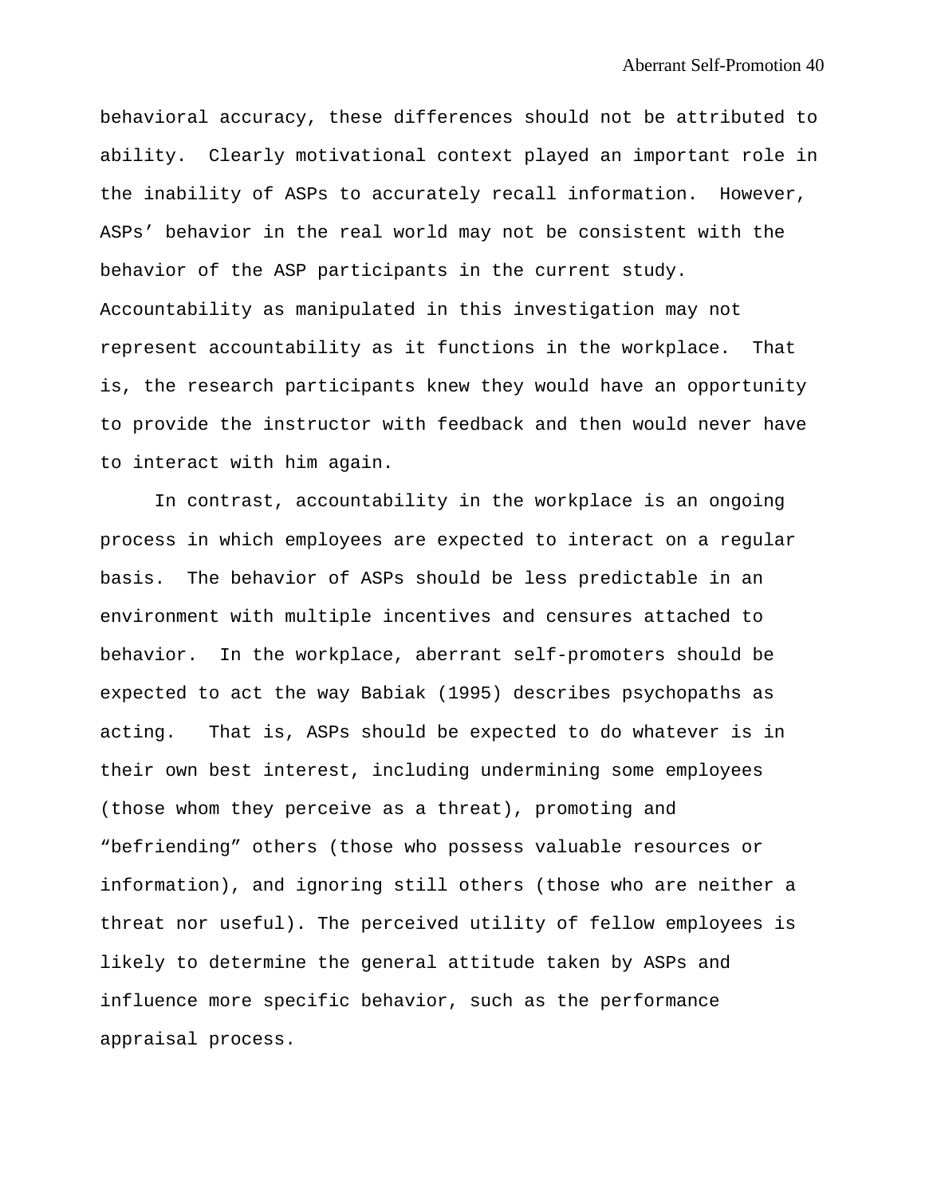behavioral accuracy, these differences should not be attributed to ability. Clearly motivational context played an important role in the inability of ASPs to accurately recall information. However, ASPs' behavior in the real world may not be consistent with the behavior of the ASP participants in the current study. Accountability as manipulated in this investigation may not represent accountability as it functions in the workplace. That is, the research participants knew they would have an opportunity to provide the instructor with feedback and then would never have to interact with him again.

In contrast, accountability in the workplace is an ongoing process in which employees are expected to interact on a regular basis. The behavior of ASPs should be less predictable in an environment with multiple incentives and censures attached to behavior. In the workplace, aberrant self-promoters should be expected to act the way Babiak (1995) describes psychopaths as acting. That is, ASPs should be expected to do whatever is in their own best interest, including undermining some employees (those whom they perceive as a threat), promoting and "befriending" others (those who possess valuable resources or information), and ignoring still others (those who are neither a threat nor useful). The perceived utility of fellow employees is likely to determine the general attitude taken by ASPs and influence more specific behavior, such as the performance appraisal process.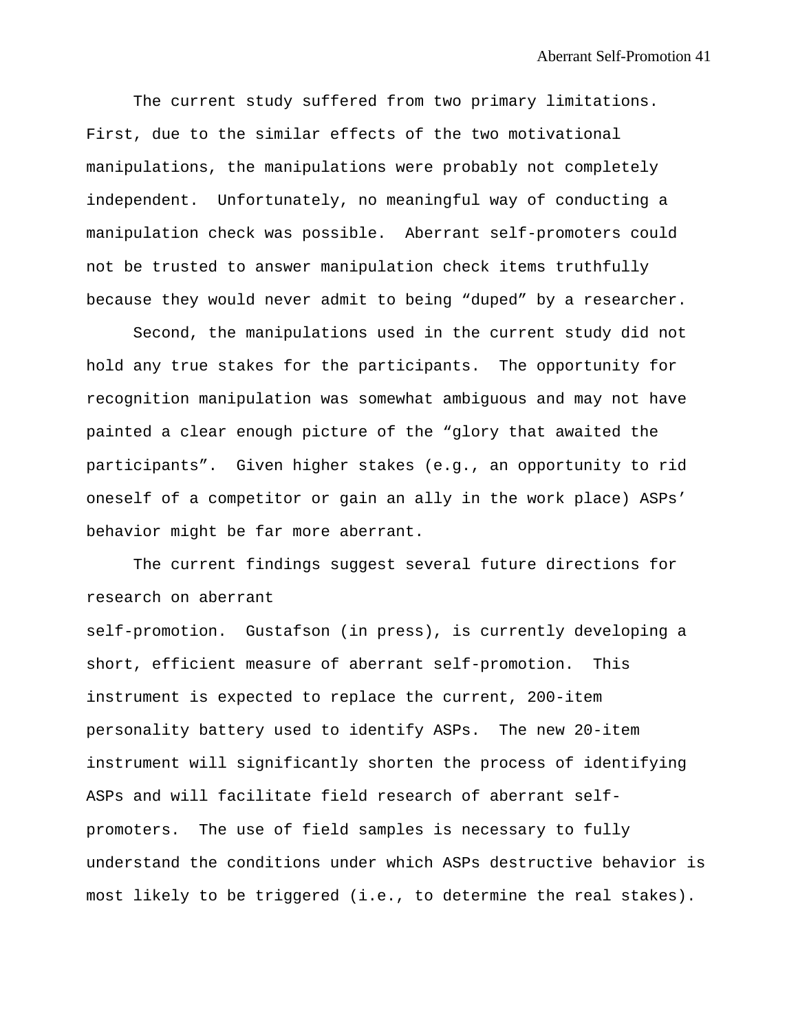The current study suffered from two primary limitations. First, due to the similar effects of the two motivational manipulations, the manipulations were probably not completely independent. Unfortunately, no meaningful way of conducting a manipulation check was possible. Aberrant self-promoters could not be trusted to answer manipulation check items truthfully because they would never admit to being "duped" by a researcher.

Second, the manipulations used in the current study did not hold any true stakes for the participants. The opportunity for recognition manipulation was somewhat ambiguous and may not have painted a clear enough picture of the "glory that awaited the participants". Given higher stakes (e.g., an opportunity to rid oneself of a competitor or gain an ally in the work place) ASPs' behavior might be far more aberrant.

The current findings suggest several future directions for research on aberrant self-promotion. Gustafson (in press), is currently developing a short, efficient measure of aberrant self-promotion. This instrument is expected to replace the current, 200-item personality battery used to identify ASPs. The new 20-item instrument will significantly shorten the process of identifying ASPs and will facilitate field research of aberrant self-promoters. The use of field samples is necessary to fully understand the conditions under which ASPs destructive behavior is most likely to be triggered (i.e., to determine the real stakes).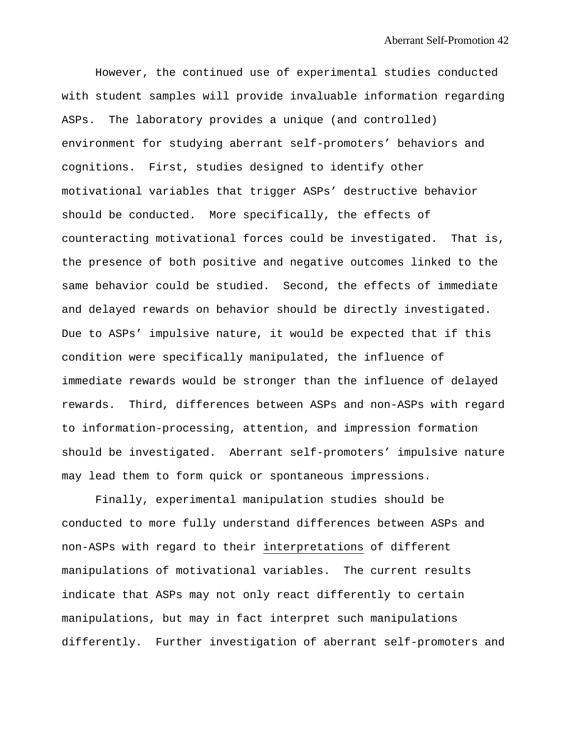However, the continued use of experimental studies conducted with student samples will provide invaluable information regarding ASPs. The laboratory provides a unique (and controlled) environment for studying aberrant self-promoters' behaviors and cognitions. First, studies designed to identify other motivational variables that trigger ASPs' destructive behavior should be conducted. More specifically, the effects of counteracting motivational forces could be investigated. That is, the presence of both positive and negative outcomes linked to the same behavior could be studied. Second, the effects of immediate and delayed rewards on behavior should be directly investigated. Due to ASPs' impulsive nature, it would be expected that if this condition were specifically manipulated, the influence of immediate rewards would be stronger than the influence of delayed rewards. Third, differences between ASPs and non-ASPs with regard to information-processing, attention, and impression formation should be investigated. Aberrant self-promoters' impulsive nature may lead them to form quick or spontaneous impressions.

Finally, experimental manipulation studies should be conducted to more fully understand differences between ASPs and non-ASPs with regard to their <u>interpretations</u> of different manipulations of motivational variables. The current results indicate that ASPs may not only react differently to certain manipulations, but may in fact interpret such manipulations differently. Further investigation of aberrant self-promoters and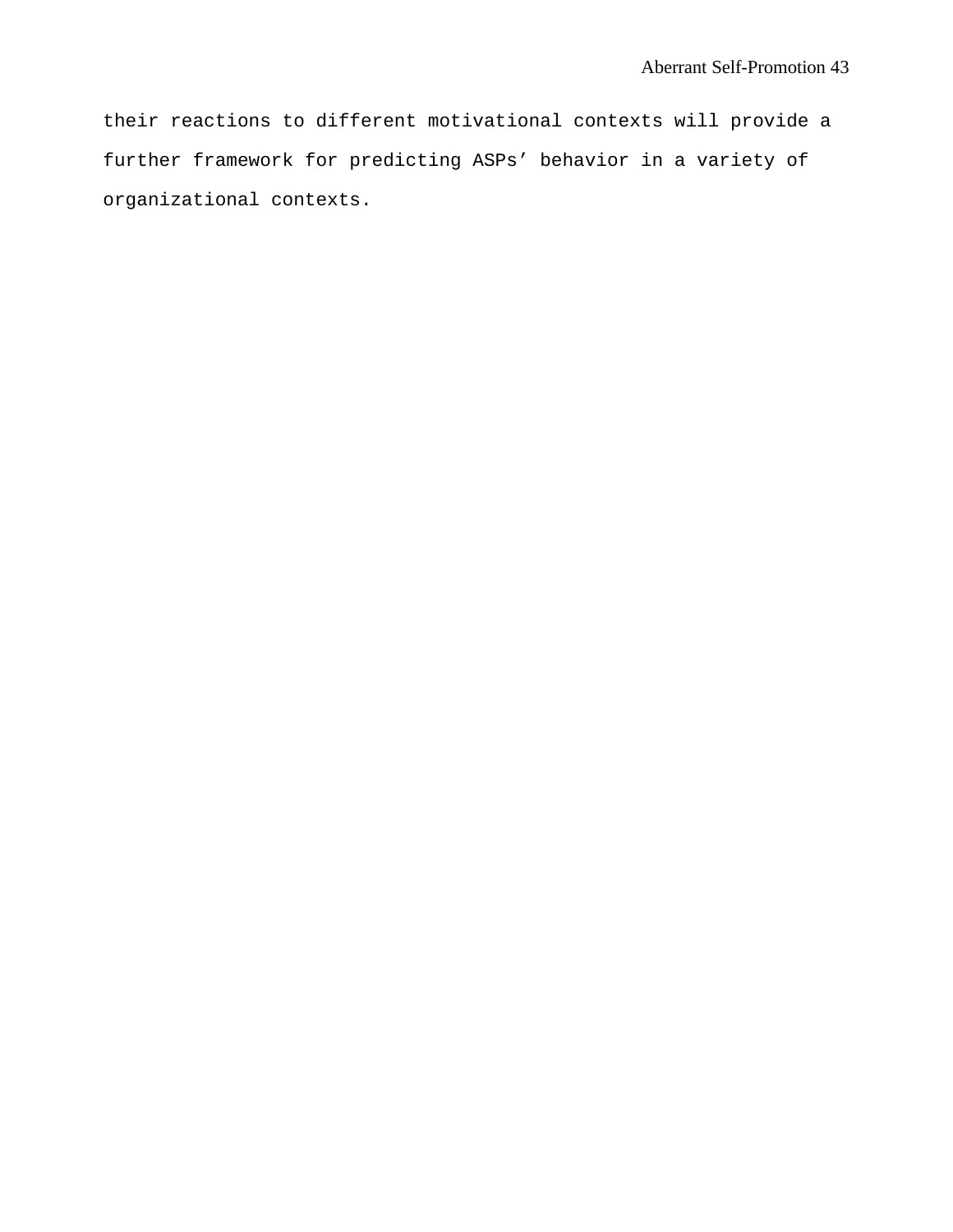their reactions to different motivational contexts will provide a further framework for predicting ASPs’ behavior in a variety of organizational contexts.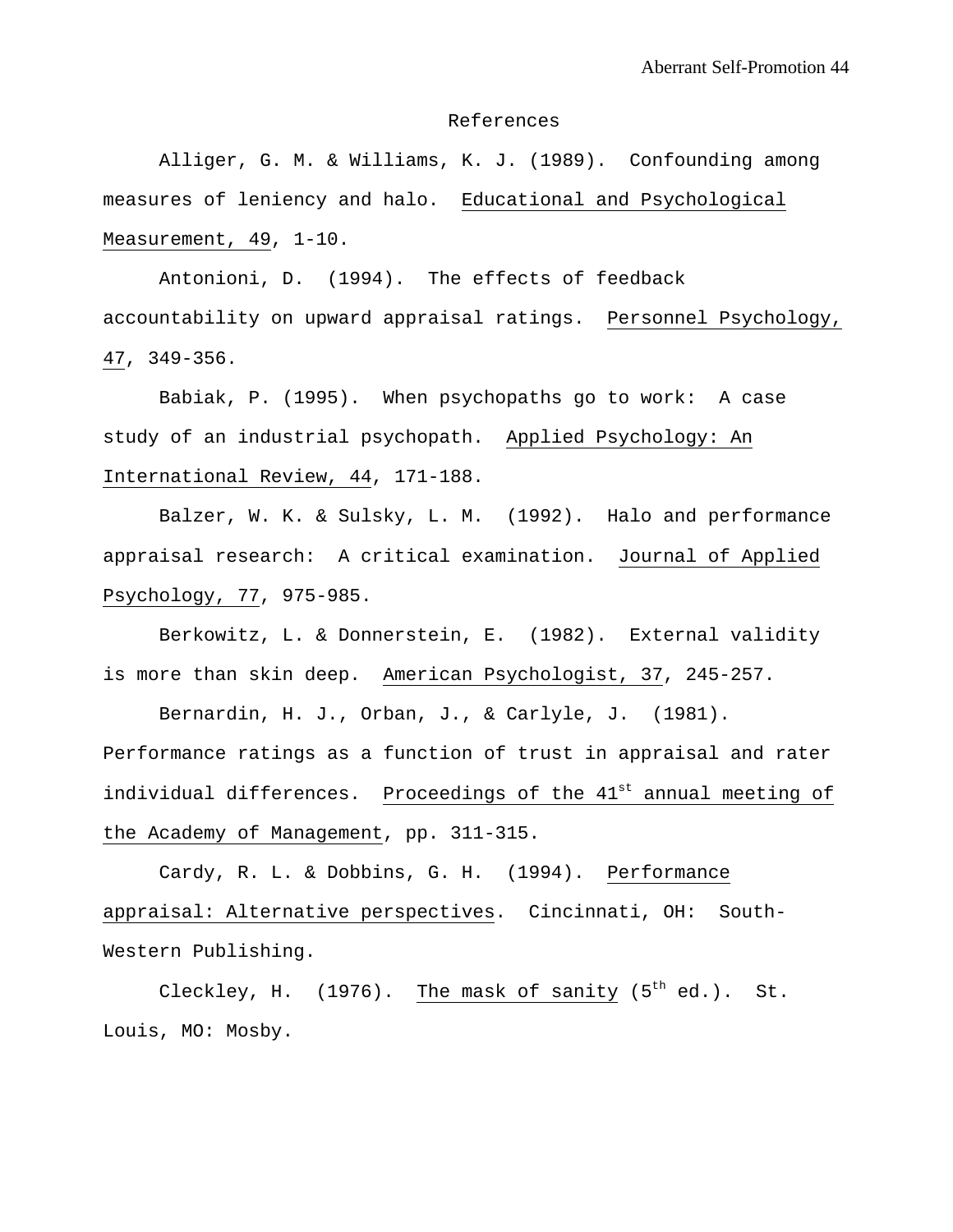# References

Alliger, G. M. & Williams, K. J. (1989). Confounding among measures of leniency and halo. Educational and Psychological Measurement, 49, 1-10.

Antonioni, D. (1994). The effects of feedback accountability on upward appraisal ratings. Personnel Psychology, 47, 349-356.

Babiak, P. (1995). When psychopaths go to work: A case study of an industrial psychopath. Applied Psychology: An International Review, 44, 171-188.

Balzer, W. K. & Sulsky, L. M. (1992). Halo and performance appraisal research: A critical examination. Journal of Applied Psychology, 77, 975-985.

Berkowitz, L. & Donnerstein, E. (1982). External validity is more than skin deep. American Psychologist, 37, 245-257.

Bernardin, H. J., Orban, J., & Carlyle, J. (1981). Performance ratings as a function of trust in appraisal and rater individual differences. Proceedings of the 41st annual meeting of the Academy of Management, pp. 311-315.

Cardy, R. L. & Dobbins, G. H. (1994). Performance appraisal: Alternative perspectives. Cincinnati, OH: South-Western Publishing.

Cleckley, H. (1976). The mask of sanity (5th ed.). St. Louis, MO: Mosby.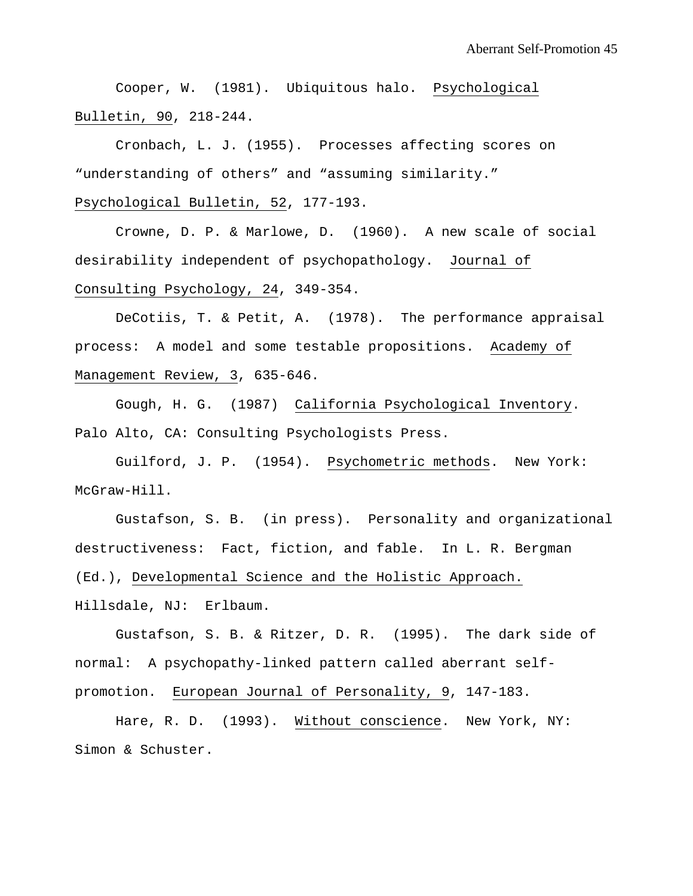Cooper, W. (1981). Ubiquitous halo. _Psychological Bulletin, 90_, 218-244.

Cronbach, L. J. (1955). Processes affecting scores on "understanding of others" and "assuming similarity." _Psychological Bulletin, 52_, 177-193.

Crowne, D. P. & Marlowe, D. (1960). A new scale of social desirability independent of psychopathology. _Journal of Consulting Psychology, 24_, 349-354.

DeCotiis, T. & Petit, A. (1978). The performance appraisal process: A model and some testable propositions. _Academy of Management Review, 3_, 635-646.

Gough, H. G. (1987) _California Psychological Inventory_. Palo Alto, CA: Consulting Psychologists Press.

Guilford, J. P. (1954). _Psychometric methods_. New York: McGraw-Hill.

Gustafson, S. B. (in press). Personality and organizational destructiveness: Fact, fiction, and fable. In L. R. Bergman (Ed.), _Developmental Science and the Holistic Approach._ Hillsdale, NJ: Erlbaum.

Gustafson, S. B. & Ritzer, D. R. (1995). The dark side of normal: A psychopathy-linked pattern called aberrant self-promotion. _European Journal of Personality, 9_, 147-183.

Hare, R. D. (1993). _Without conscience_. New York, NY: Simon & Schuster.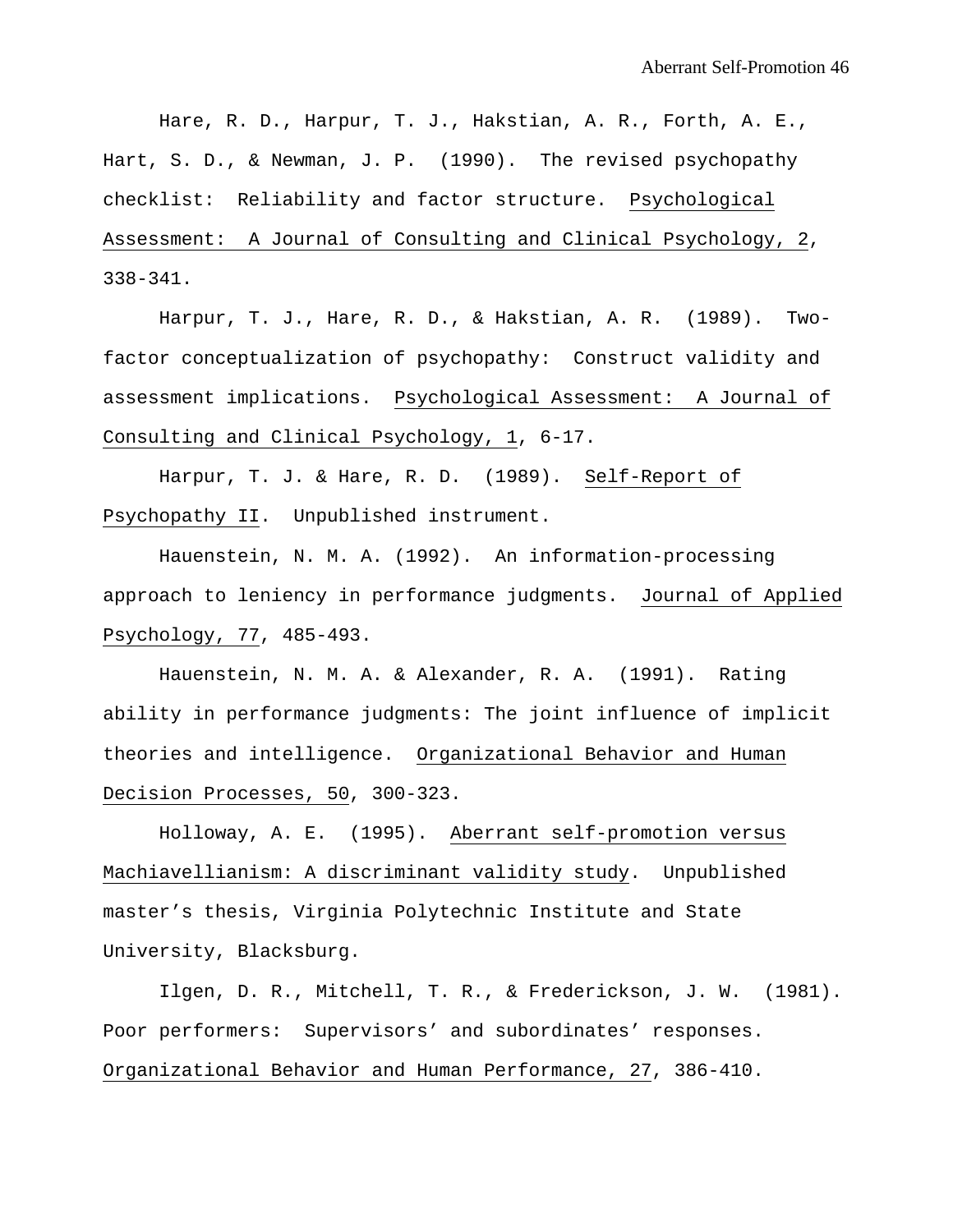Hare, R. D., Harpur, T. J., Hakstian, A. R., Forth, A. E., Hart, S. D., & Newman, J. P. (1990). The revised psychopathy checklist: Reliability and factor structure. Psychological Assessment: A Journal of Consulting and Clinical Psychology, 2, 338-341.

Harpur, T. J., Hare, R. D., & Hakstian, A. R. (1989). Two-factor conceptualization of psychopathy: Construct validity and assessment implications. Psychological Assessment: A Journal of Consulting and Clinical Psychology, 1, 6-17.

Harpur, T. J. & Hare, R. D. (1989). Self-Report of Psychopathy II. Unpublished instrument.

Hauenstein, N. M. A. (1992). An information-processing approach to leniency in performance judgments. Journal of Applied Psychology, 77, 485-493.

Hauenstein, N. M. A. & Alexander, R. A. (1991). Rating ability in performance judgments: The joint influence of implicit theories and intelligence. Organizational Behavior and Human Decision Processes, 50, 300-323.

Holloway, A. E. (1995). Aberrant self-promotion versus Machiavellianism: A discriminant validity study. Unpublished master's thesis, Virginia Polytechnic Institute and State University, Blacksburg.

Ilgen, D. R., Mitchell, T. R., & Frederickson, J. W. (1981). Poor performers: Supervisors' and subordinates' responses. Organizational Behavior and Human Performance, 27, 386-410.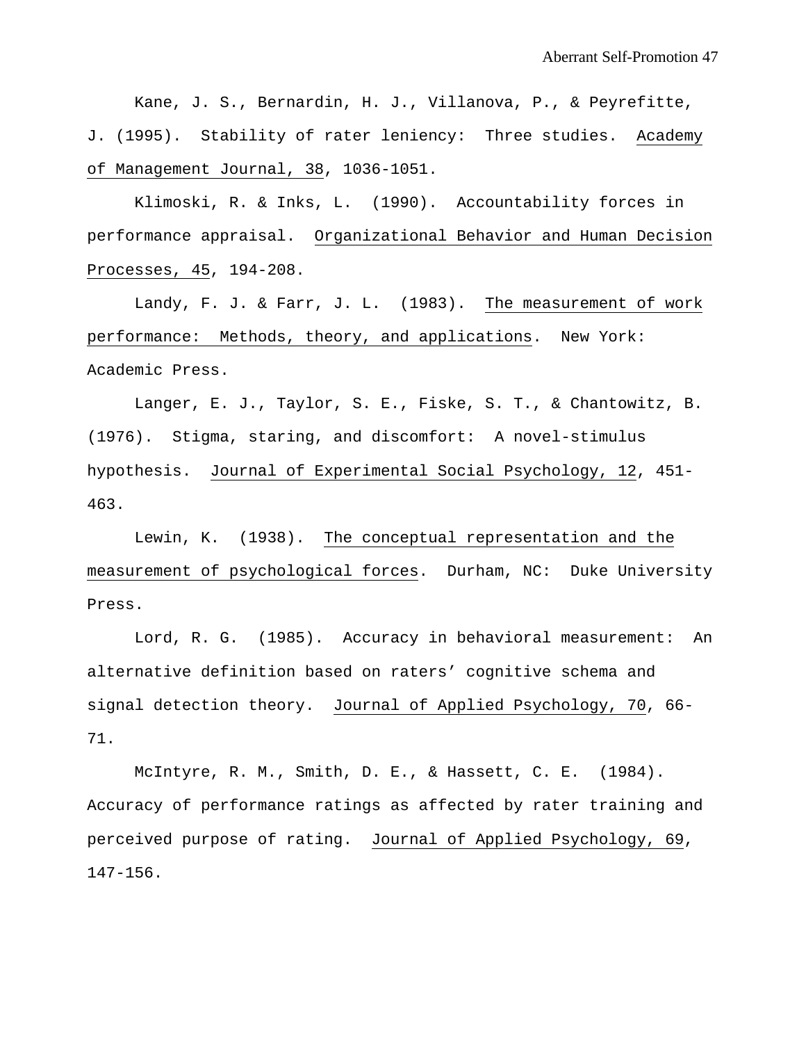Kane, J. S., Bernardin, H. J., Villanova, P., & Peyrefitte, J. (1995). Stability of rater leniency: Three studies. Academy of Management Journal, 38, 1036-1051.

Klimoski, R. & Inks, L. (1990). Accountability forces in performance appraisal. Organizational Behavior and Human Decision Processes, 45, 194-208.

Landy, F. J. & Farr, J. L. (1983). The measurement of work performance: Methods, theory, and applications. New York: Academic Press.

Langer, E. J., Taylor, S. E., Fiske, S. T., & Chantowitz, B. (1976). Stigma, staring, and discomfort: A novel-stimulus hypothesis. Journal of Experimental Social Psychology, 12, 451-463.

Lewin, K. (1938). The conceptual representation and the measurement of psychological forces. Durham, NC: Duke University Press.

Lord, R. G. (1985). Accuracy in behavioral measurement: An alternative definition based on raters' cognitive schema and signal detection theory. Journal of Applied Psychology, 70, 66-71.

McIntyre, R. M., Smith, D. E., & Hassett, C. E. (1984). Accuracy of performance ratings as affected by rater training and perceived purpose of rating. Journal of Applied Psychology, 69, 147-156.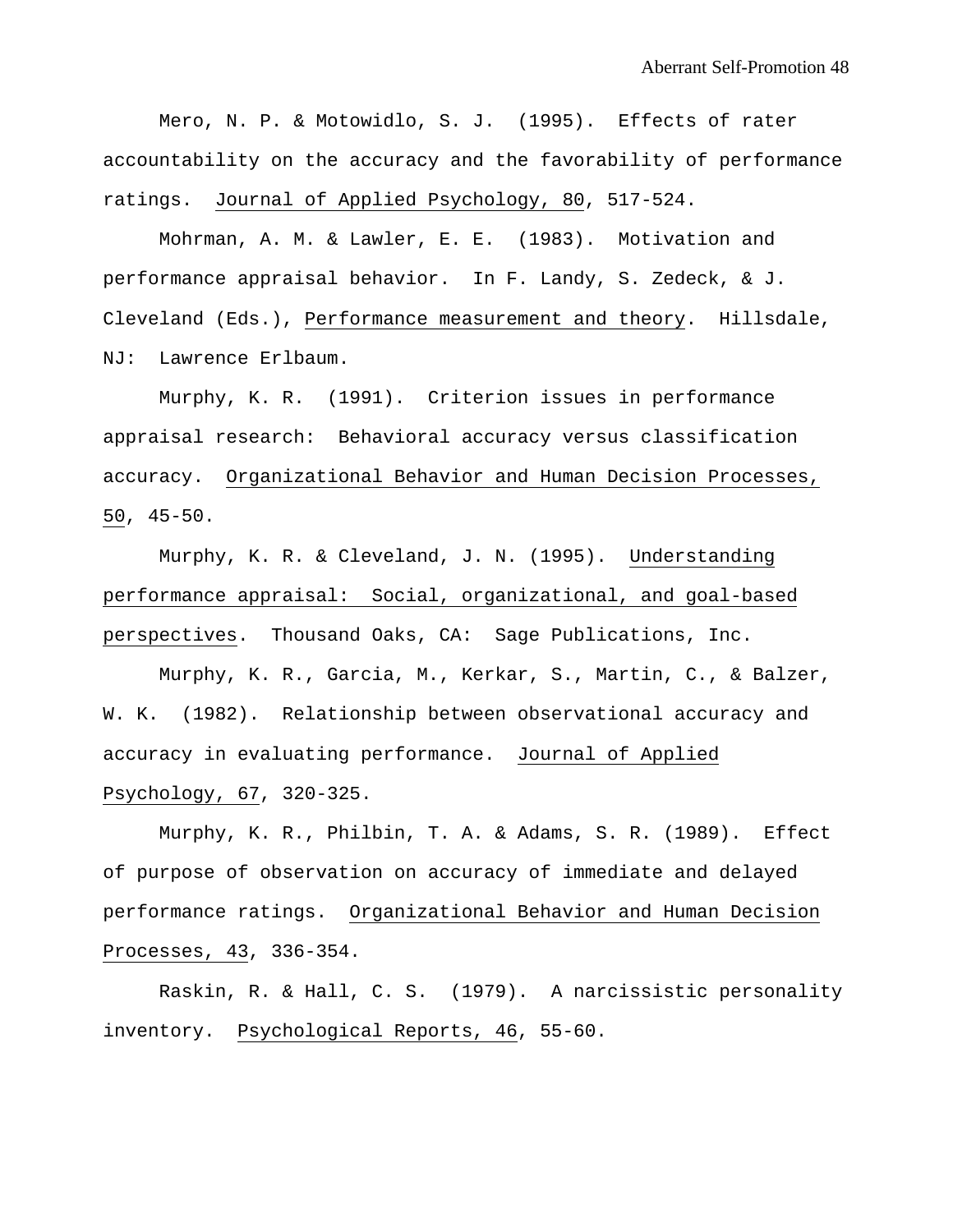Mero, N. P. & Motowidlo, S. J. (1995). Effects of rater accountability on the accuracy and the favorability of performance ratings. Journal of Applied Psychology, 80, 517-524.

Mohrman, A. M. & Lawler, E. E. (1983). Motivation and performance appraisal behavior. In F. Landy, S. Zedeck, & J. Cleveland (Eds.), Performance measurement and theory. Hillsdale, NJ: Lawrence Erlbaum.

Murphy, K. R. (1991). Criterion issues in performance appraisal research: Behavioral accuracy versus classification accuracy. Organizational Behavior and Human Decision Processes, 50, 45-50.

Murphy, K. R. & Cleveland, J. N. (1995). Understanding performance appraisal: Social, organizational, and goal-based perspectives. Thousand Oaks, CA: Sage Publications, Inc.

Murphy, K. R., Garcia, M., Kerkar, S., Martin, C., & Balzer, W. K. (1982). Relationship between observational accuracy and accuracy in evaluating performance. Journal of Applied Psychology, 67, 320-325.

Murphy, K. R., Philbin, T. A. & Adams, S. R. (1989). Effect of purpose of observation on accuracy of immediate and delayed performance ratings. Organizational Behavior and Human Decision Processes, 43, 336-354.

Raskin, R. & Hall, C. S. (1979). A narcissistic personality inventory. Psychological Reports, 46, 55-60.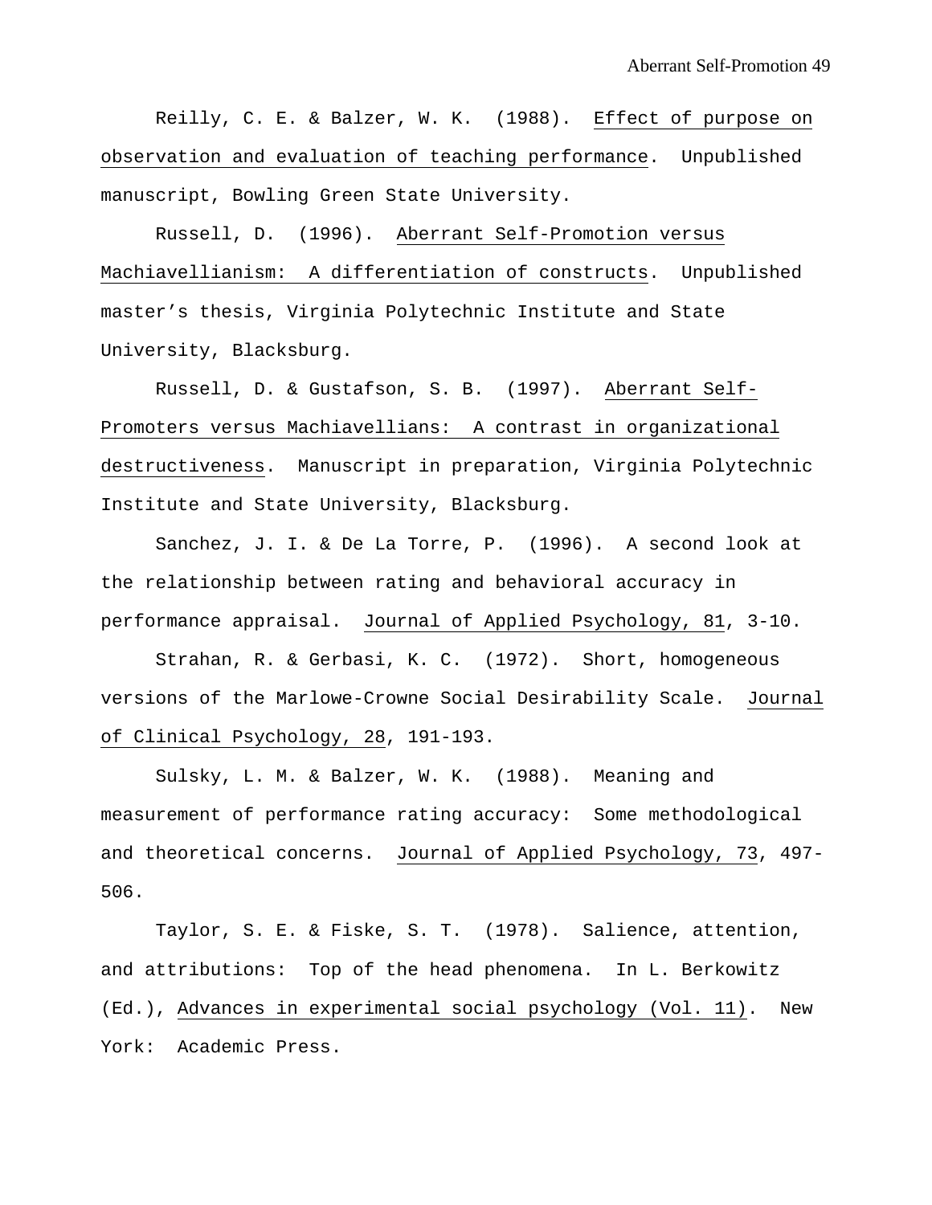Reilly, C. E. & Balzer, W. K. (1988). Effect of purpose on observation and evaluation of teaching performance. Unpublished manuscript, Bowling Green State University.

Russell, D. (1996). Aberrant Self-Promotion versus Machiavellianism: A differentiation of constructs. Unpublished master's thesis, Virginia Polytechnic Institute and State University, Blacksburg.

Russell, D. & Gustafson, S. B. (1997). Aberrant Self-Promoters versus Machiavellians: A contrast in organizational destructiveness. Manuscript in preparation, Virginia Polytechnic Institute and State University, Blacksburg.

Sanchez, J. I. & De La Torre, P. (1996). A second look at the relationship between rating and behavioral accuracy in performance appraisal. Journal of Applied Psychology, 81, 3-10.

Strahan, R. & Gerbasi, K. C. (1972). Short, homogeneous versions of the Marlowe-Crowne Social Desirability Scale. Journal of Clinical Psychology, 28, 191-193.

Sulsky, L. M. & Balzer, W. K. (1988). Meaning and measurement of performance rating accuracy: Some methodological and theoretical concerns. Journal of Applied Psychology, 73, 497-506.

Taylor, S. E. & Fiske, S. T. (1978). Salience, attention, and attributions: Top of the head phenomena. In L. Berkowitz (Ed.), Advances in experimental social psychology (Vol. 11). New York: Academic Press.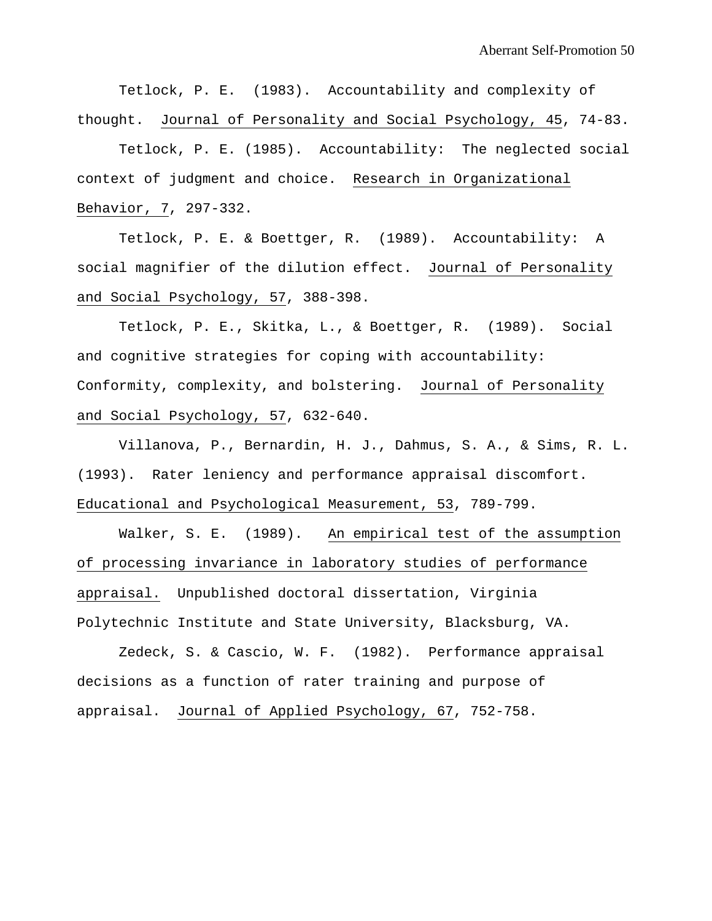Tetlock, P. E. (1983). Accountability and complexity of thought. Journal of Personality and Social Psychology, 45, 74-83.

Tetlock, P. E. (1985). Accountability: The neglected social context of judgment and choice. Research in Organizational Behavior, 7, 297-332.

Tetlock, P. E. & Boettger, R. (1989). Accountability: A social magnifier of the dilution effect. Journal of Personality and Social Psychology, 57, 388-398.

Tetlock, P. E., Skitka, L., & Boettger, R. (1989). Social and cognitive strategies for coping with accountability: Conformity, complexity, and bolstering. Journal of Personality and Social Psychology, 57, 632-640.

Villanova, P., Bernardin, H. J., Dahmus, S. A., & Sims, R. L. (1993). Rater leniency and performance appraisal discomfort. Educational and Psychological Measurement, 53, 789-799.

Walker, S. E. (1989). An empirical test of the assumption of processing invariance in laboratory studies of performance appraisal. Unpublished doctoral dissertation, Virginia Polytechnic Institute and State University, Blacksburg, VA.

Zedeck, S. & Cascio, W. F. (1982). Performance appraisal decisions as a function of rater training and purpose of appraisal. Journal of Applied Psychology, 67, 752-758.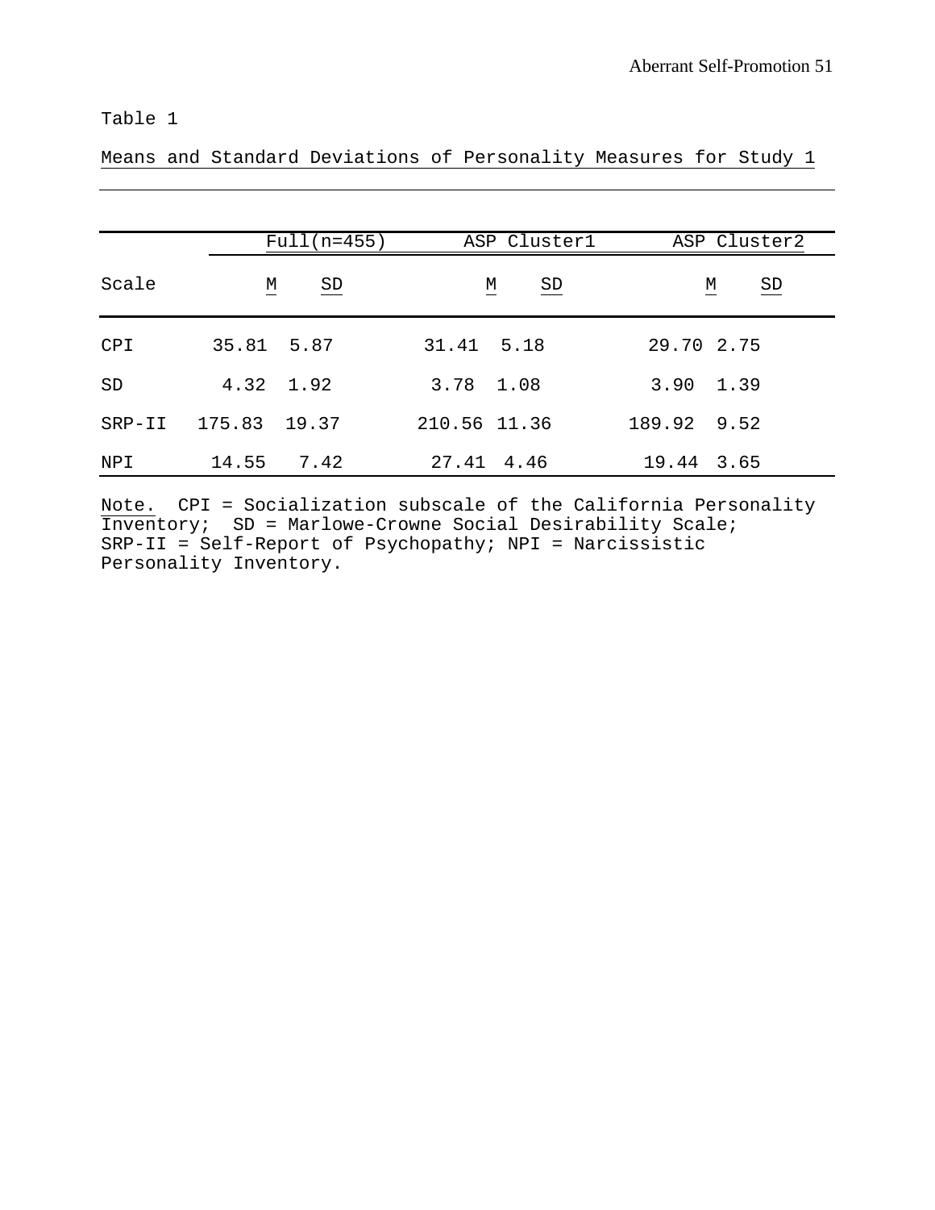Table 1

Means and Standard Deviations of Personality Measures for Study 1

| | Full(n=455) | | ASP Cluster1 | | ASP Cluster2 | |
|---|---|---|---|---|---|---|
| Scale | *M* | *SD* | *M* | *SD* | *M* | *SD* |
| CPI | 35.81 | 5.87 | 31.41 | 5.18 | 29.70 | 2.75 |
| SD | 4.32 | 1.92 | 3.78 | 1.08 | 3.90 | 1.39 |
| SRP-II | 175.83 | 19.37 | 210.56 | 11.36 | 189.92 | 9.52 |
| NPI | 14.55 | 7.42 | 27.41 | 4.46 | 19.44 | 3.65 |

*Note.* CPI = Socialization subscale of the California Personality Inventory; SD = Marlowe-Crowne Social Desirability Scale; SRP-II = Self-Report of Psychopathy; NPI = Narcissistic Personality Inventory.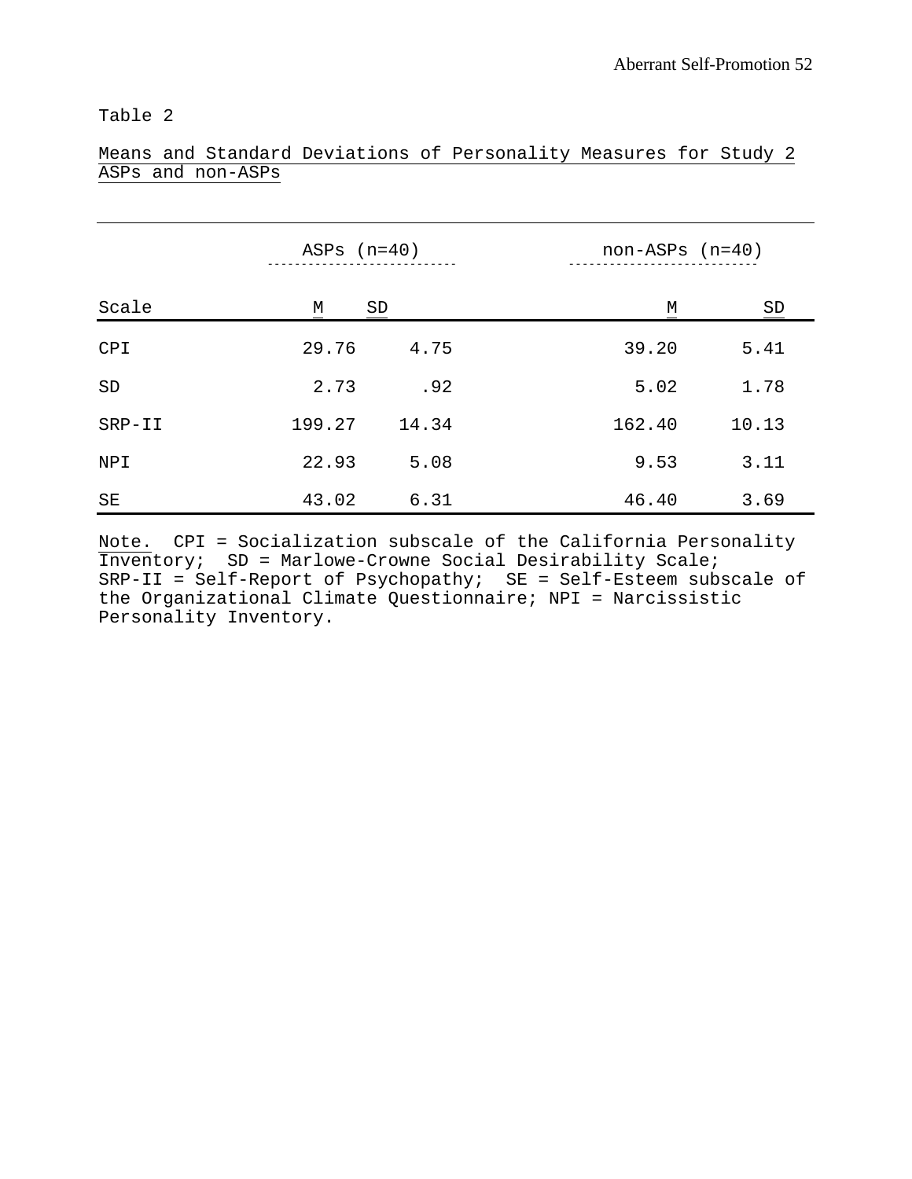Table 2

Means and Standard Deviations of Personality Measures for Study 2 ASPs and non-ASPs

| | ASPs (n=40) | | non-ASPs (n=40) | |
|---|---|---|---|---|
| Scale | *M* | *SD* | *M* | *SD* |
| CPI | 29.76 | 4.75 | 39.20 | 5.41 |
| SD | 2.73 | .92 | 5.02 | 1.78 |
| SRP-II | 199.27 | 14.34 | 162.40 | 10.13 |
| NPI | 22.93 | 5.08 | 9.53 | 3.11 |
| SE | 43.02 | 6.31 | 46.40 | 3.69 |

*Note.* CPI = Socialization subscale of the California Personality Inventory; SD = Marlowe-Crowne Social Desirability Scale; SRP-II = Self-Report of Psychopathy; SE = Self-Esteem subscale of the Organizational Climate Questionnaire; NPI = Narcissistic Personality Inventory.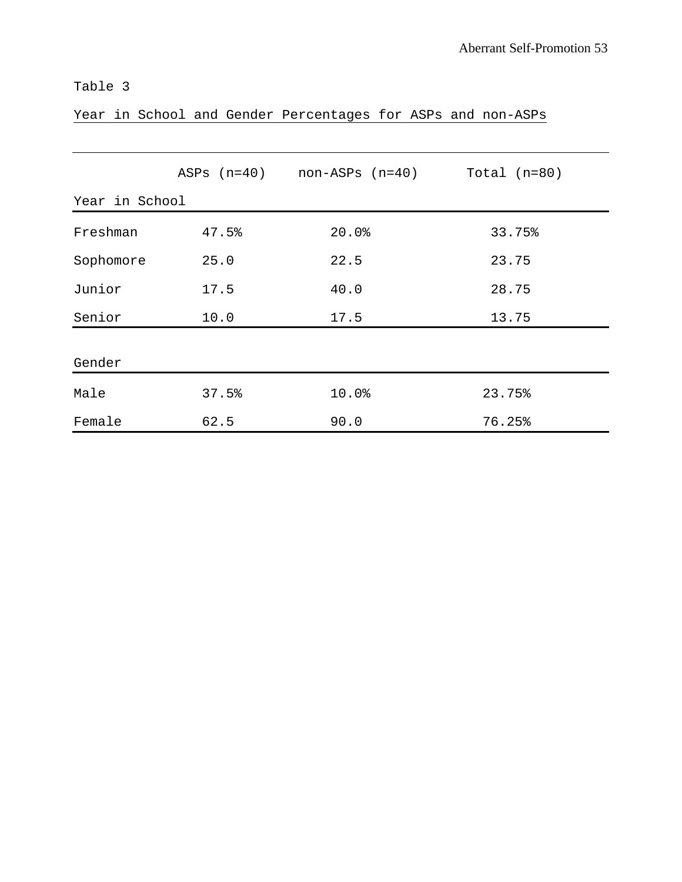Table 3

Year in School and Gender Percentages for ASPs and non-ASPs

| | ASPs (n=40) | non-ASPs (n=40) | Total (n=80) |
|---|---|---|---|
| **Year in School** | | | |
| Freshman | 47.5% | 20.0% | 33.75% |
| Sophomore | 25.0 | 22.5 | 23.75 |
| Junior | 17.5 | 40.0 | 28.75 |
| Senior | 10.0 | 17.5 | 13.75 |
| **Gender** | | | |
| Male | 37.5% | 10.0% | 23.75% |
| Female | 62.5 | 90.0 | 76.25% |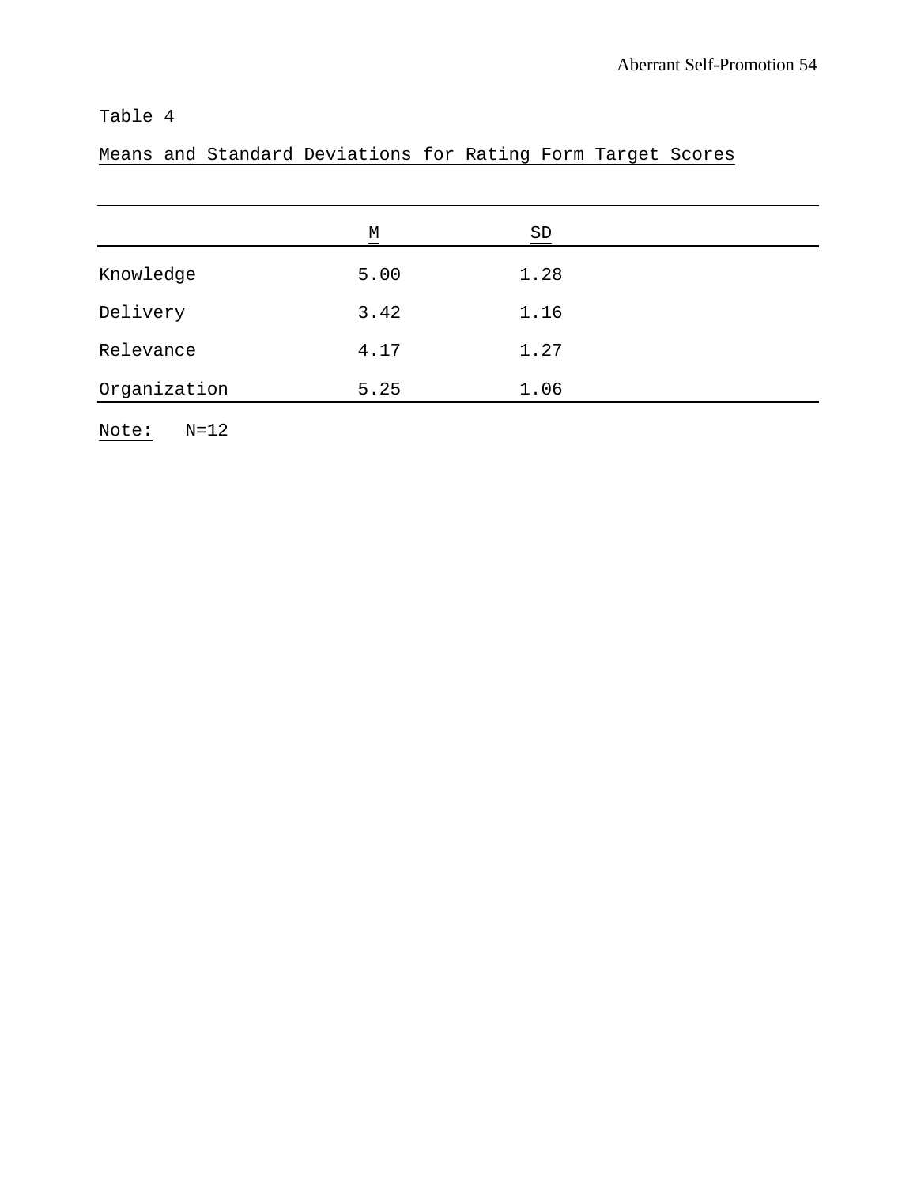Table 4

Means and Standard Deviations for Rating Form Target Scores

| | *M* | *SD* |
|---|---|---|
| Knowledge | 5.00 | 1.28 |
| Delivery | 3.42 | 1.16 |
| Relevance | 4.17 | 1.27 |
| Organization | 5.25 | 1.06 |

*Note:* N=12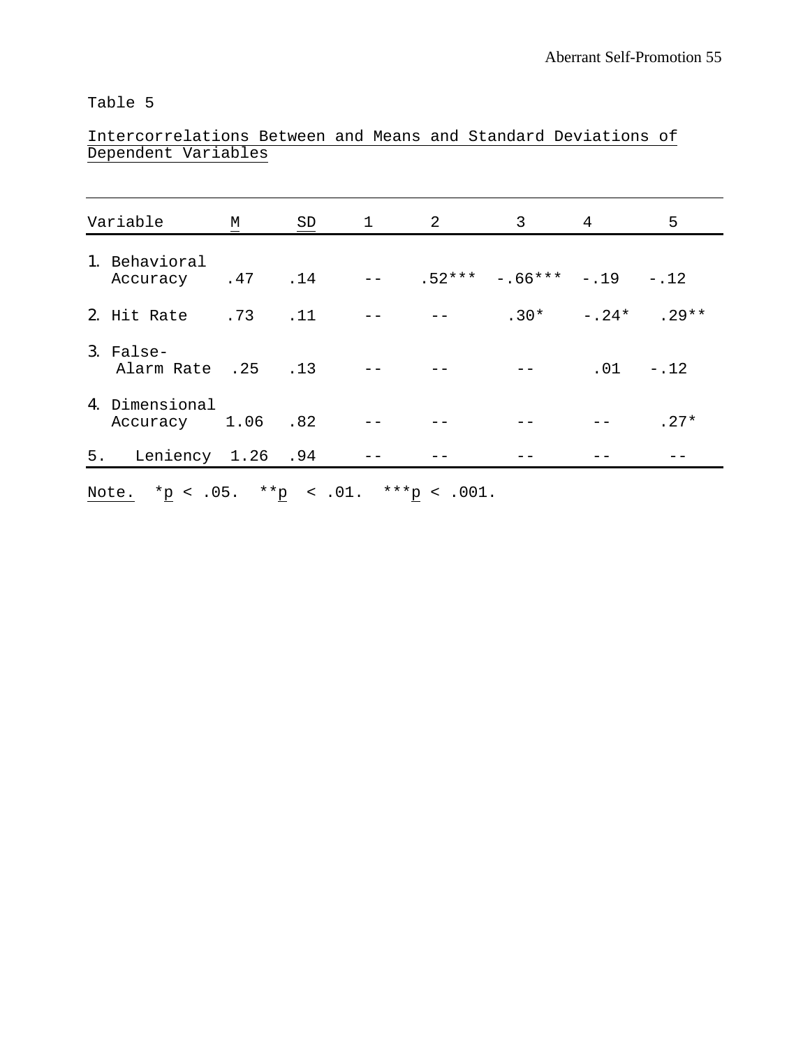Table 5

Intercorrelations Between and Means and Standard Deviations of Dependent Variables

| Variable | M | SD | 1 | 2 | 3 | 4 | 5 |
|---|---|---|---|---|---|---|---|
| 1. Behavioral Accuracy | .47 | .14 | -- | .52*** | -.66*** | -.19 | -.12 |
| 2. Hit Rate | .73 | .11 | -- | -- | .30* | -.24* | .29** |
| 3. False-Alarm Rate | .25 | .13 | -- | -- | -- | .01 | -.12 |
| 4. Dimensional Accuracy | 1.06 | .82 | -- | -- | -- | -- | .27* |
| 5. Leniency | 1.26 | .94 | -- | -- | -- | -- | -- |

Note. \*$p < .05$. \*\*$p < .01$. \*\*\*$p < .001$.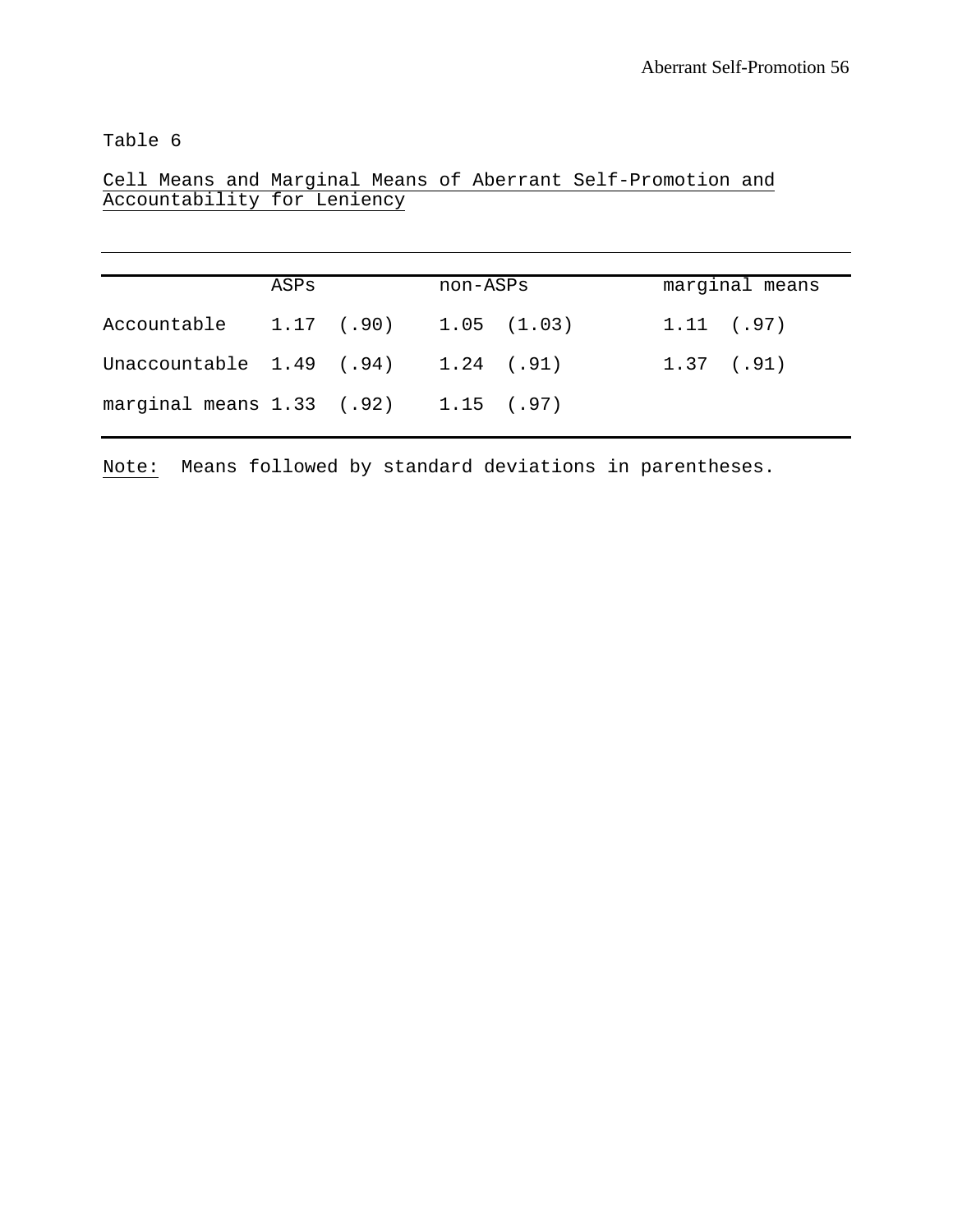Table 6

Cell Means and Marginal Means of Aberrant Self-Promotion and Accountability for Leniency

| | ASPs | non-ASPs | marginal means |
|---|---|---|---|
| Accountable | 1.17 (.90) | 1.05 (1.03) | 1.11 (.97) |
| Unaccountable | 1.49 (.94) | 1.24 (.91) | 1.37 (.91) |
| marginal means | 1.33 (.92) | 1.15 (.97) | |

Note: Means followed by standard deviations in parentheses.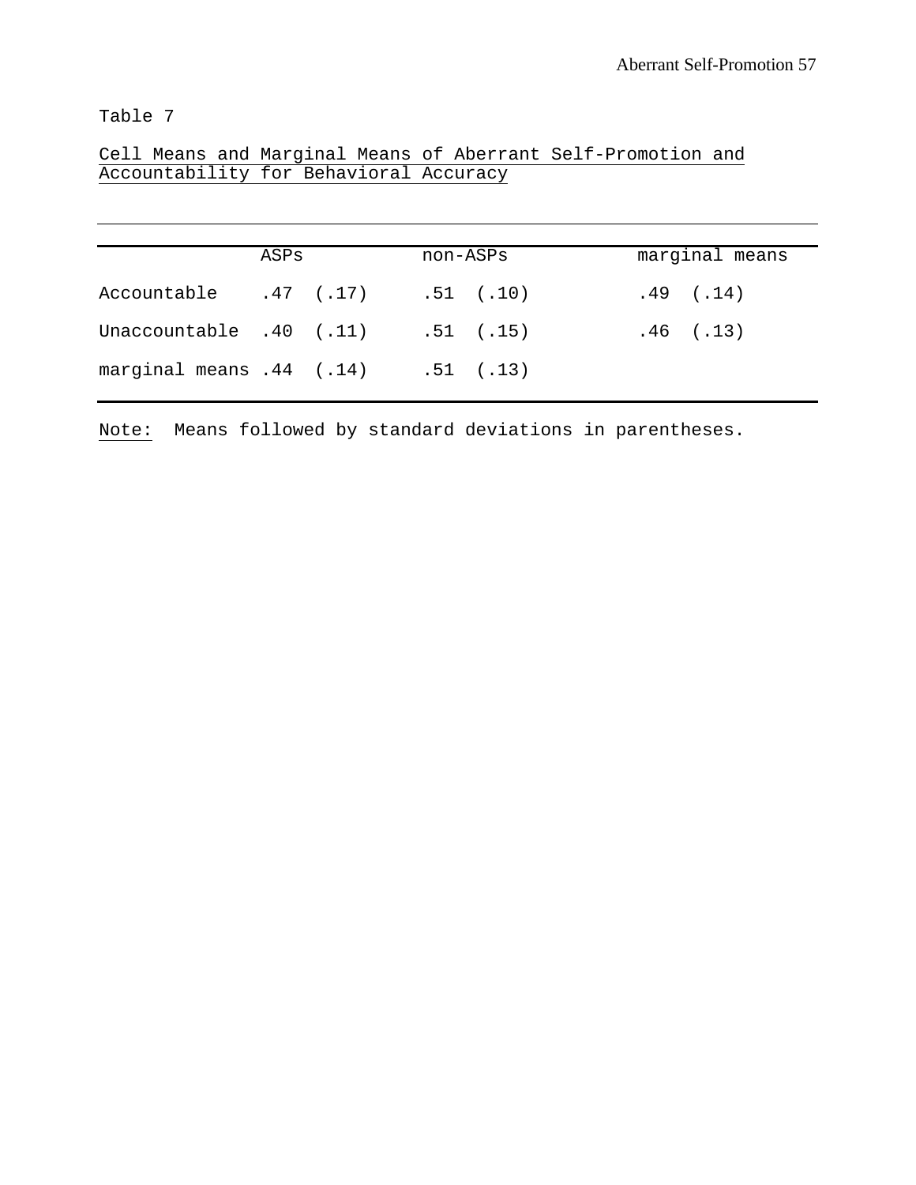Table 7

Cell Means and Marginal Means of Aberrant Self-Promotion and Accountability for Behavioral Accuracy

| | ASPs | non-ASPs | marginal means |
|---|---|---|---|
| Accountable | .47 (.17) | .51 (.10) | .49 (.14) |
| Unaccountable | .40 (.11) | .51 (.15) | .46 (.13) |
| marginal means | .44 (.14) | .51 (.13) | |

Note: Means followed by standard deviations in parentheses.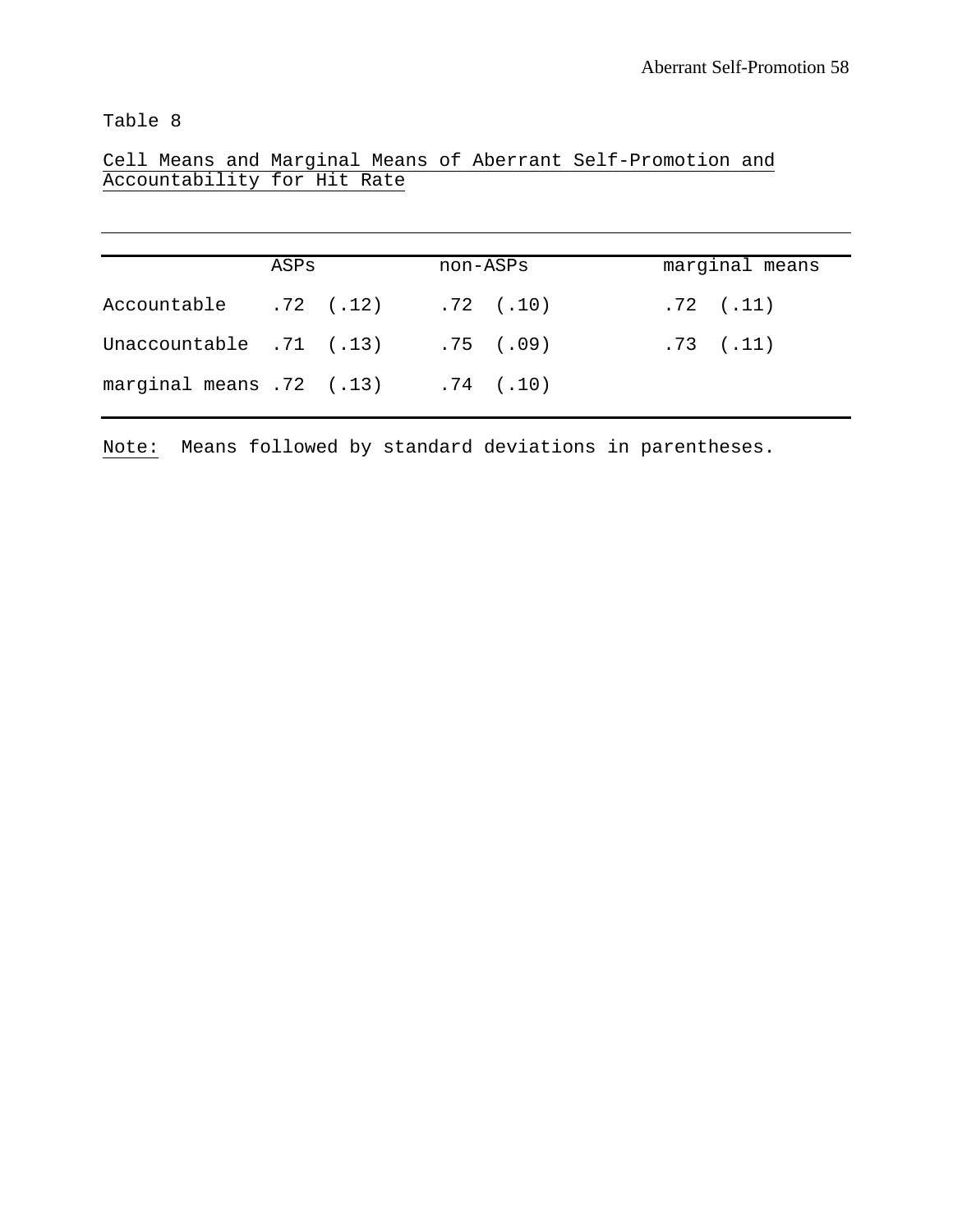Table 8

Cell Means and Marginal Means of Aberrant Self-Promotion and Accountability for Hit Rate

| | ASPs | non-ASPs | marginal means |
|---|---|---|---|
| Accountable | .72 (.12) | .72 (.10) | .72 (.11) |
| Unaccountable | .71 (.13) | .75 (.09) | .73 (.11) |
| marginal means | .72 (.13) | .74 (.10) | |

Note: Means followed by standard deviations in parentheses.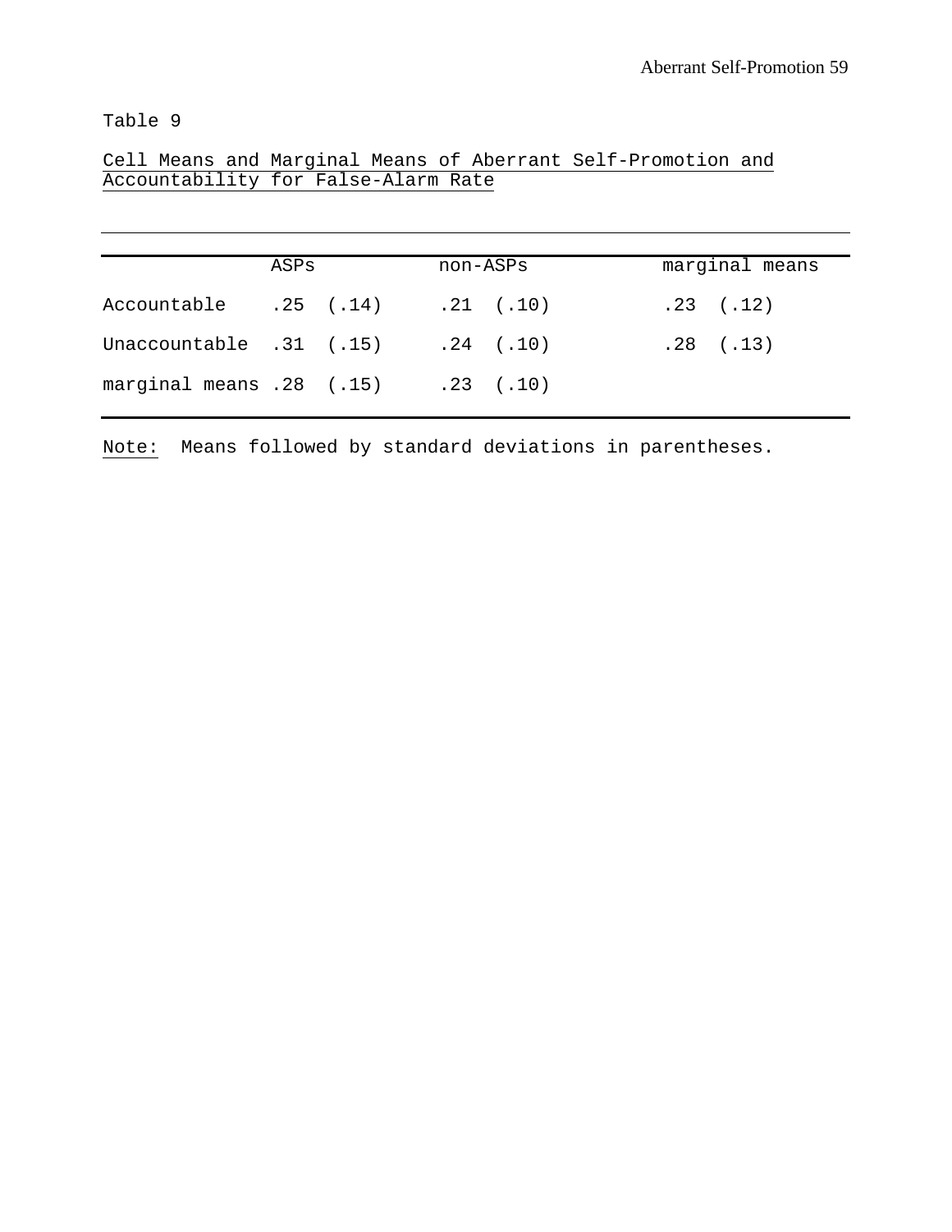Table 9

Cell Means and Marginal Means of Aberrant Self-Promotion and Accountability for False-Alarm Rate

| | ASPs | non-ASPs | marginal means |
|---|---|---|---|
| Accountable | .25 (.14) | .21 (.10) | .23 (.12) |
| Unaccountable | .31 (.15) | .24 (.10) | .28 (.13) |
| marginal means | .28 (.15) | .23 (.10) | |

Note: Means followed by standard deviations in parentheses.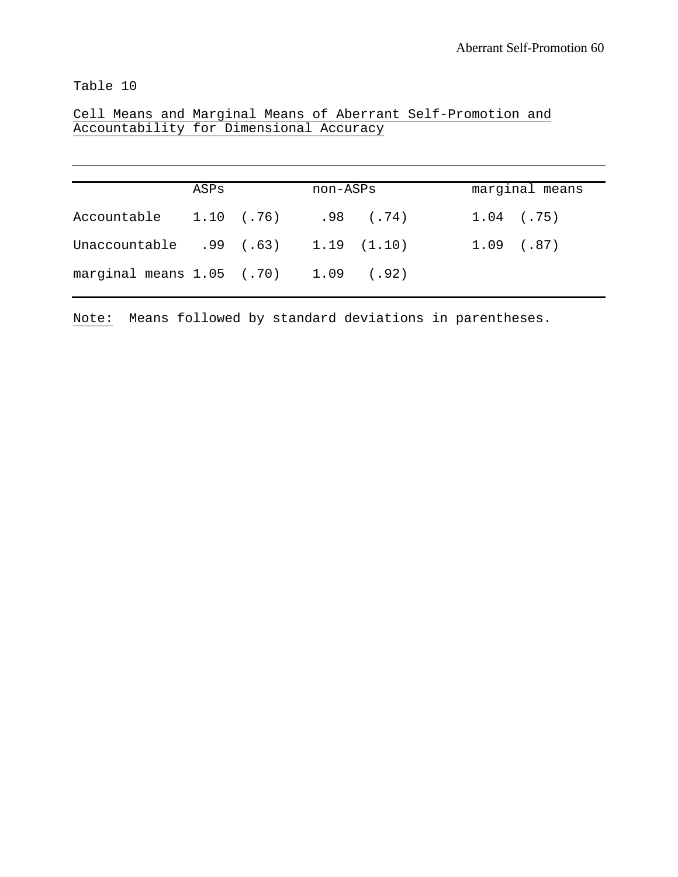Table 10

Cell Means and Marginal Means of Aberrant Self-Promotion and Accountability for Dimensional Accuracy

| | ASPs | non-ASPs | marginal means |
|---|---|---|---|
| Accountable | 1.10 (.76) | .98 (.74) | 1.04 (.75) |
| Unaccountable | .99 (.63) | 1.19 (1.10) | 1.09 (.87) |
| marginal means | 1.05 (.70) | 1.09 (.92) | |

Note: Means followed by standard deviations in parentheses.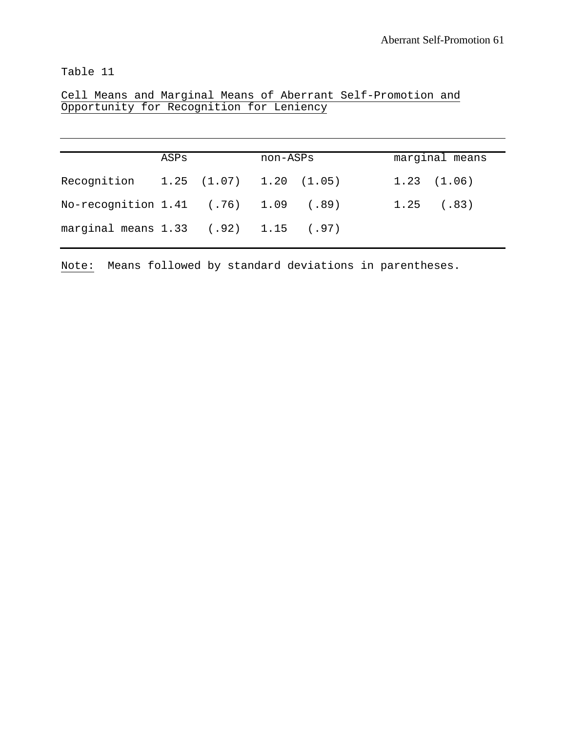Table 11

Cell Means and Marginal Means of Aberrant Self-Promotion and Opportunity for Recognition for Leniency

| | ASPs | non-ASPs | marginal means |
|---|---|---|---|
| Recognition | 1.25 (1.07) | 1.20 (1.05) | 1.23 (1.06) |
| No-recognition | 1.41 (.76) | 1.09 (.89) | 1.25 (.83) |
| marginal means | 1.33 (.92) | 1.15 (.97) | |

Note: Means followed by standard deviations in parentheses.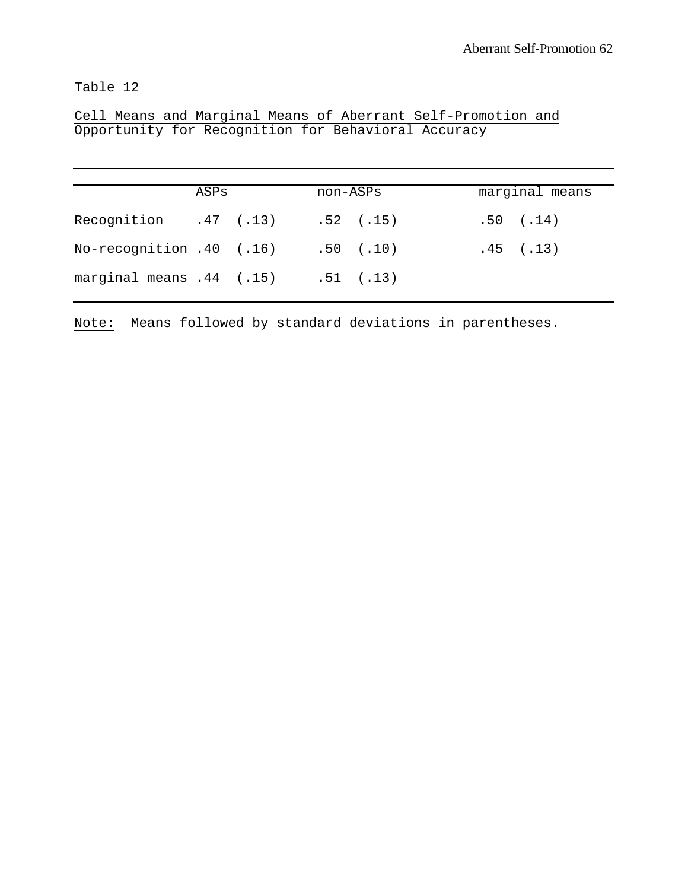Table 12

Cell Means and Marginal Means of Aberrant Self-Promotion and Opportunity for Recognition for Behavioral Accuracy

| | ASPs | non-ASPs | marginal means |
|---|---|---|---|
| Recognition | .47 (.13) | .52 (.15) | .50 (.14) |
| No-recognition | .40 (.16) | .50 (.10) | .45 (.13) |
| marginal means | .44 (.15) | .51 (.13) | |

Note: Means followed by standard deviations in parentheses.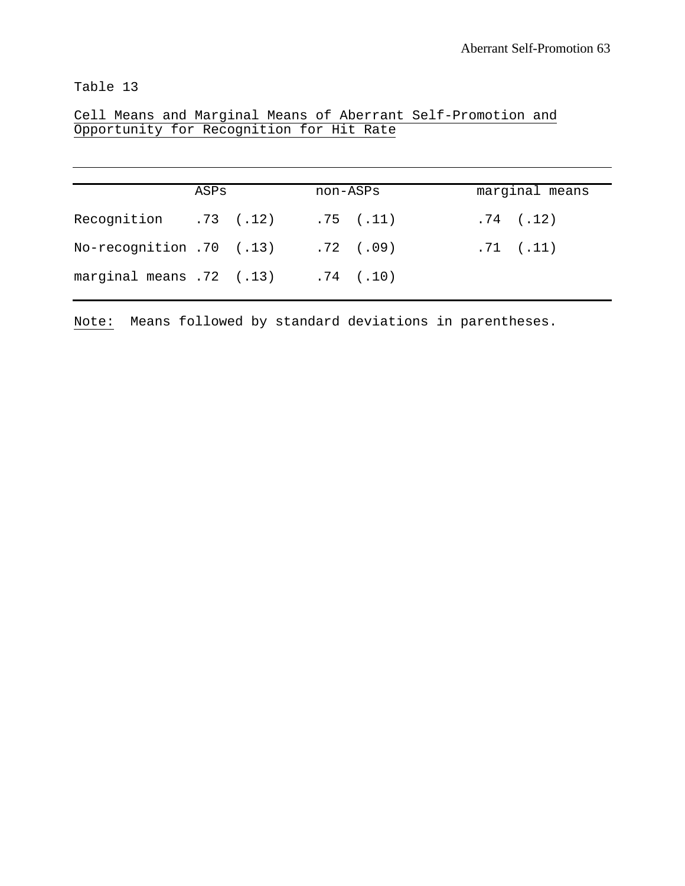Table 13

Cell Means and Marginal Means of Aberrant Self-Promotion and Opportunity for Recognition for Hit Rate

| | ASPs | non-ASPs | marginal means |
|---|---|---|---|
| Recognition | .73 (.12) | .75 (.11) | .74 (.12) |
| No-recognition | .70 (.13) | .72 (.09) | .71 (.11) |
| marginal means | .72 (.13) | .74 (.10) | |

Note: Means followed by standard deviations in parentheses.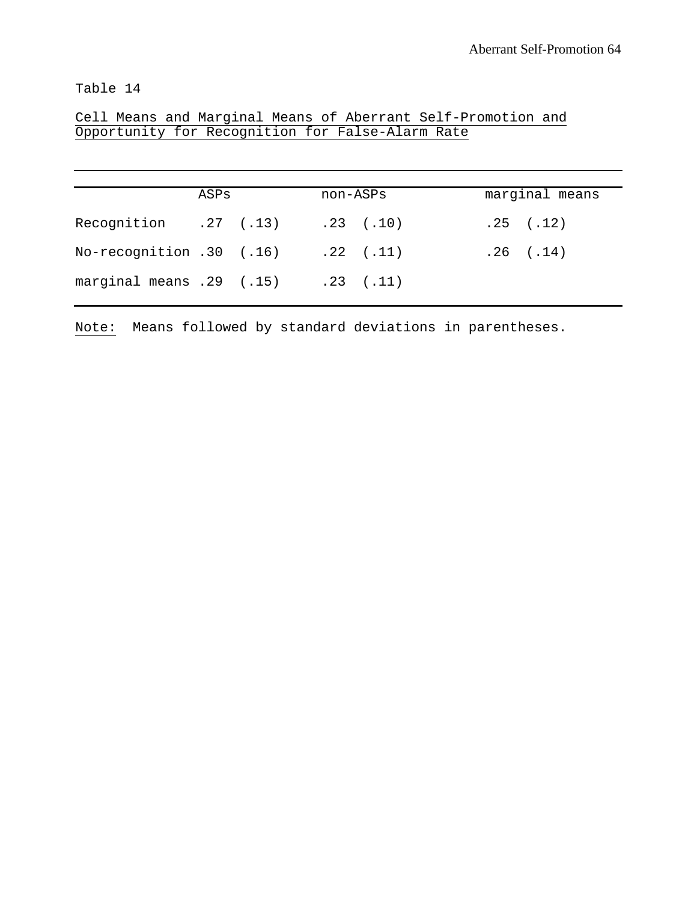Table 14

Cell Means and Marginal Means of Aberrant Self-Promotion and Opportunity for Recognition for False-Alarm Rate

| | ASPs | non-ASPs | marginal means |
|---|---|---|---|
| Recognition | .27 (.13) | .23 (.10) | .25 (.12) |
| No-recognition | .30 (.16) | .22 (.11) | .26 (.14) |
| marginal means | .29 (.15) | .23 (.11) | |

Note: Means followed by standard deviations in parentheses.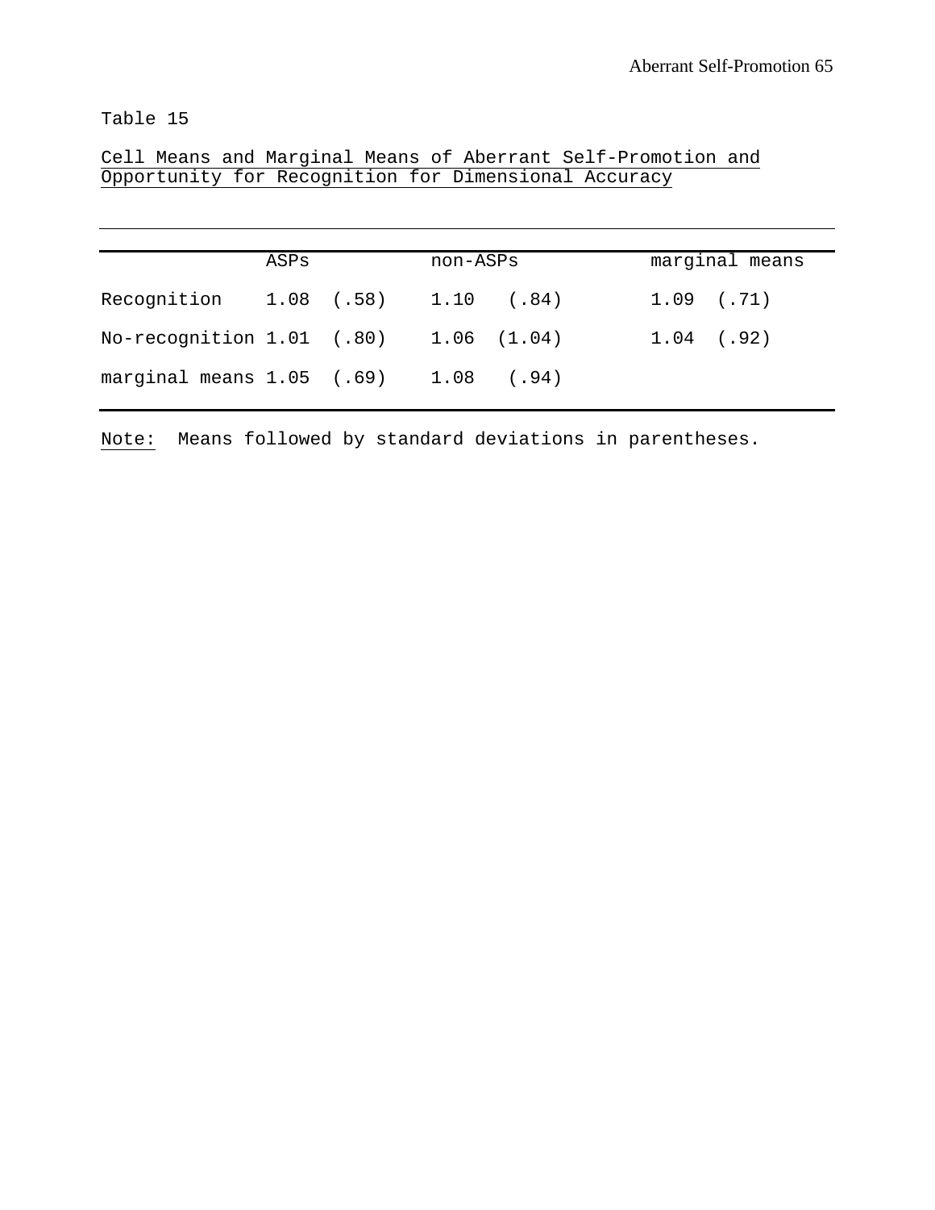Table 15

Cell Means and Marginal Means of Aberrant Self-Promotion and Opportunity for Recognition for Dimensional Accuracy

| | ASPs | non-ASPs | marginal means |
|---|---|---|---|
| Recognition | 1.08 (.58) | 1.10 (.84) | 1.09 (.71) |
| No-recognition | 1.01 (.80) | 1.06 (1.04) | 1.04 (.92) |
| marginal means | 1.05 (.69) | 1.08 (.94) | |

Note: Means followed by standard deviations in parentheses.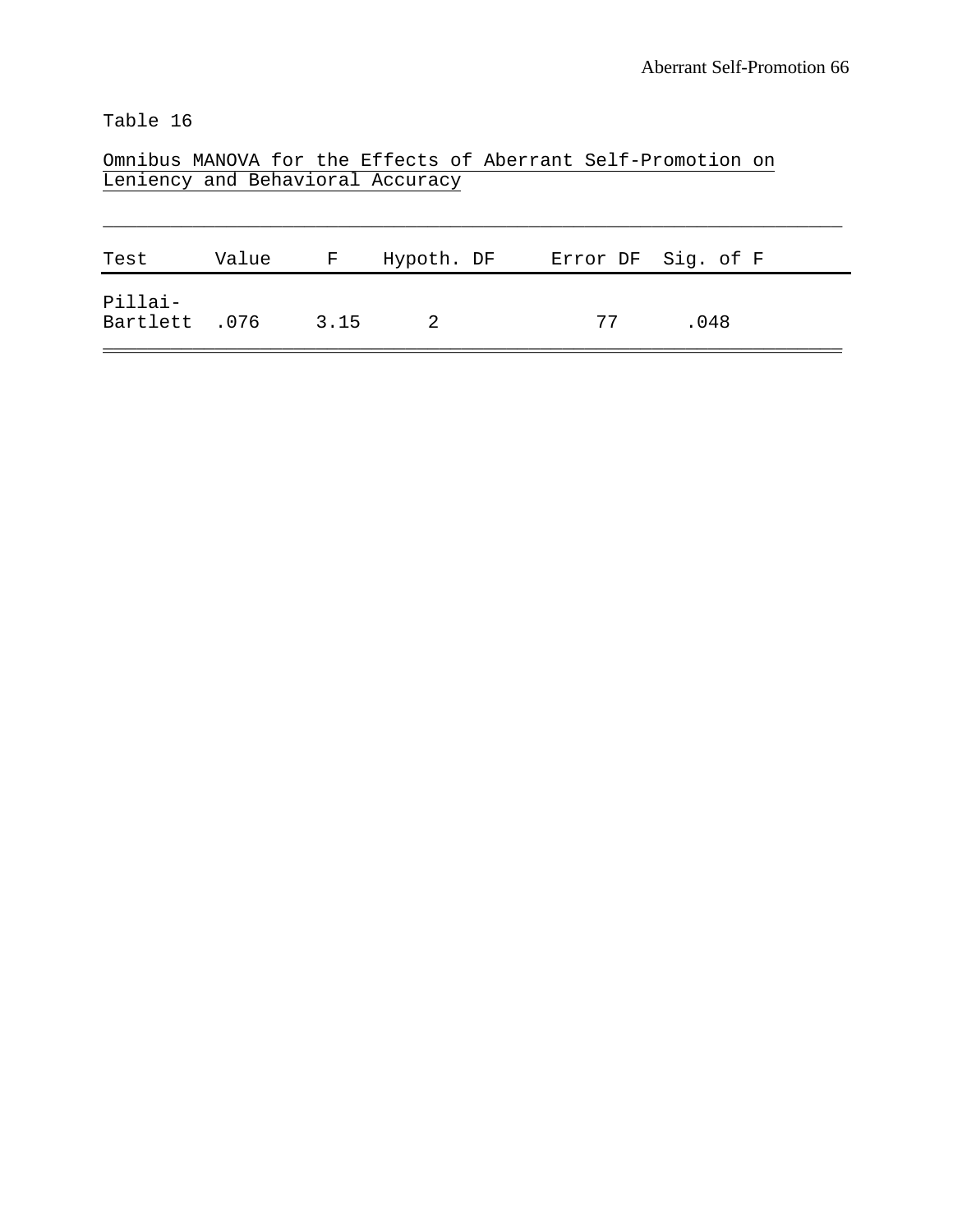Table 16

Omnibus MANOVA for the Effects of Aberrant Self-Promotion on Leniency and Behavioral Accuracy

| Test | Value | F | Hypoth. DF | Error DF | Sig. of F |
|---|---|---|---|---|---|
| Pillai-Bartlett | .076 | 3.15 | 2 | 77 | .048 |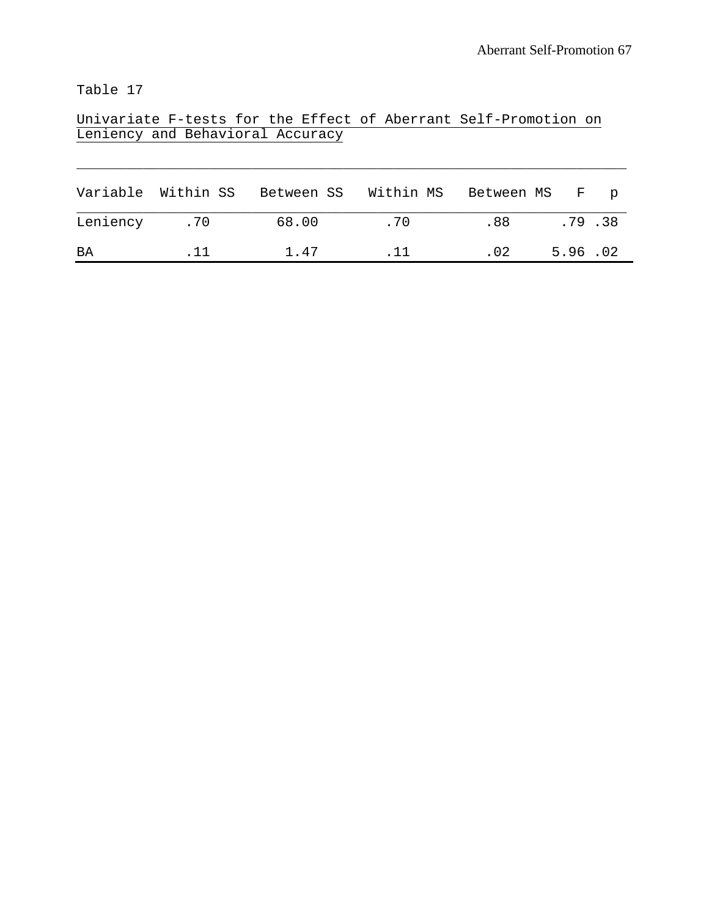Table 17

Univariate F-tests for the Effect of Aberrant Self-Promotion on Leniency and Behavioral Accuracy

| Variable | Within SS | Between SS | Within MS | Between MS | F | p |
|---|---|---|---|---|---|---|
| Leniency | .70 | 68.00 | .70 | .88 | .79 | .38 |
| BA | .11 | 1.47 | .11 | .02 | 5.96 | .02 |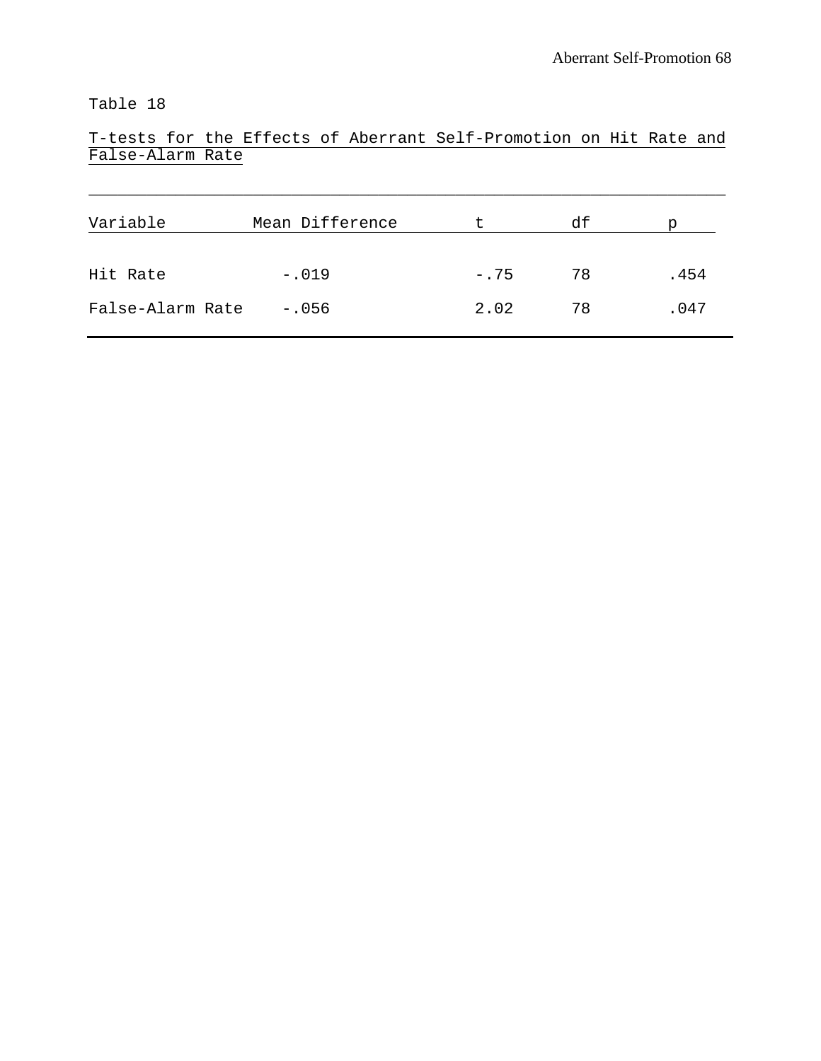Table 18

T-tests for the Effects of Aberrant Self-Promotion on Hit Rate and False-Alarm Rate

| Variable | Mean Difference | t | df | p |
|---|---|---|---|---|
| Hit Rate | -.019 | -.75 | 78 | .454 |
| False-Alarm Rate | -.056 | 2.02 | 78 | .047 |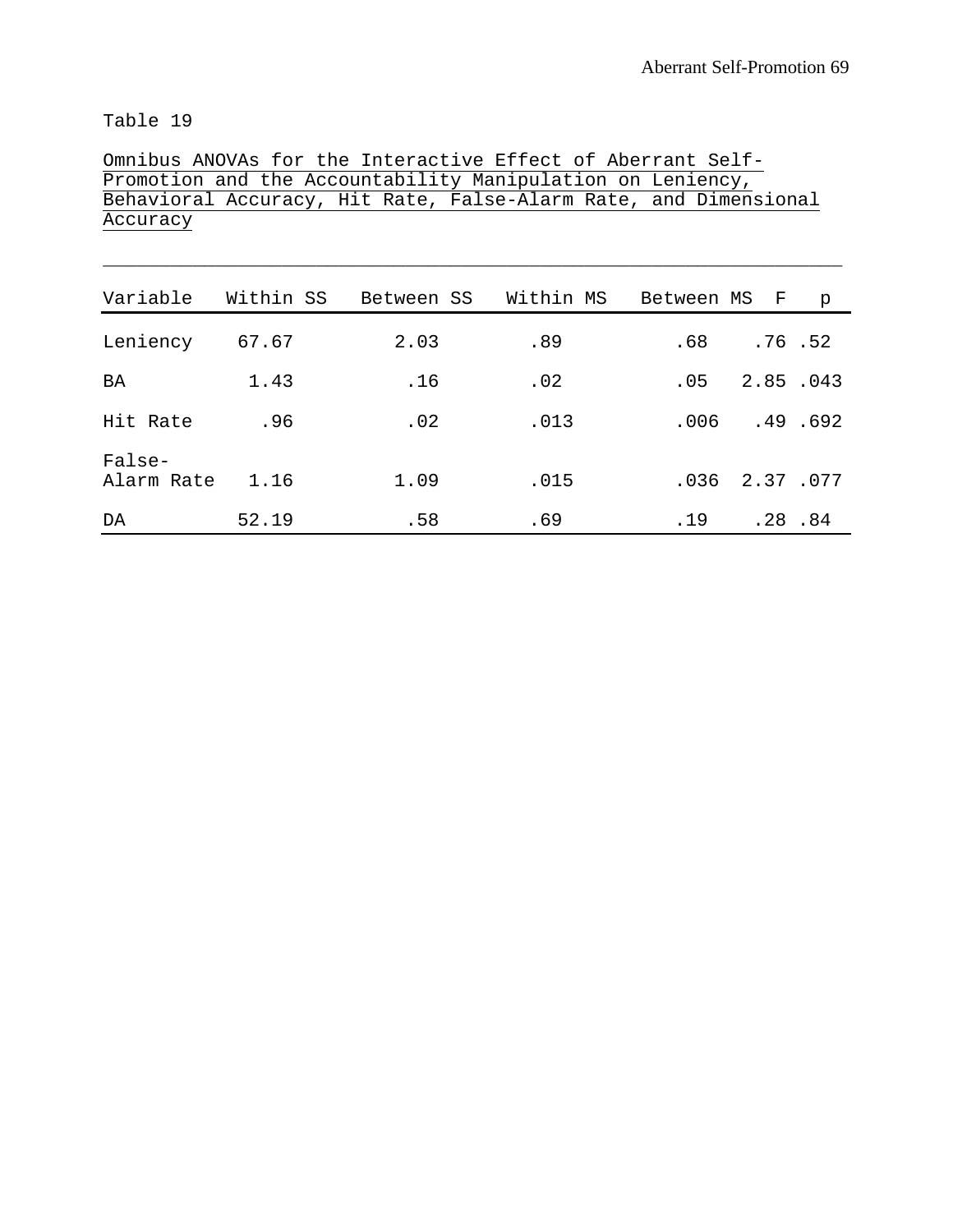Table 19

Omnibus ANOVAs for the Interactive Effect of Aberrant Self-Promotion and the Accountability Manipulation on Leniency, Behavioral Accuracy, Hit Rate, False-Alarm Rate, and Dimensional Accuracy

| Variable | Within SS | Between SS | Within MS | Between MS | F | p |
|---|---|---|---|---|---|---|
| Leniency | 67.67 | 2.03 | .89 | .68 | .76 | .52 |
| BA | 1.43 | .16 | .02 | .05 | 2.85 | .043 |
| Hit Rate | .96 | .02 | .013 | .006 | .49 | .692 |
| False-Alarm Rate | 1.16 | 1.09 | .015 | .036 | 2.37 | .077 |
| DA | 52.19 | .58 | .69 | .19 | .28 | .84 |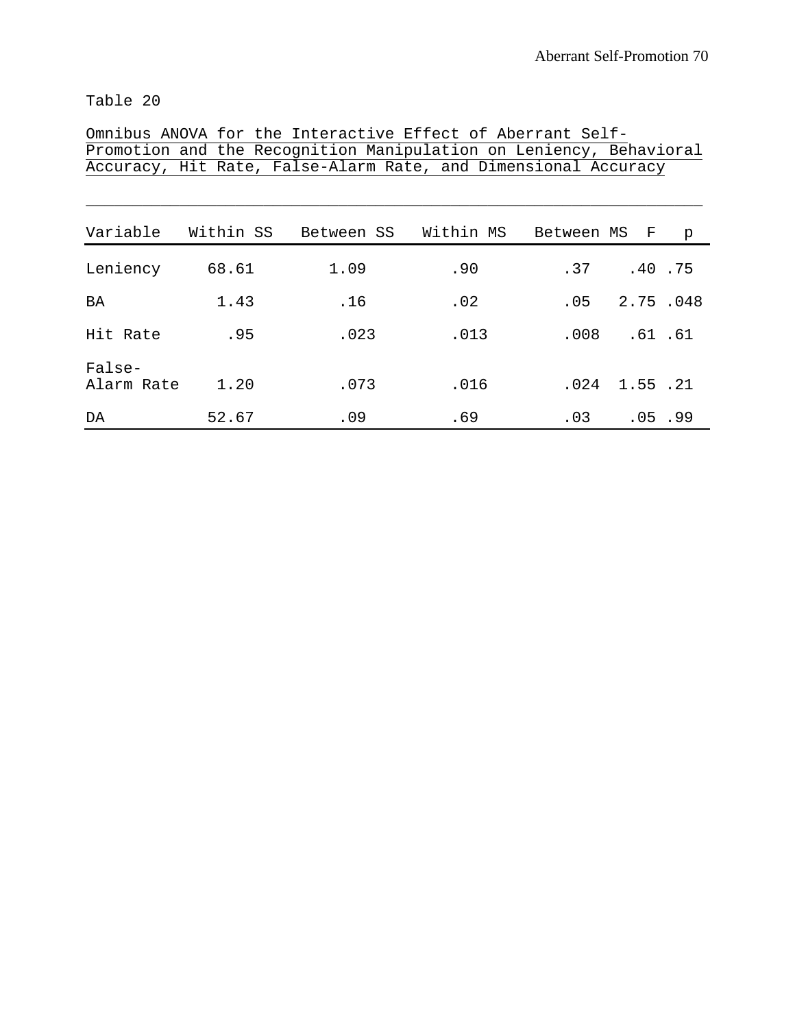Table 20

Omnibus ANOVA for the Interactive Effect of Aberrant Self-Promotion and the Recognition Manipulation on Leniency, Behavioral Accuracy, Hit Rate, False-Alarm Rate, and Dimensional Accuracy

| Variable | Within SS | Between SS | Within MS | Between MS | F | p |
|---|---|---|---|---|---|---|
| Leniency | 68.61 | 1.09 | .90 | .37 | .40 | .75 |
| BA | 1.43 | .16 | .02 | .05 | 2.75 | .048 |
| Hit Rate | .95 | .023 | .013 | .008 | .61 | .61 |
| False-Alarm Rate | 1.20 | .073 | .016 | .024 | 1.55 | .21 |
| DA | 52.67 | .09 | .69 | .03 | .05 | .99 |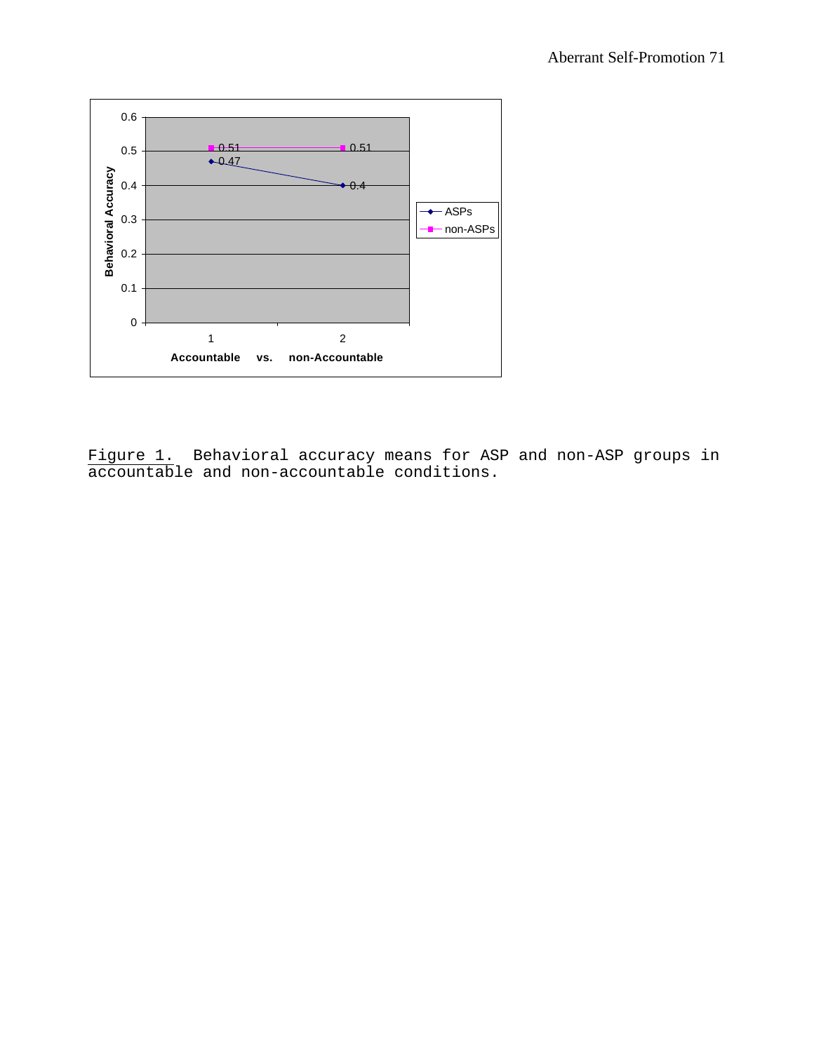Figure 1. Behavioral accuracy means for ASP and non-ASP groups in accountable and non-accountable conditions.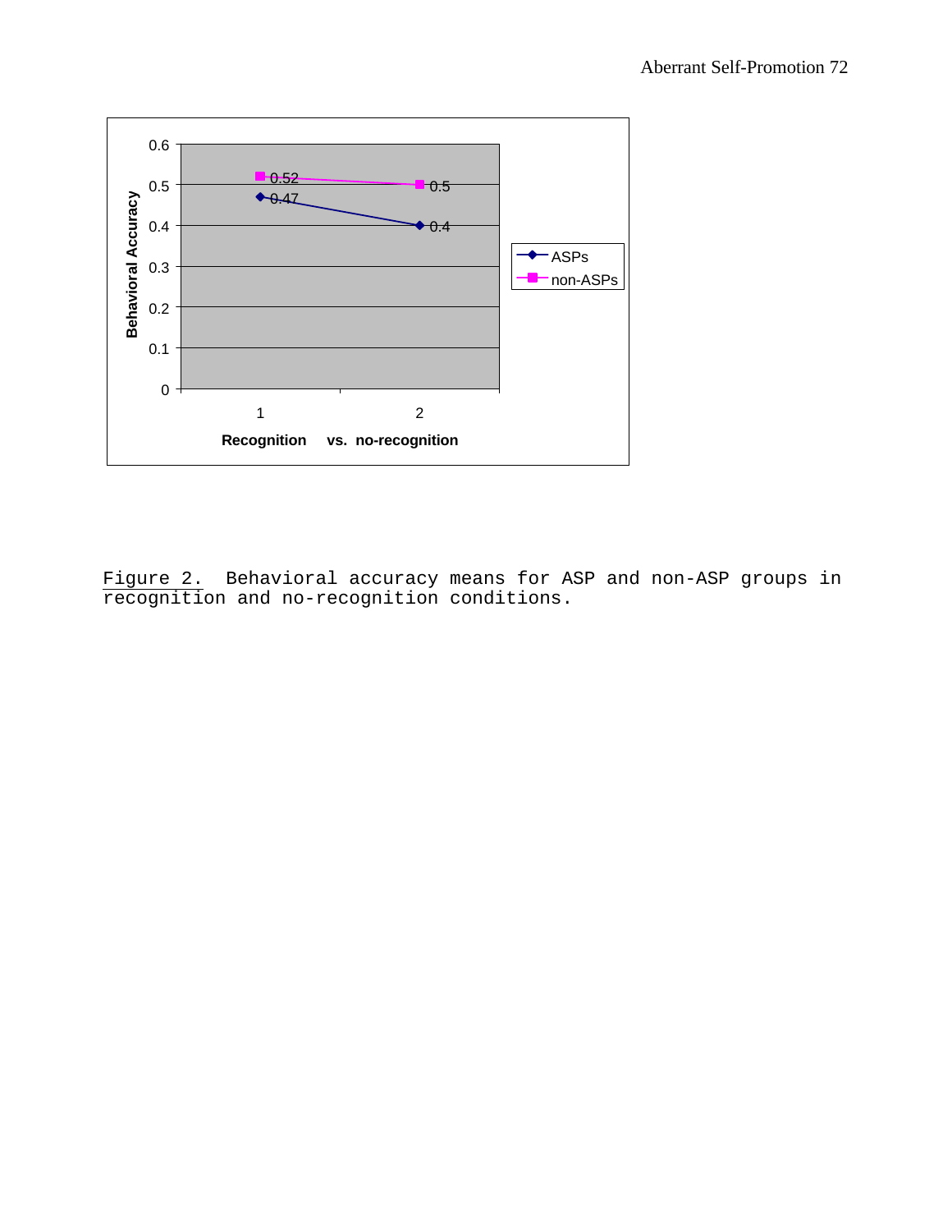| | Recognition (1) | No-recognition (2) |
|---|---|---|
| ASPs | 0.47 | 0.4 |
| non-ASPs | 0.52 | 0.5 |

Figure 2. Behavioral accuracy means for ASP and non-ASP groups in recognition and no-recognition conditions.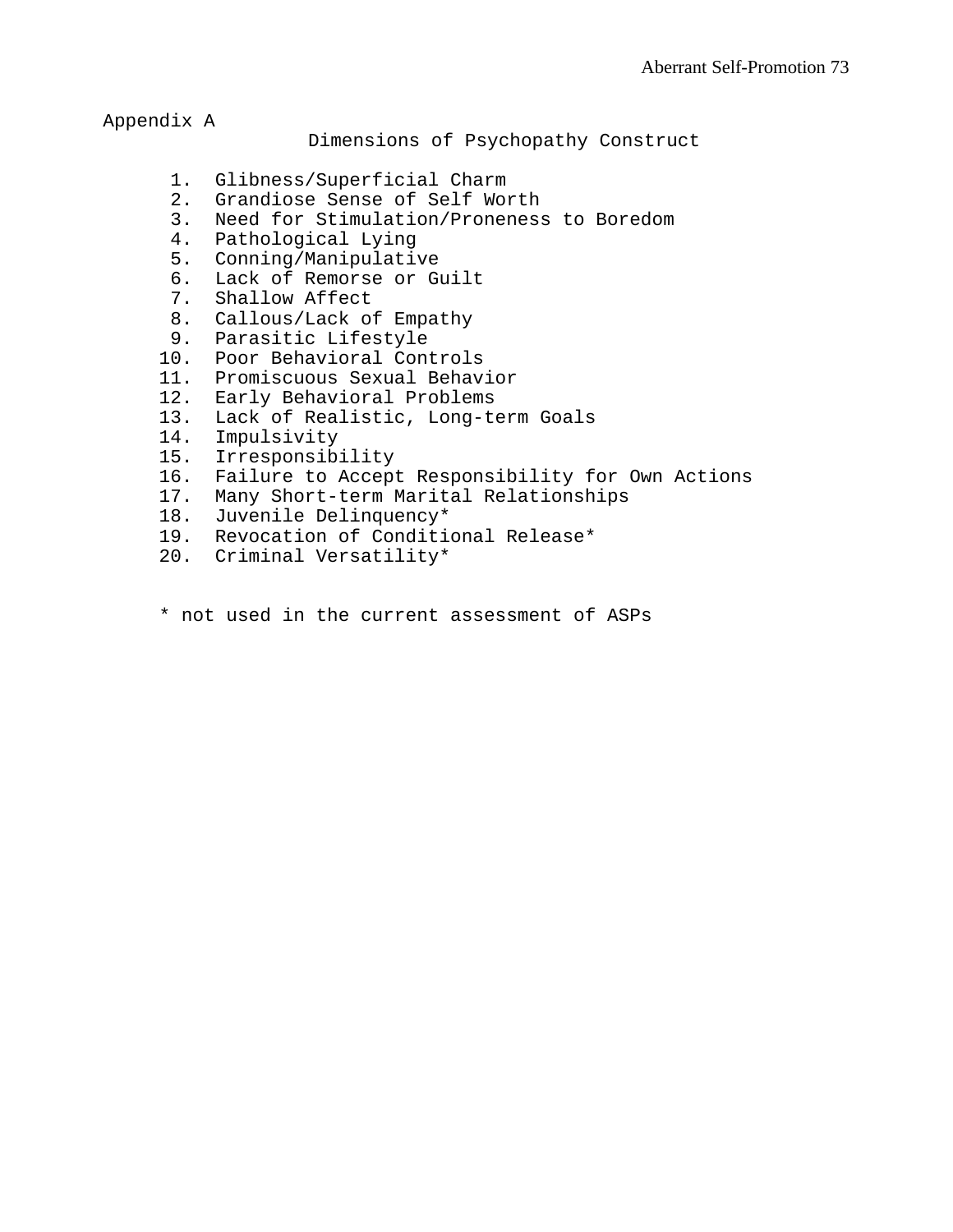Appendix A

## Dimensions of Psychopathy Construct

1. Glibness/Superficial Charm
2. Grandiose Sense of Self Worth
3. Need for Stimulation/Proneness to Boredom
4. Pathological Lying
5. Conning/Manipulative
6. Lack of Remorse or Guilt
7. Shallow Affect
8. Callous/Lack of Empathy
9. Parasitic Lifestyle
10. Poor Behavioral Controls
11. Promiscuous Sexual Behavior
12. Early Behavioral Problems
13. Lack of Realistic, Long-term Goals
14. Impulsivity
15. Irresponsibility
16. Failure to Accept Responsibility for Own Actions
17. Many Short-term Marital Relationships
18. Juvenile Delinquency*
19. Revocation of Conditional Release*
20. Criminal Versatility*

\* not used in the current assessment of ASPs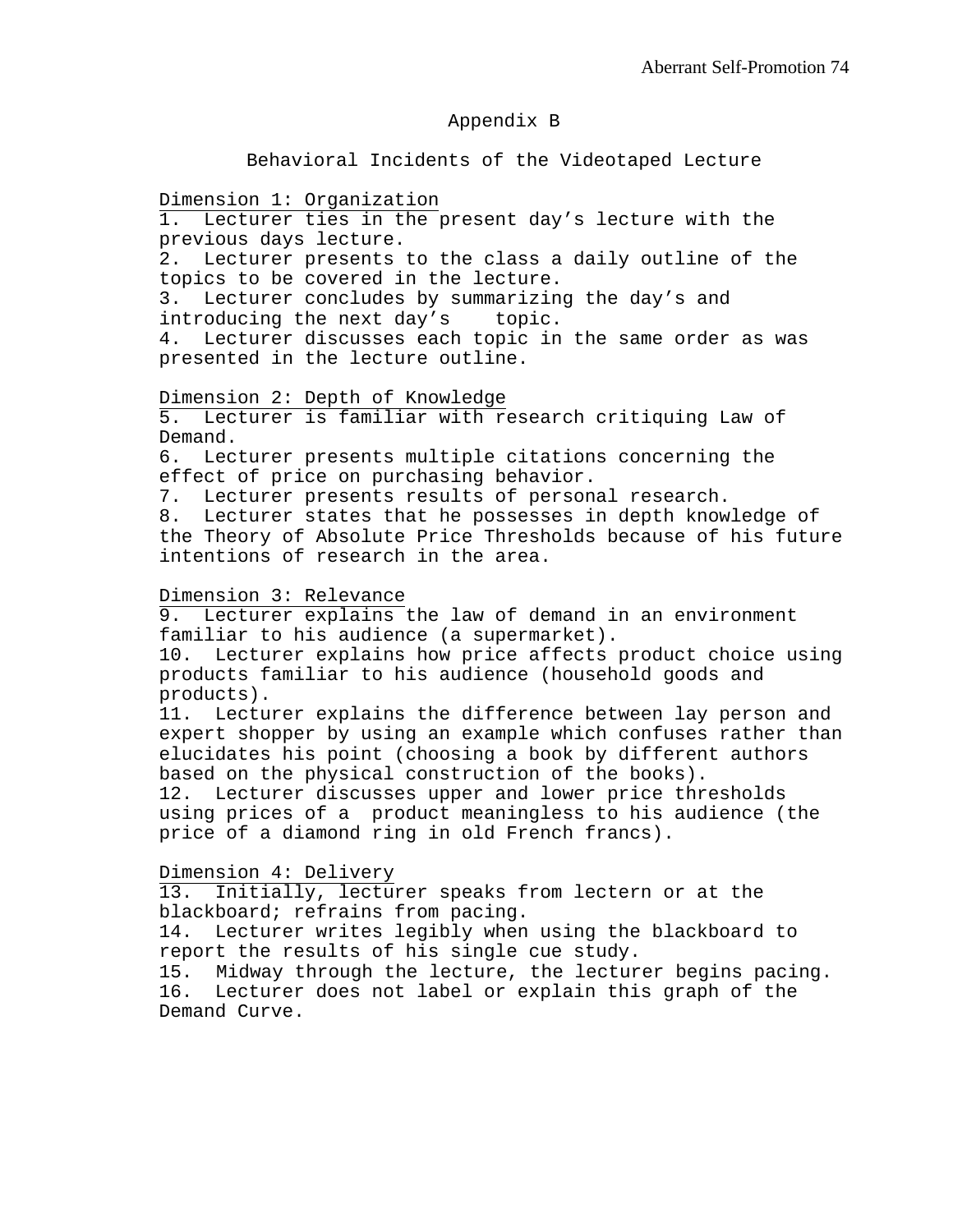# Appendix B

## Behavioral Incidents of the Videotaped Lecture

Dimension 1: Organization

1. Lecturer ties in the present day's lecture with the previous days lecture.
2. Lecturer presents to the class a daily outline of the topics to be covered in the lecture.
3. Lecturer concludes by summarizing the day's and introducing the next day's topic.
4. Lecturer discusses each topic in the same order as was presented in the lecture outline.

Dimension 2: Depth of Knowledge

5. Lecturer is familiar with research critiquing Law of Demand.
6. Lecturer presents multiple citations concerning the effect of price on purchasing behavior.
7. Lecturer presents results of personal research.
8. Lecturer states that he possesses in depth knowledge of the Theory of Absolute Price Thresholds because of his future intentions of research in the area.

Dimension 3: Relevance

9. Lecturer explains the law of demand in an environment familiar to his audience (a supermarket).
10. Lecturer explains how price affects product choice using products familiar to his audience (household goods and products).
11. Lecturer explains the difference between lay person and expert shopper by using an example which confuses rather than elucidates his point (choosing a book by different authors based on the physical construction of the books).
12. Lecturer discusses upper and lower price thresholds using prices of a product meaningless to his audience (the price of a diamond ring in old French francs).

Dimension 4: Delivery

13. Initially, lecturer speaks from lectern or at the blackboard; refrains from pacing.
14. Lecturer writes legibly when using the blackboard to report the results of his single cue study.
15. Midway through the lecture, the lecturer begins pacing.
16. Lecturer does not label or explain this graph of the Demand Curve.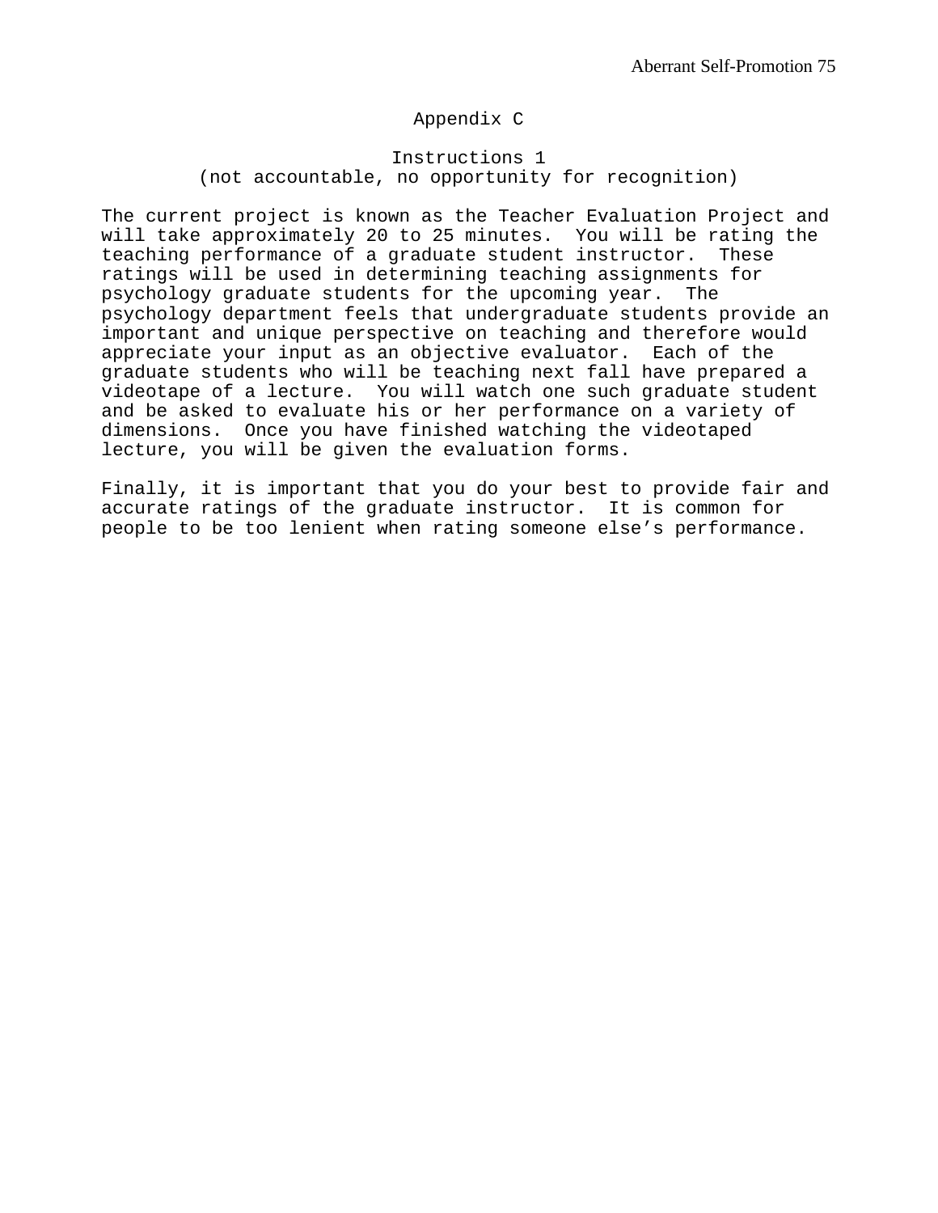# Appendix C

## Instructions 1
(not accountable, no opportunity for recognition)

The current project is known as the Teacher Evaluation Project and will take approximately 20 to 25 minutes. You will be rating the teaching performance of a graduate student instructor. These ratings will be used in determining teaching assignments for psychology graduate students for the upcoming year. The psychology department feels that undergraduate students provide an important and unique perspective on teaching and therefore would appreciate your input as an objective evaluator. Each of the graduate students who will be teaching next fall have prepared a videotape of a lecture. You will watch one such graduate student and be asked to evaluate his or her performance on a variety of dimensions. Once you have finished watching the videotaped lecture, you will be given the evaluation forms.

Finally, it is important that you do your best to provide fair and accurate ratings of the graduate instructor. It is common for people to be too lenient when rating someone else’s performance.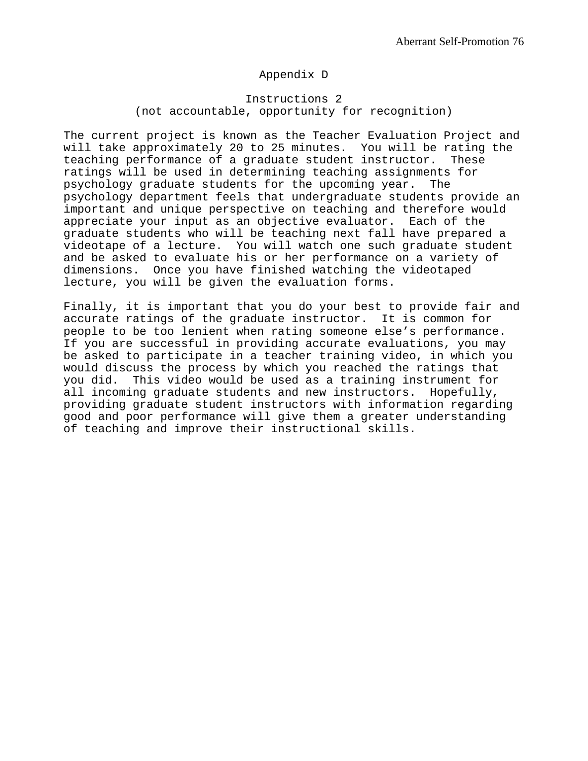# Appendix D

## Instructions 2
(not accountable, opportunity for recognition)

The current project is known as the Teacher Evaluation Project and will take approximately 20 to 25 minutes. You will be rating the teaching performance of a graduate student instructor. These ratings will be used in determining teaching assignments for psychology graduate students for the upcoming year. The psychology department feels that undergraduate students provide an important and unique perspective on teaching and therefore would appreciate your input as an objective evaluator. Each of the graduate students who will be teaching next fall have prepared a videotape of a lecture. You will watch one such graduate student and be asked to evaluate his or her performance on a variety of dimensions. Once you have finished watching the videotaped lecture, you will be given the evaluation forms.

Finally, it is important that you do your best to provide fair and accurate ratings of the graduate instructor. It is common for people to be too lenient when rating someone else's performance. If you are successful in providing accurate evaluations, you may be asked to participate in a teacher training video, in which you would discuss the process by which you reached the ratings that you did. This video would be used as a training instrument for all incoming graduate students and new instructors. Hopefully, providing graduate student instructors with information regarding good and poor performance will give them a greater understanding of teaching and improve their instructional skills.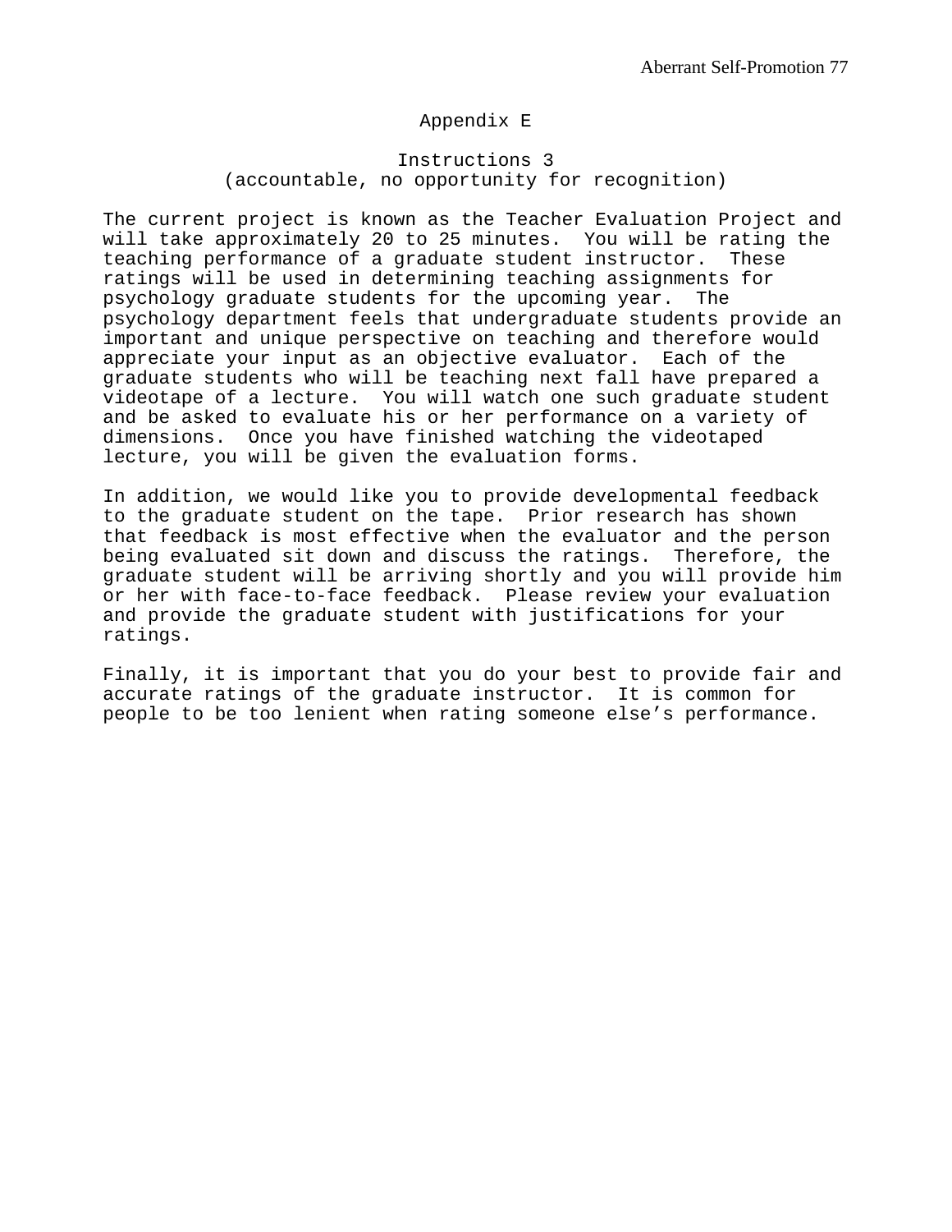# Appendix E

## Instructions 3
(accountable, no opportunity for recognition)

The current project is known as the Teacher Evaluation Project and will take approximately 20 to 25 minutes. You will be rating the teaching performance of a graduate student instructor. These ratings will be used in determining teaching assignments for psychology graduate students for the upcoming year. The psychology department feels that undergraduate students provide an important and unique perspective on teaching and therefore would appreciate your input as an objective evaluator. Each of the graduate students who will be teaching next fall have prepared a videotape of a lecture. You will watch one such graduate student and be asked to evaluate his or her performance on a variety of dimensions. Once you have finished watching the videotaped lecture, you will be given the evaluation forms.

In addition, we would like you to provide developmental feedback to the graduate student on the tape. Prior research has shown that feedback is most effective when the evaluator and the person being evaluated sit down and discuss the ratings. Therefore, the graduate student will be arriving shortly and you will provide him or her with face-to-face feedback. Please review your evaluation and provide the graduate student with justifications for your ratings.

Finally, it is important that you do your best to provide fair and accurate ratings of the graduate instructor. It is common for people to be too lenient when rating someone else's performance.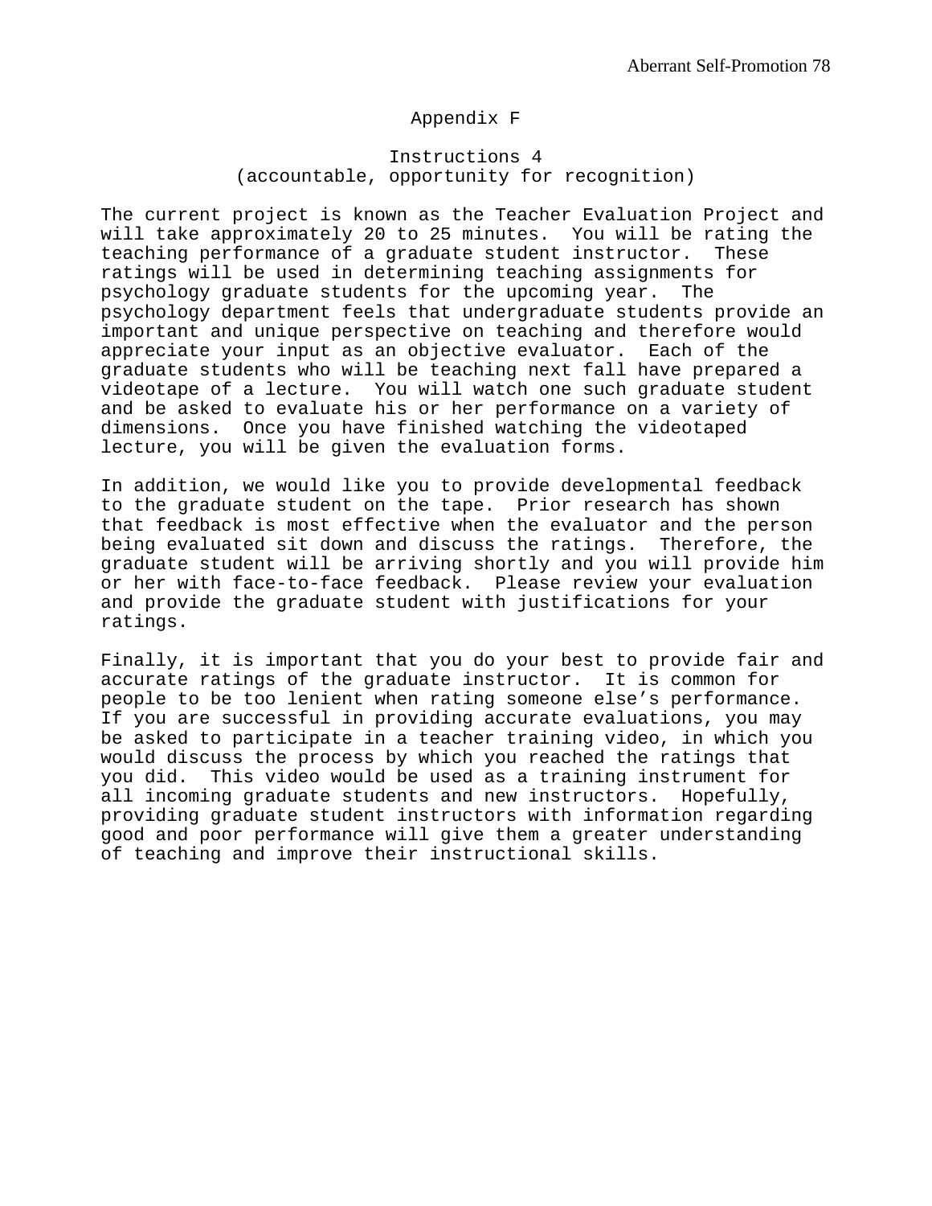# Appendix F

## Instructions 4
## (accountable, opportunity for recognition)

The current project is known as the Teacher Evaluation Project and will take approximately 20 to 25 minutes. You will be rating the teaching performance of a graduate student instructor. These ratings will be used in determining teaching assignments for psychology graduate students for the upcoming year. The psychology department feels that undergraduate students provide an important and unique perspective on teaching and therefore would appreciate your input as an objective evaluator. Each of the graduate students who will be teaching next fall have prepared a videotape of a lecture. You will watch one such graduate student and be asked to evaluate his or her performance on a variety of dimensions. Once you have finished watching the videotaped lecture, you will be given the evaluation forms.

In addition, we would like you to provide developmental feedback to the graduate student on the tape. Prior research has shown that feedback is most effective when the evaluator and the person being evaluated sit down and discuss the ratings. Therefore, the graduate student will be arriving shortly and you will provide him or her with face-to-face feedback. Please review your evaluation and provide the graduate student with justifications for your ratings.

Finally, it is important that you do your best to provide fair and accurate ratings of the graduate instructor. It is common for people to be too lenient when rating someone else's performance. If you are successful in providing accurate evaluations, you may be asked to participate in a teacher training video, in which you would discuss the process by which you reached the ratings that you did. This video would be used as a training instrument for all incoming graduate students and new instructors. Hopefully, providing graduate student instructors with information regarding good and poor performance will give them a greater understanding of teaching and improve their instructional skills.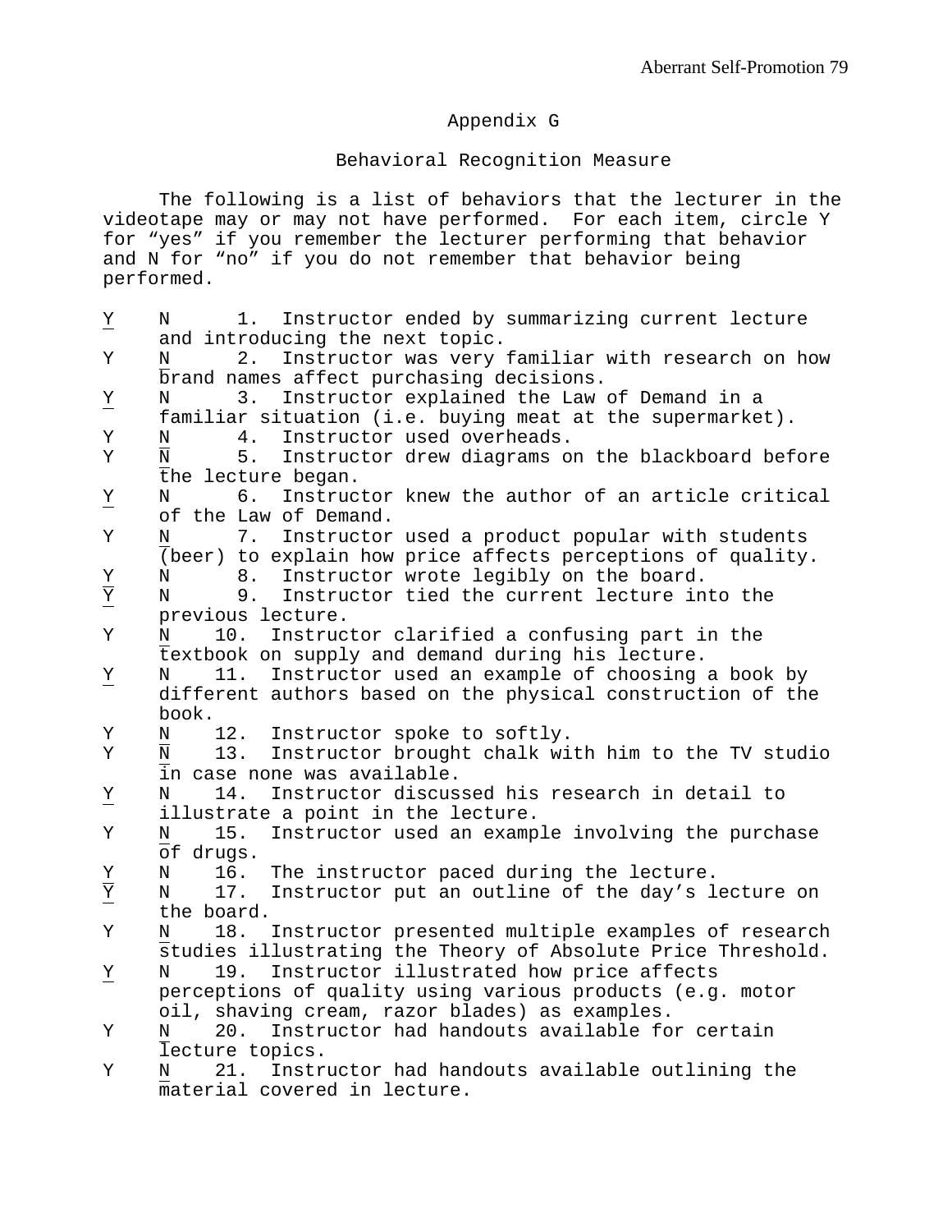# Appendix G

## Behavioral Recognition Measure

The following is a list of behaviors that the lecturer in the videotape may or may not have performed. For each item, circle Y for "yes" if you remember the lecturer performing that behavior and N for "no" if you do not remember that behavior being performed.

<u>Y</u> N 1. Instructor ended by summarizing current lecture and introducing the next topic.

Y <u>N</u> 2. Instructor was very familiar with research on how brand names affect purchasing decisions.

<u>Y</u> N 3. Instructor explained the Law of Demand in a familiar situation (i.e. buying meat at the supermarket).

Y <u>N</u> 4. Instructor used overheads.

Y <u>N</u> 5. Instructor drew diagrams on the blackboard before the lecture began.

<u>Y</u> N 6. Instructor knew the author of an article critical of the Law of Demand.

Y <u>N</u> 7. Instructor used a product popular with students (beer) to explain how price affects perceptions of quality.

<u>Y</u> N 8. Instructor wrote legibly on the board.

<u>Y</u> N 9. Instructor tied the current lecture into the previous lecture.

Y <u>N</u> 10. Instructor clarified a confusing part in the textbook on supply and demand during his lecture.

<u>Y</u> N 11. Instructor used an example of choosing a book by different authors based on the physical construction of the book.

Y <u>N</u> 12. Instructor spoke to softly.

Y <u>N</u> 13. Instructor brought chalk with him to the TV studio in case none was available.

<u>Y</u> N 14. Instructor discussed his research in detail to illustrate a point in the lecture.

Y <u>N</u> 15. Instructor used an example involving the purchase of drugs.

<u>Y</u> N 16. The instructor paced during the lecture.

<u>Y</u> N 17. Instructor put an outline of the day's lecture on the board.

Y <u>N</u> 18. Instructor presented multiple examples of research studies illustrating the Theory of Absolute Price Threshold.

<u>Y</u> N 19. Instructor illustrated how price affects perceptions of quality using various products (e.g. motor oil, shaving cream, razor blades) as examples.

Y <u>N</u> 20. Instructor had handouts available for certain lecture topics.

Y <u>N</u> 21. Instructor had handouts available outlining the material covered in lecture.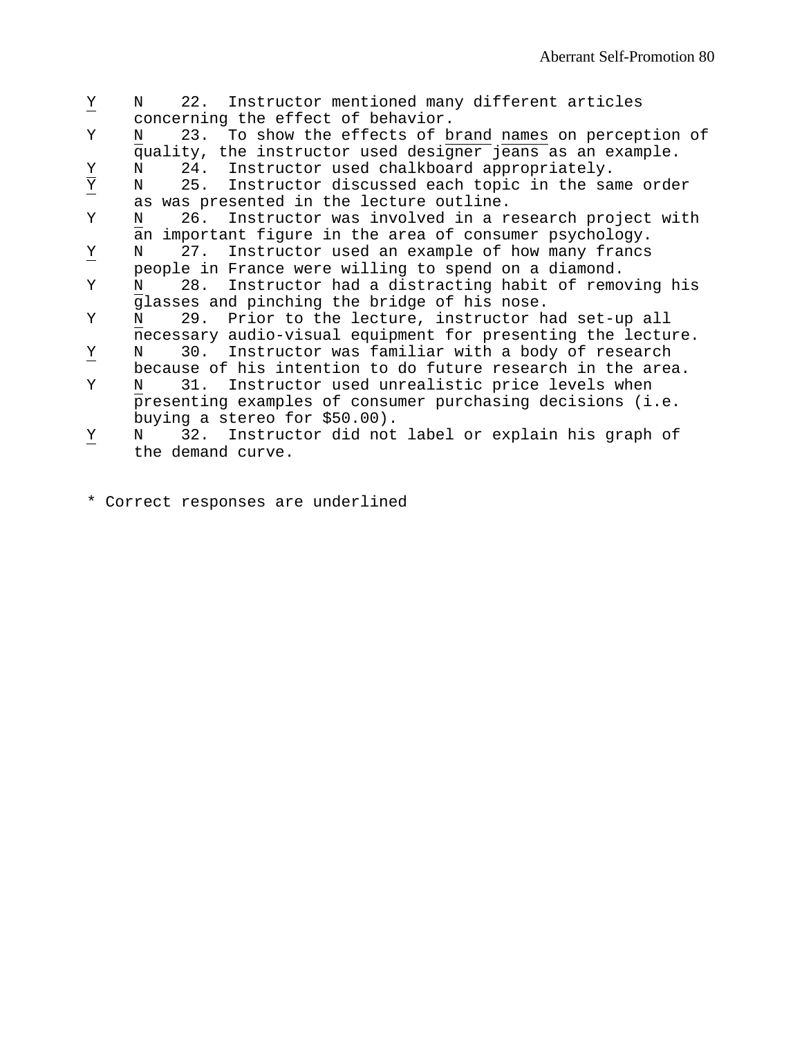<u>Y</u>    N    22.  Instructor mentioned many different articles concerning the effect of behavior.

Y    <u>N</u>    23.  To show the effects of <u>brand</u> <u>names</u> on perception of quality, the instructor used designer jeans as an example.

<u>Y</u>    N    24.  Instructor used chalkboard appropriately.

<u>Y</u>    N    25.  Instructor discussed each topic in the same order as was presented in the lecture outline.

Y    <u>N</u>    26.  Instructor was involved in a research project with an important figure in the area of consumer psychology.

<u>Y</u>    N    27.  Instructor used an example of how many francs people in France were willing to spend on a diamond.

Y    <u>N</u>    28.  Instructor had a distracting habit of removing his glasses and pinching the bridge of his nose.

Y    <u>N</u>    29.  Prior to the lecture, instructor had set-up all necessary audio-visual equipment for presenting the lecture.

<u>Y</u>    N    30.  Instructor was familiar with a body of research because of his intention to do future research in the area.

Y    <u>N</u>    31.  Instructor used unrealistic price levels when presenting examples of consumer purchasing decisions (i.e. buying a stereo for $50.00).

<u>Y</u>    N    32.  Instructor did not label or explain his graph of the demand curve.

* Correct responses are underlined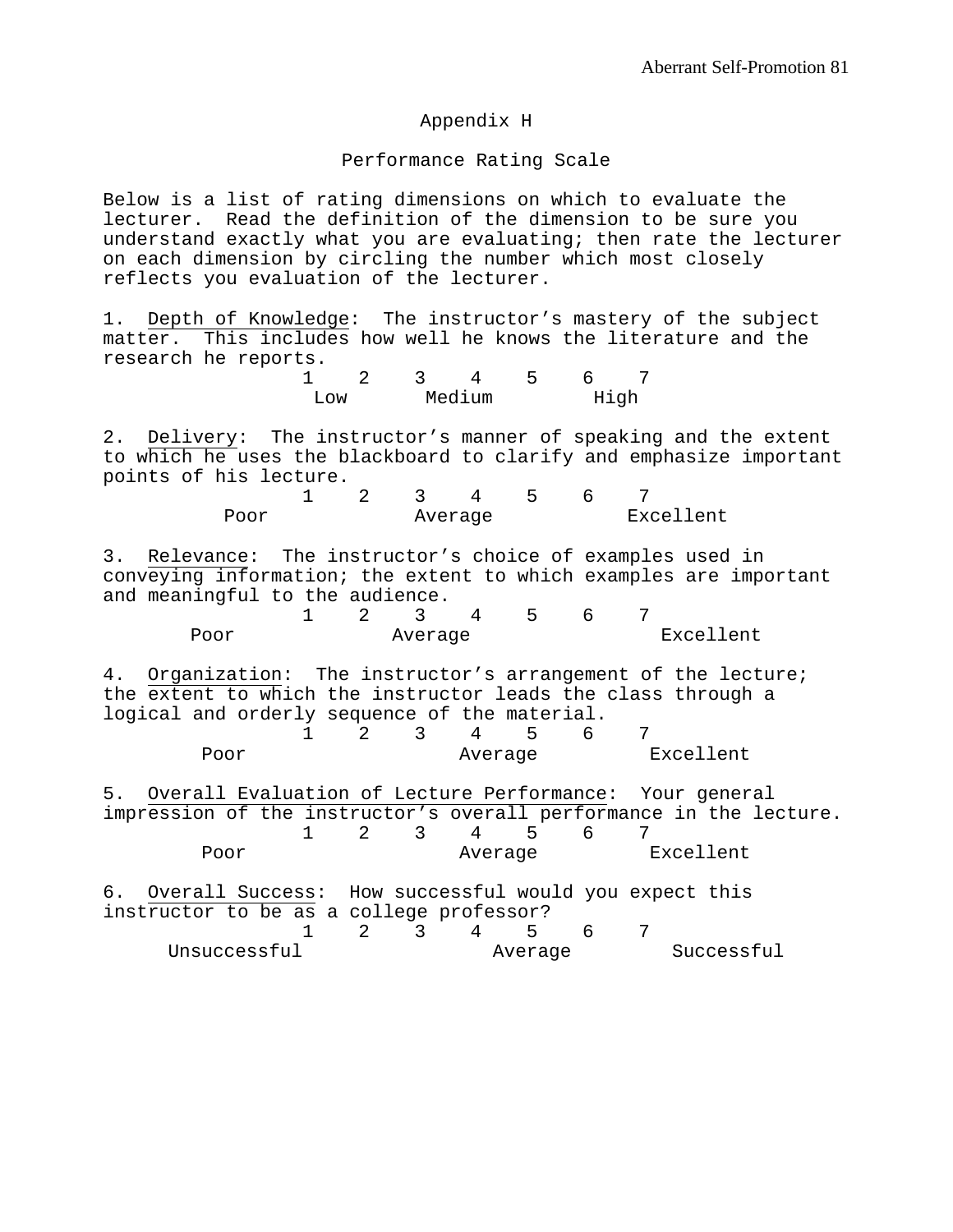# Appendix H

## Performance Rating Scale

Below is a list of rating dimensions on which to evaluate the lecturer. Read the definition of the dimension to be sure you understand exactly what you are evaluating; then rate the lecturer on each dimension by circling the number which most closely reflects you evaluation of the lecturer.

1. Depth of Knowledge: The instructor's mastery of the subject matter. This includes how well he knows the literature and the research he reports.

   1 2 3 4 5 6 7
   
   Low — Medium — High

2. Delivery: The instructor's manner of speaking and the extent to which he uses the blackboard to clarify and emphasize important points of his lecture.

   1 2 3 4 5 6 7
   
   Poor — Average — Excellent

3. Relevance: The instructor's choice of examples used in conveying information; the extent to which examples are important and meaningful to the audience.

   1 2 3 4 5 6 7
   
   Poor — Average — Excellent

4. Organization: The instructor's arrangement of the lecture; the extent to which the instructor leads the class through a logical and orderly sequence of the material.

   1 2 3 4 5 6 7
   
   Poor — Average — Excellent

5. Overall Evaluation of Lecture Performance: Your general impression of the instructor's overall performance in the lecture.

   1 2 3 4 5 6 7
   
   Poor — Average — Excellent

6. Overall Success: How successful would you expect this instructor to be as a college professor?

   1 2 3 4 5 6 7
   
   Unsuccessful — Average — Successful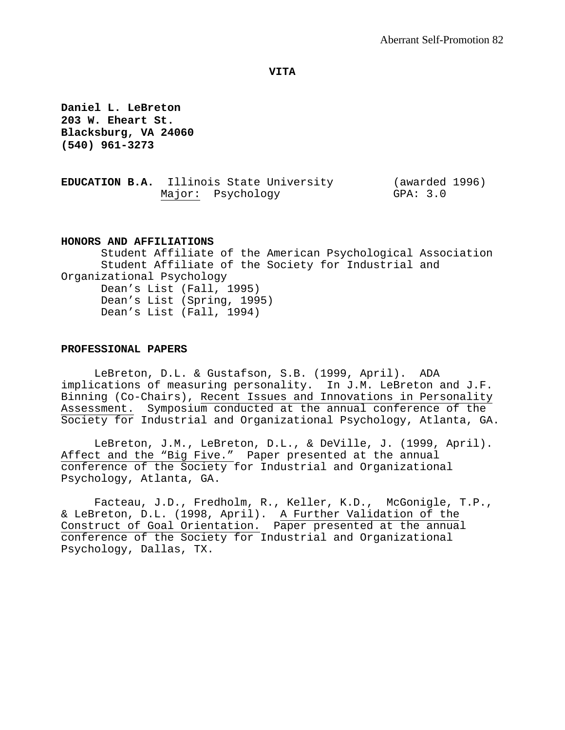# VITA

**Daniel L. LeBreton**
**203 W. Eheart St.**
**Blacksburg, VA 24060**
**(540) 961-3273**

**EDUCATION** **B.A.** Illinois State University (awarded 1996)
Major: Psychology GPA: 3.0

**HONORS AND AFFILIATIONS**

Student Affiliate of the American Psychological Association
Student Affiliate of the Society for Industrial and Organizational Psychology
Dean's List (Fall, 1995)
Dean's List (Spring, 1995)
Dean's List (Fall, 1994)

**PROFESSIONAL PAPERS**

LeBreton, D.L. & Gustafson, S.B. (1999, April). ADA implications of measuring personality. In J.M. LeBreton and J.F. Binning (Co-Chairs), Recent Issues and Innovations in Personality Assessment. Symposium conducted at the annual conference of the Society for Industrial and Organizational Psychology, Atlanta, GA.

LeBreton, J.M., LeBreton, D.L., & DeVille, J. (1999, April). Affect and the "Big Five." Paper presented at the annual conference of the Society for Industrial and Organizational Psychology, Atlanta, GA.

Facteau, J.D., Fredholm, R., Keller, K.D., McGonigle, T.P., & LeBreton, D.L. (1998, April). A Further Validation of the Construct of Goal Orientation. Paper presented at the annual conference of the Society for Industrial and Organizational Psychology, Dallas, TX.